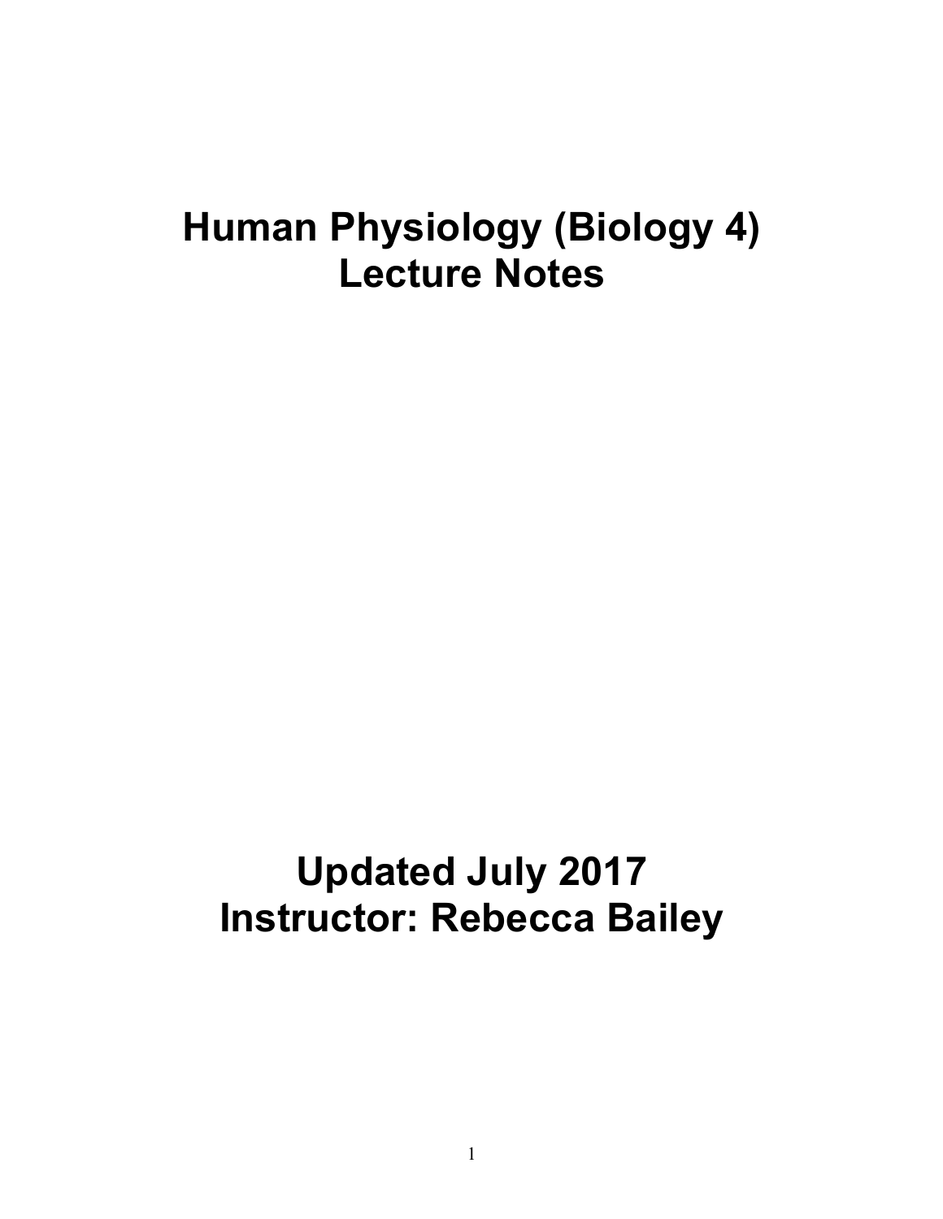# Human Physiology (Biology 4)
# Lecture Notes

## Updated July 2017
## Instructor: Rebecca Bailey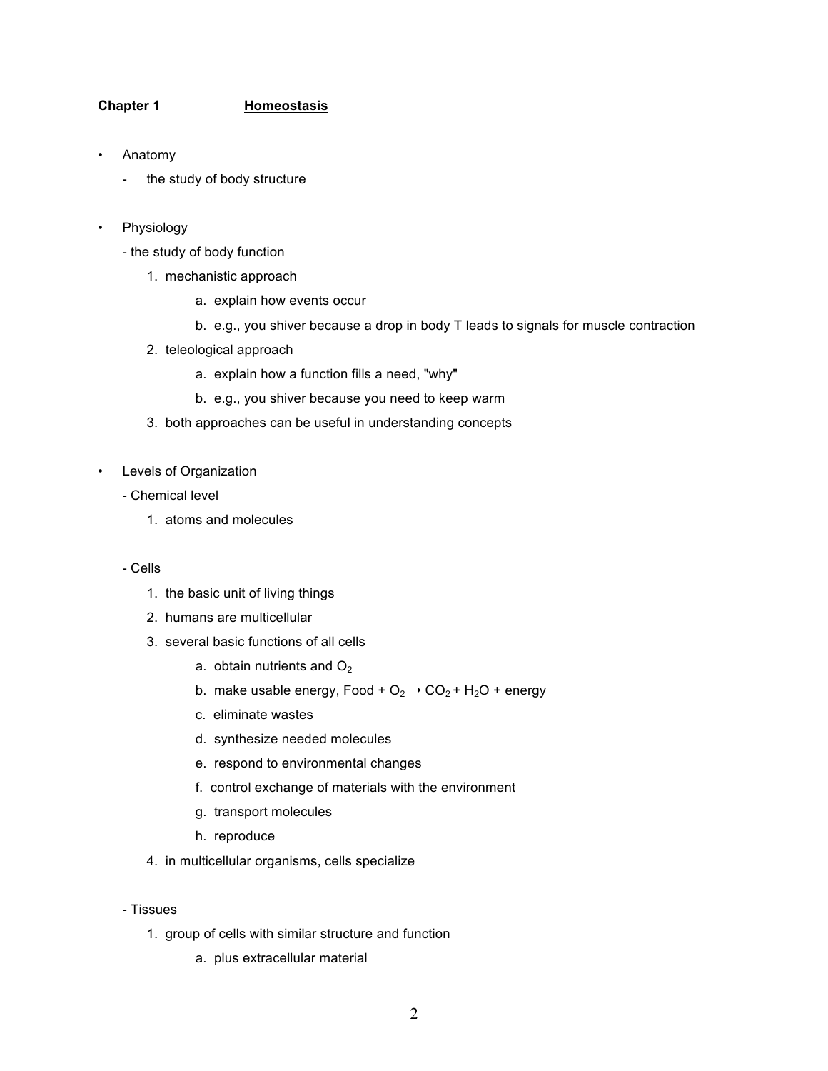**Chapter 1** **<u>Homeostasis</u>**

- Anatomy
  - the study of body structure

- Physiology
  - the study of body function
    1. mechanistic approach
       a. explain how events occur
       b. e.g., you shiver because a drop in body T leads to signals for muscle contraction
    2. teleological approach
       a. explain how a function fills a need, "why"
       b. e.g., you shiver because you need to keep warm
    3. both approaches can be useful in understanding concepts

- Levels of Organization
  - Chemical level
    1. atoms and molecules

  - Cells
    1. the basic unit of living things
    2. humans are multicellular
    3. several basic functions of all cells
       a. obtain nutrients and $O_2$
       b. make usable energy, Food + $O_2 \rightarrow CO_2 + H_2O$ + energy
       c. eliminate wastes
       d. synthesize needed molecules
       e. respond to environmental changes
       f. control exchange of materials with the environment
       g. transport molecules
       h. reproduce
    4. in multicellular organisms, cells specialize

  - Tissues
    1. group of cells with similar structure and function
       a. plus extracellular material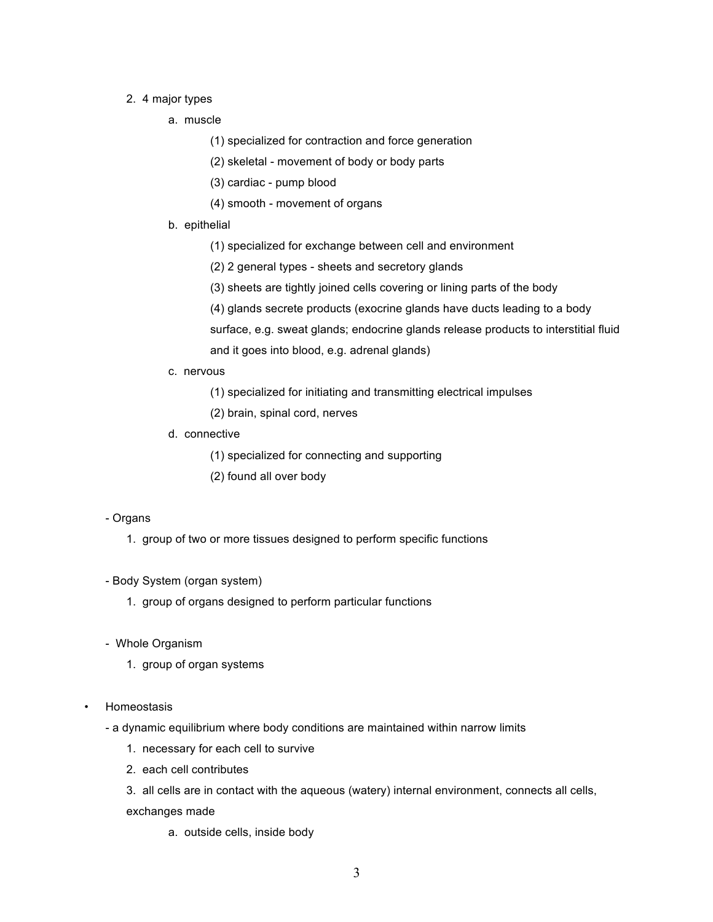2. 4 major types
    - a. muscle
        - (1) specialized for contraction and force generation
        - (2) skeletal - movement of body or body parts
        - (3) cardiac - pump blood
        - (4) smooth - movement of organs
    - b. epithelial
        - (1) specialized for exchange between cell and environment
        - (2) 2 general types - sheets and secretory glands
        - (3) sheets are tightly joined cells covering or lining parts of the body
        - (4) glands secrete products (exocrine glands have ducts leading to a body surface, e.g. sweat glands; endocrine glands release products to interstitial fluid and it goes into blood, e.g. adrenal glands)
    - c. nervous
        - (1) specialized for initiating and transmitting electrical impulses
        - (2) brain, spinal cord, nerves
    - d. connective
        - (1) specialized for connecting and supporting
        - (2) found all over body

- Organs
    1. group of two or more tissues designed to perform specific functions

- Body System (organ system)
    1. group of organs designed to perform particular functions

- Whole Organism
    1. group of organ systems

• Homeostasis

- a dynamic equilibrium where body conditions are maintained within narrow limits
    1. necessary for each cell to survive
    2. each cell contributes
    3. all cells are in contact with the aqueous (watery) internal environment, connects all cells, exchanges made
        - a. outside cells, inside body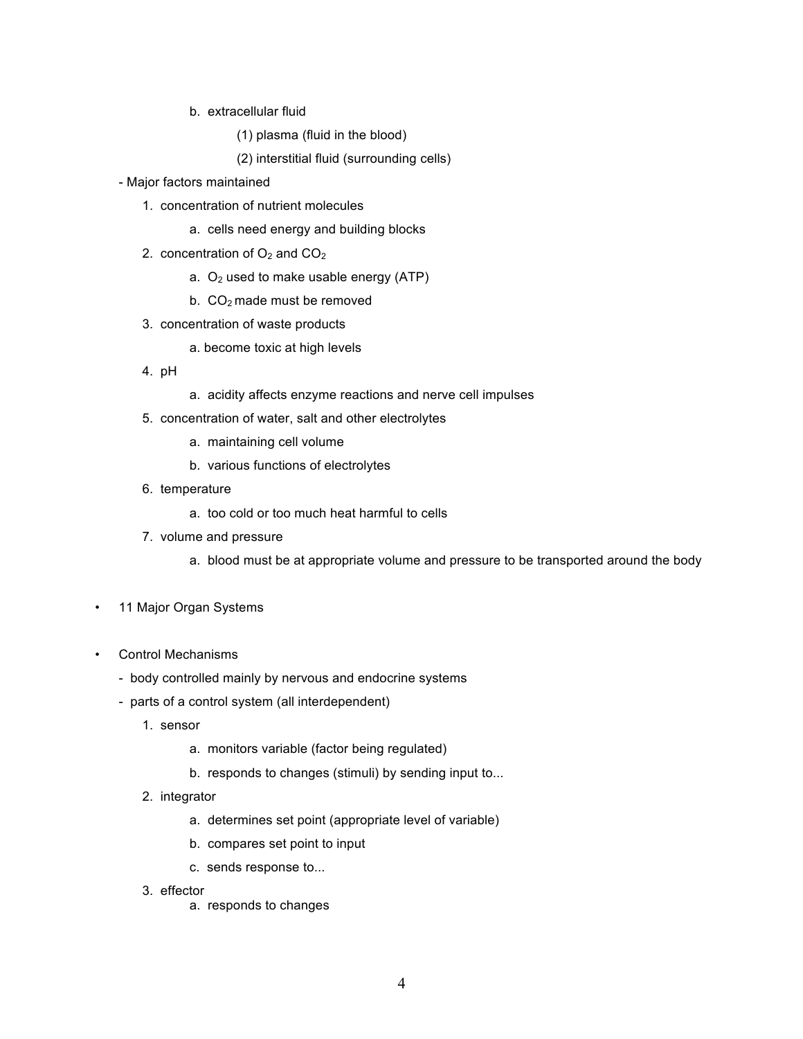b. extracellular fluid

(1) plasma (fluid in the blood)

(2) interstitial fluid (surrounding cells)

- Major factors maintained

1. concentration of nutrient molecules

   a. cells need energy and building blocks

2. concentration of $O_2$ and $CO_2$

   a. $O_2$ used to make usable energy (ATP)

   b. $CO_2$ made must be removed

3. concentration of waste products

   a. become toxic at high levels

4. pH

   a. acidity affects enzyme reactions and nerve cell impulses

5. concentration of water, salt and other electrolytes

   a. maintaining cell volume

   b. various functions of electrolytes

6. temperature

   a. too cold or too much heat harmful to cells

7. volume and pressure

   a. blood must be at appropriate volume and pressure to be transported around the body

- 11 Major Organ Systems

- Control Mechanisms
  - body controlled mainly by nervous and endocrine systems
  - parts of a control system (all interdependent)

1. sensor

   a. monitors variable (factor being regulated)

   b. responds to changes (stimuli) by sending input to...

2. integrator

   a. determines set point (appropriate level of variable)

   b. compares set point to input

   c. sends response to...

3. effector

   a. responds to changes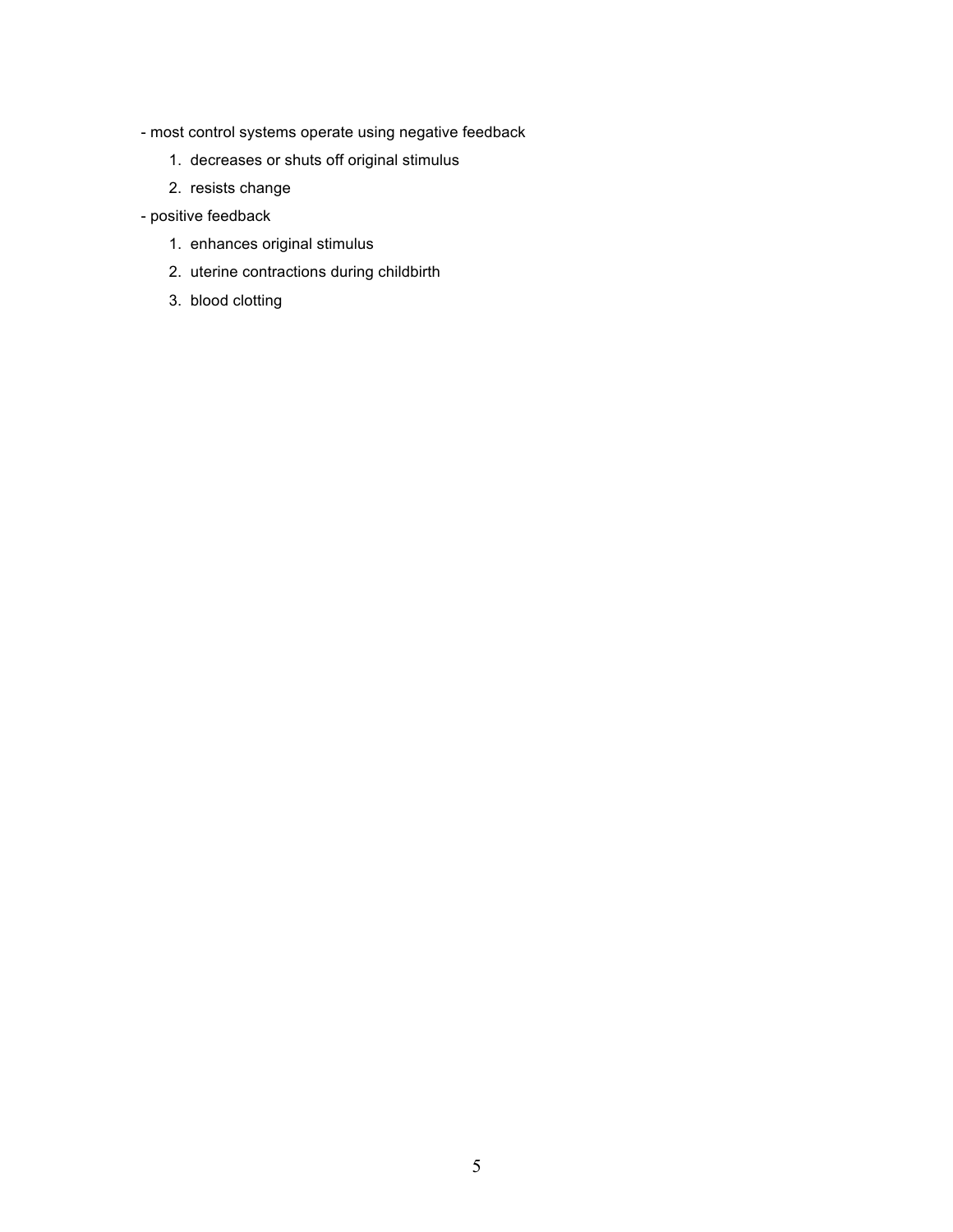- most control systems operate using negative feedback
    1. decreases or shuts off original stimulus
    2. resists change
- positive feedback
    1. enhances original stimulus
    2. uterine contractions during childbirth
    3. blood clotting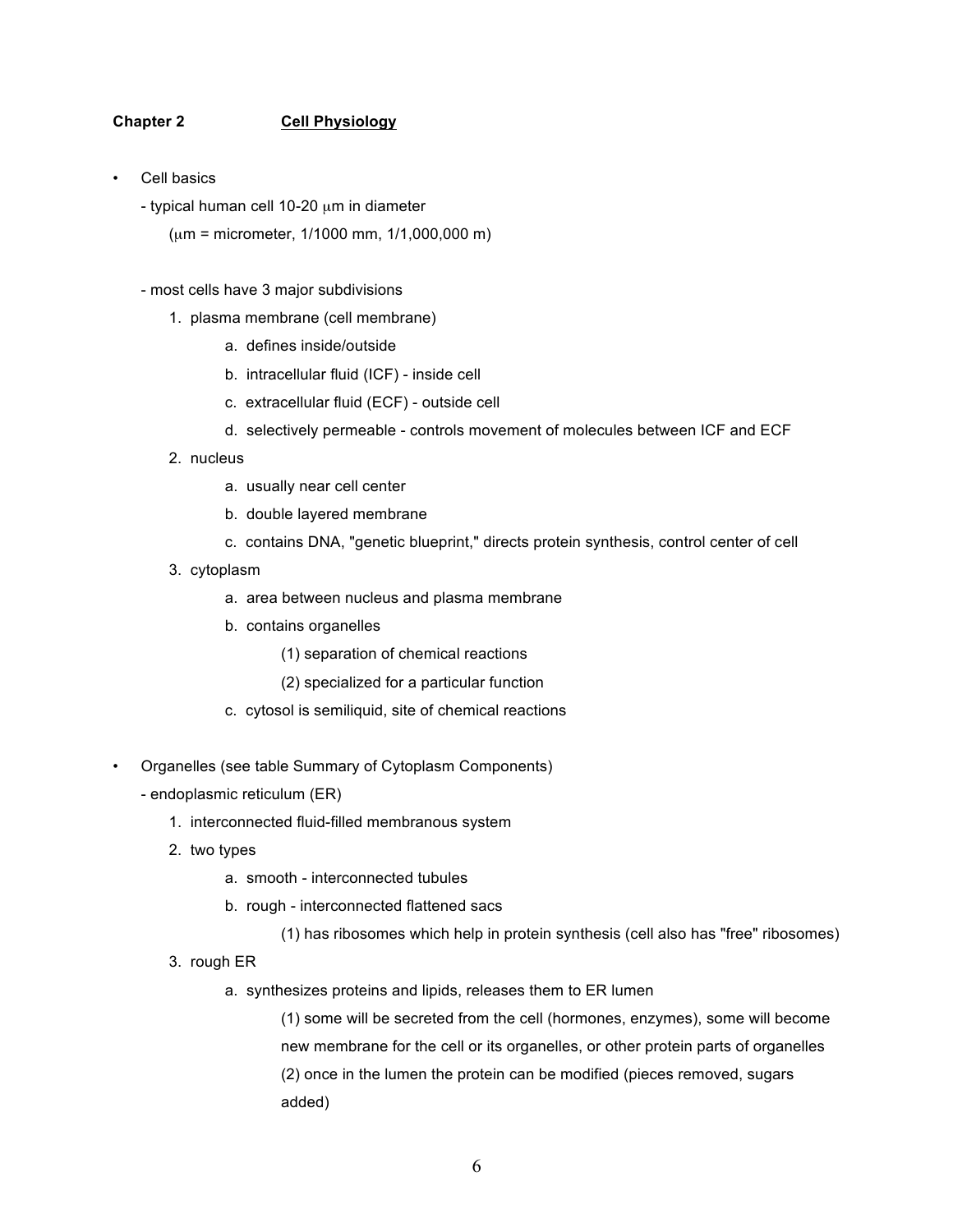**Chapter 2** **<u>Cell Physiology</u>**

- Cell basics
  - typical human cell 10-20 μm in diameter
    (μm = micrometer, 1/1000 mm, 1/1,000,000 m)

  - most cells have 3 major subdivisions
    1. plasma membrane (cell membrane)
       a. defines inside/outside
       b. intracellular fluid (ICF) - inside cell
       c. extracellular fluid (ECF) - outside cell
       d. selectively permeable - controls movement of molecules between ICF and ECF
    2. nucleus
       a. usually near cell center
       b. double layered membrane
       c. contains DNA, "genetic blueprint," directs protein synthesis, control center of cell
    3. cytoplasm
       a. area between nucleus and plasma membrane
       b. contains organelles
          (1) separation of chemical reactions
          (2) specialized for a particular function
       c. cytosol is semiliquid, site of chemical reactions

- Organelles (see table Summary of Cytoplasm Components)
  - endoplasmic reticulum (ER)
    1. interconnected fluid-filled membranous system
    2. two types
       a. smooth - interconnected tubules
       b. rough - interconnected flattened sacs
          (1) has ribosomes which help in protein synthesis (cell also has "free" ribosomes)
    3. rough ER
       a. synthesizes proteins and lipids, releases them to ER lumen
          (1) some will be secreted from the cell (hormones, enzymes), some will become new membrane for the cell or its organelles, or other protein parts of organelles
          (2) once in the lumen the protein can be modified (pieces removed, sugars added)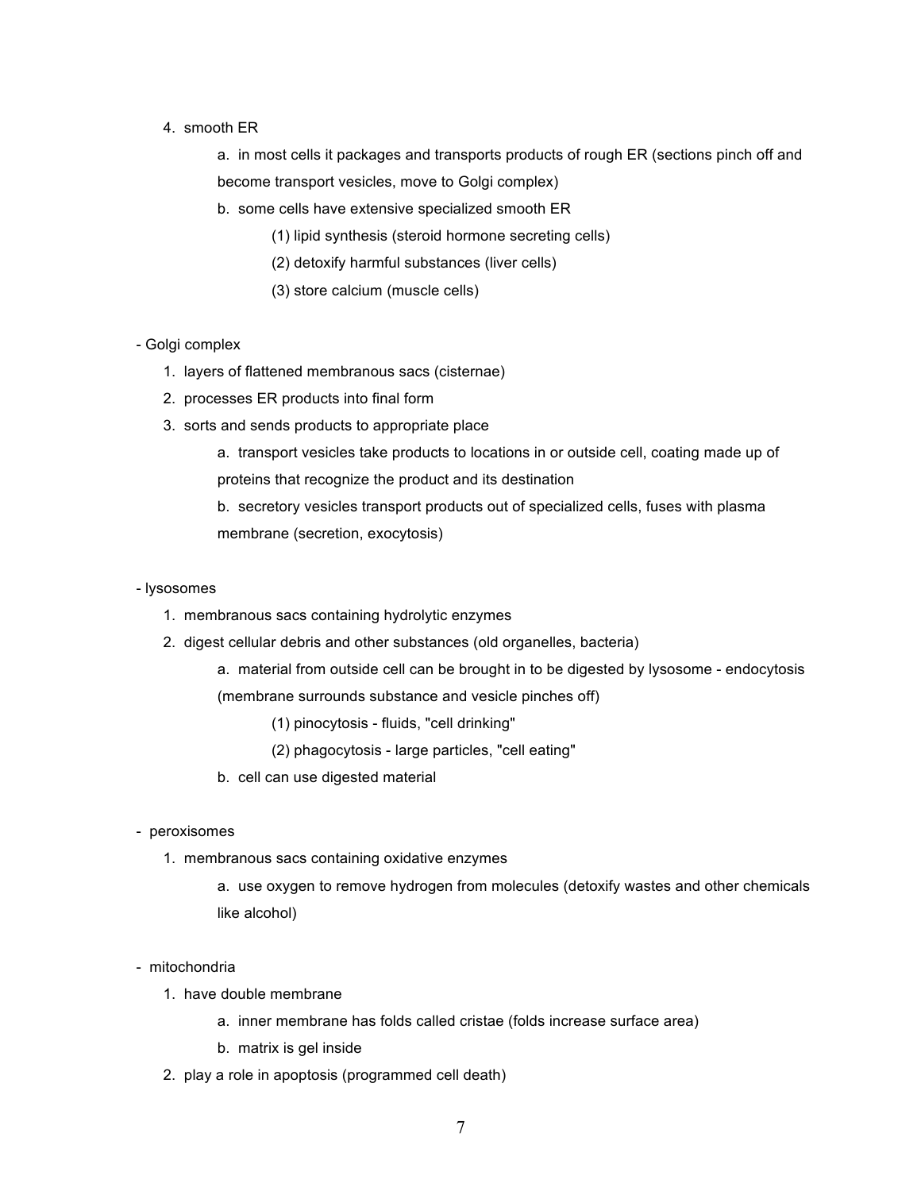4. smooth ER
    a. in most cells it packages and transports products of rough ER (sections pinch off and become transport vesicles, move to Golgi complex)
    b. some cells have extensive specialized smooth ER
        (1) lipid synthesis (steroid hormone secreting cells)
        (2) detoxify harmful substances (liver cells)
        (3) store calcium (muscle cells)

- Golgi complex
    1. layers of flattened membranous sacs (cisternae)
    2. processes ER products into final form
    3. sorts and sends products to appropriate place
        a. transport vesicles take products to locations in or outside cell, coating made up of proteins that recognize the product and its destination
        b. secretory vesicles transport products out of specialized cells, fuses with plasma membrane (secretion, exocytosis)

- lysosomes
    1. membranous sacs containing hydrolytic enzymes
    2. digest cellular debris and other substances (old organelles, bacteria)
        a. material from outside cell can be brought in to be digested by lysosome - endocytosis (membrane surrounds substance and vesicle pinches off)
            (1) pinocytosis - fluids, "cell drinking"
            (2) phagocytosis - large particles, "cell eating"
        b. cell can use digested material

- peroxisomes
    1. membranous sacs containing oxidative enzymes
        a. use oxygen to remove hydrogen from molecules (detoxify wastes and other chemicals like alcohol)

- mitochondria
    1. have double membrane
        a. inner membrane has folds called cristae (folds increase surface area)
        b. matrix is gel inside
    2. play a role in apoptosis (programmed cell death)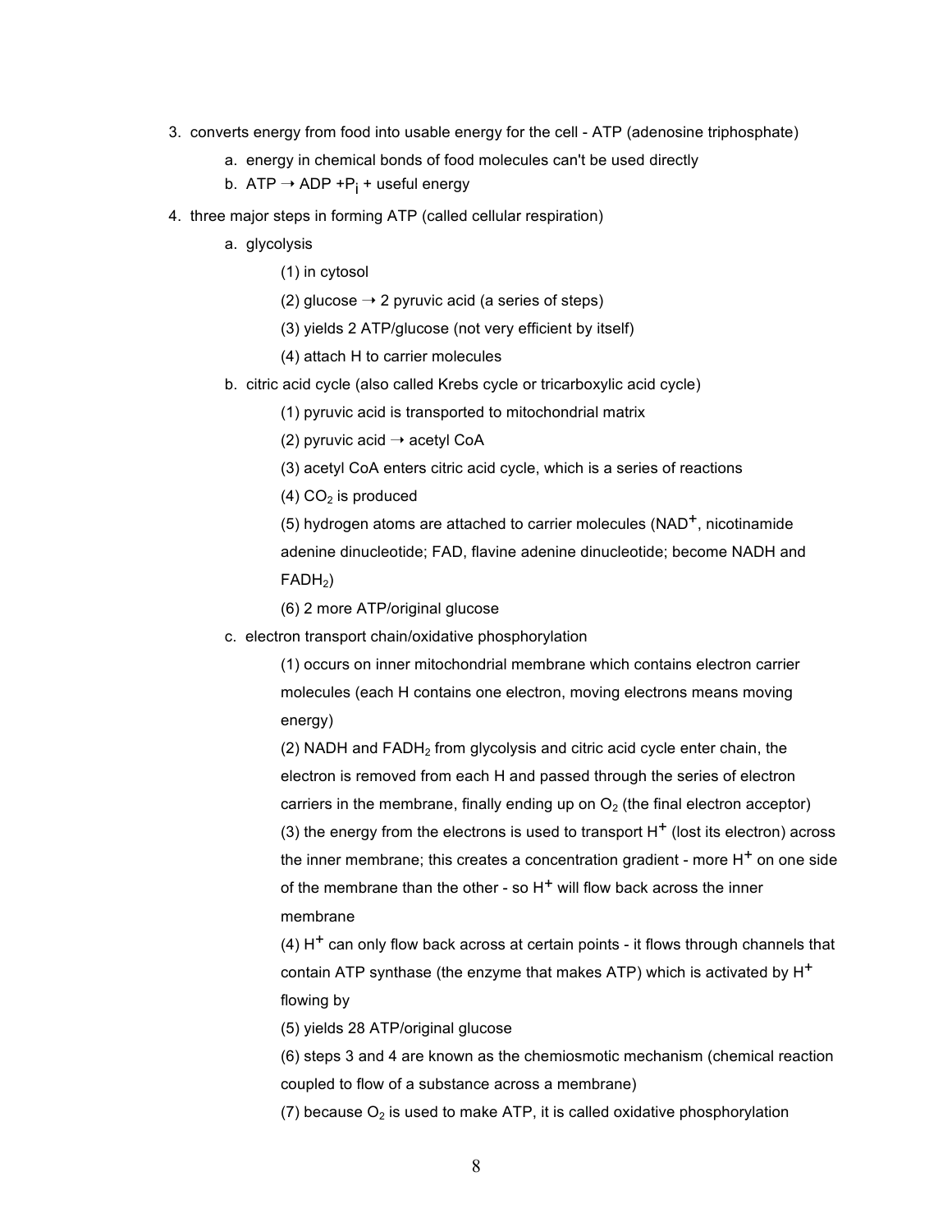3. converts energy from food into usable energy for the cell - ATP (adenosine triphosphate)
    a. energy in chemical bonds of food molecules can't be used directly
    b. ATP → ADP + $P_i$ + useful energy
4. three major steps in forming ATP (called cellular respiration)
    a. glycolysis
        (1) in cytosol
        (2) glucose → 2 pyruvic acid (a series of steps)
        (3) yields 2 ATP/glucose (not very efficient by itself)
        (4) attach H to carrier molecules
    b. citric acid cycle (also called Krebs cycle or tricarboxylic acid cycle)
        (1) pyruvic acid is transported to mitochondrial matrix
        (2) pyruvic acid → acetyl CoA
        (3) acetyl CoA enters citric acid cycle, which is a series of reactions
        (4) $CO_2$ is produced
        (5) hydrogen atoms are attached to carrier molecules ($NAD^+$, nicotinamide adenine dinucleotide; FAD, flavine adenine dinucleotide; become NADH and $FADH_2$)
        (6) 2 more ATP/original glucose
    c. electron transport chain/oxidative phosphorylation
        (1) occurs on inner mitochondrial membrane which contains electron carrier molecules (each H contains one electron, moving electrons means moving energy)
        (2) NADH and $FADH_2$ from glycolysis and citric acid cycle enter chain, the electron is removed from each H and passed through the series of electron carriers in the membrane, finally ending up on $O_2$ (the final electron acceptor)
        (3) the energy from the electrons is used to transport $H^+$ (lost its electron) across the inner membrane; this creates a concentration gradient - more $H^+$ on one side of the membrane than the other - so $H^+$ will flow back across the inner membrane
        (4) $H^+$ can only flow back across at certain points - it flows through channels that contain ATP synthase (the enzyme that makes ATP) which is activated by $H^+$ flowing by
        (5) yields 28 ATP/original glucose
        (6) steps 3 and 4 are known as the chemiosmotic mechanism (chemical reaction coupled to flow of a substance across a membrane)
        (7) because $O_2$ is used to make ATP, it is called oxidative phosphorylation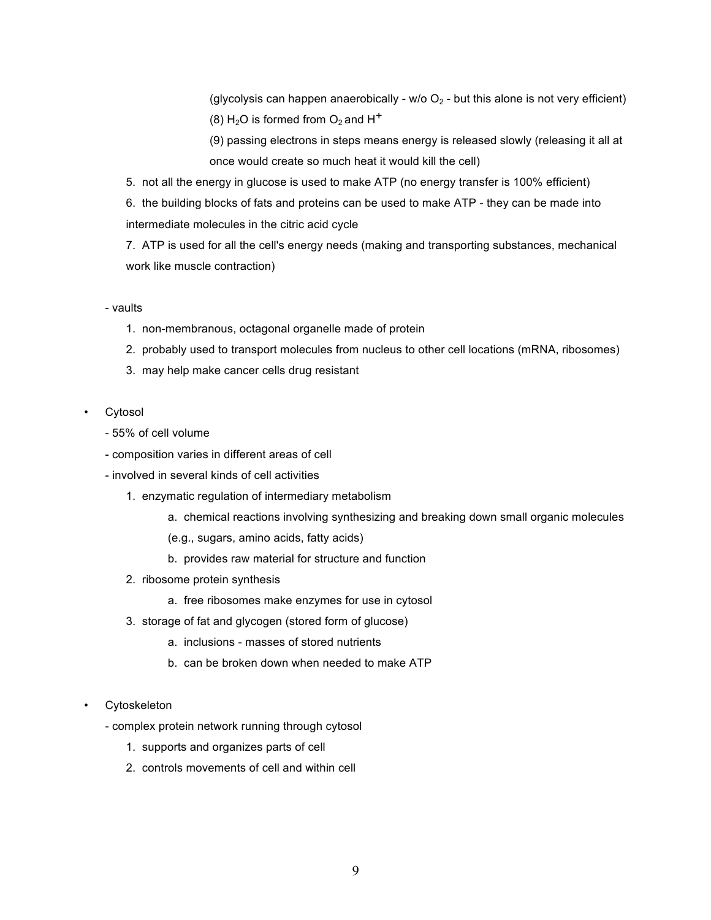(glycolysis can happen anaerobically - w/o $O_2$ - but this alone is not very efficient)

(8) $H_2O$ is formed from $O_2$ and $H^+$

(9) passing electrons in steps means energy is released slowly (releasing it all at once would create so much heat it would kill the cell)

5. not all the energy in glucose is used to make ATP (no energy transfer is 100% efficient)
6. the building blocks of fats and proteins can be used to make ATP - they can be made into intermediate molecules in the citric acid cycle
7. ATP is used for all the cell's energy needs (making and transporting substances, mechanical work like muscle contraction)

- vaults
  1. non-membranous, octagonal organelle made of protein
  2. probably used to transport molecules from nucleus to other cell locations (mRNA, ribosomes)
  3. may help make cancer cells drug resistant

- Cytosol
  - 55% of cell volume
  - composition varies in different areas of cell
  - involved in several kinds of cell activities
    1. enzymatic regulation of intermediary metabolism
       a. chemical reactions involving synthesizing and breaking down small organic molecules (e.g., sugars, amino acids, fatty acids)
       b. provides raw material for structure and function
    2. ribosome protein synthesis
       a. free ribosomes make enzymes for use in cytosol
    3. storage of fat and glycogen (stored form of glucose)
       a. inclusions - masses of stored nutrients
       b. can be broken down when needed to make ATP

- Cytoskeleton
  - complex protein network running through cytosol
    1. supports and organizes parts of cell
    2. controls movements of cell and within cell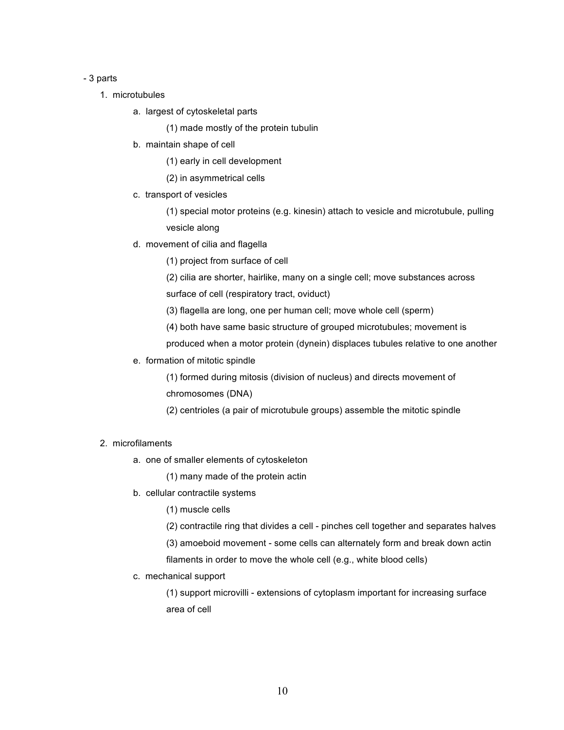- 3 parts
    1. microtubules
        a. largest of cytoskeletal parts
            (1) made mostly of the protein tubulin
        b. maintain shape of cell
            (1) early in cell development
            (2) in asymmetrical cells
        c. transport of vesicles
            (1) special motor proteins (e.g. kinesin) attach to vesicle and microtubule, pulling vesicle along
        d. movement of cilia and flagella
            (1) project from surface of cell
            (2) cilia are shorter, hairlike, many on a single cell; move substances across surface of cell (respiratory tract, oviduct)
            (3) flagella are long, one per human cell; move whole cell (sperm)
            (4) both have same basic structure of grouped microtubules; movement is produced when a motor protein (dynein) displaces tubules relative to one another
        e. formation of mitotic spindle
            (1) formed during mitosis (division of nucleus) and directs movement of chromosomes (DNA)
            (2) centrioles (a pair of microtubule groups) assemble the mitotic spindle

    2. microfilaments
        a. one of smaller elements of cytoskeleton
            (1) many made of the protein actin
        b. cellular contractile systems
            (1) muscle cells
            (2) contractile ring that divides a cell - pinches cell together and separates halves
            (3) amoeboid movement - some cells can alternately form and break down actin filaments in order to move the whole cell (e.g., white blood cells)
        c. mechanical support
            (1) support microvilli - extensions of cytoplasm important for increasing surface area of cell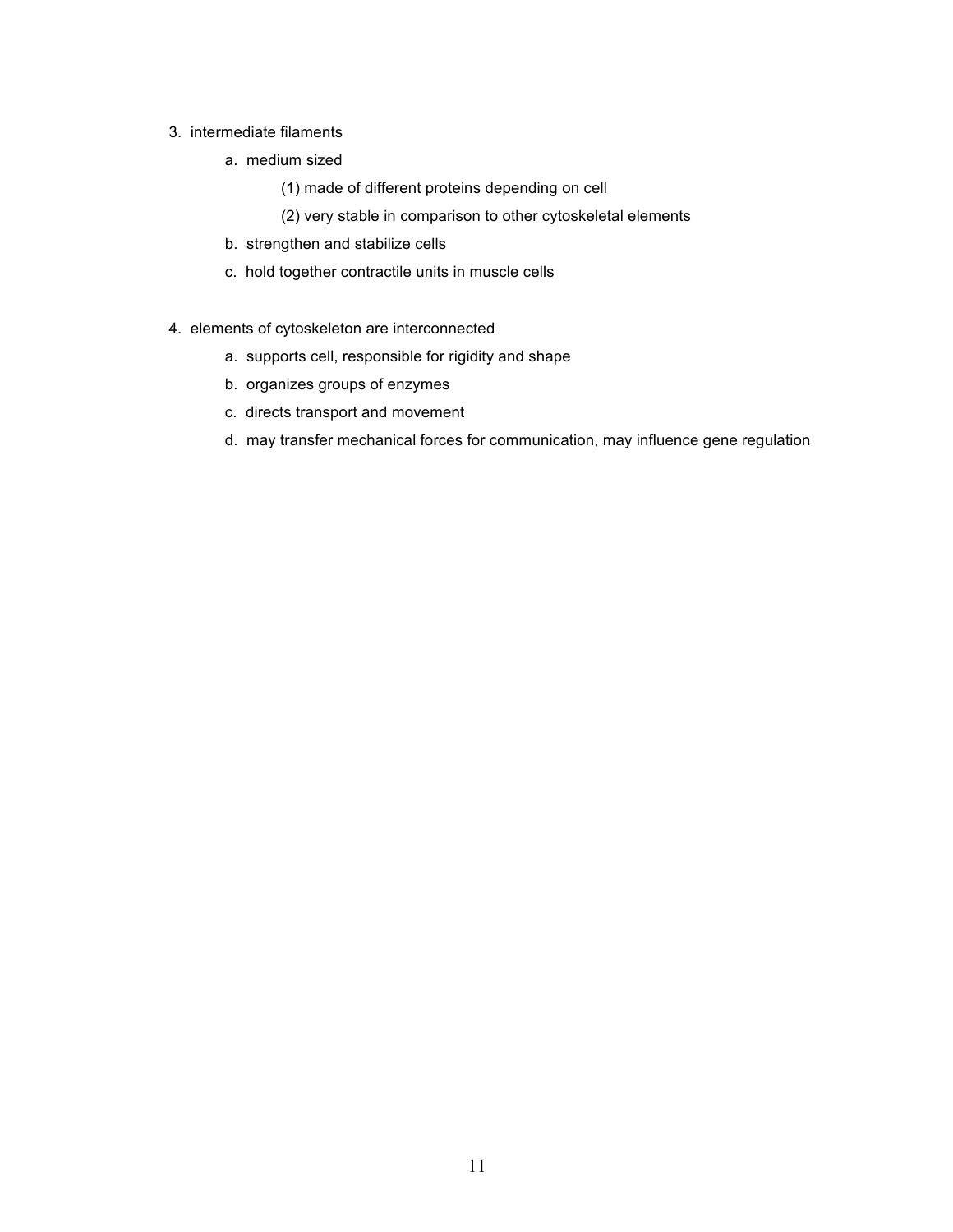3. intermediate filaments
    - a. medium sized
        - (1) made of different proteins depending on cell
        - (2) very stable in comparison to other cytoskeletal elements
    - b. strengthen and stabilize cells
    - c. hold together contractile units in muscle cells

4. elements of cytoskeleton are interconnected
    - a. supports cell, responsible for rigidity and shape
    - b. organizes groups of enzymes
    - c. directs transport and movement
    - d. may transfer mechanical forces for communication, may influence gene regulation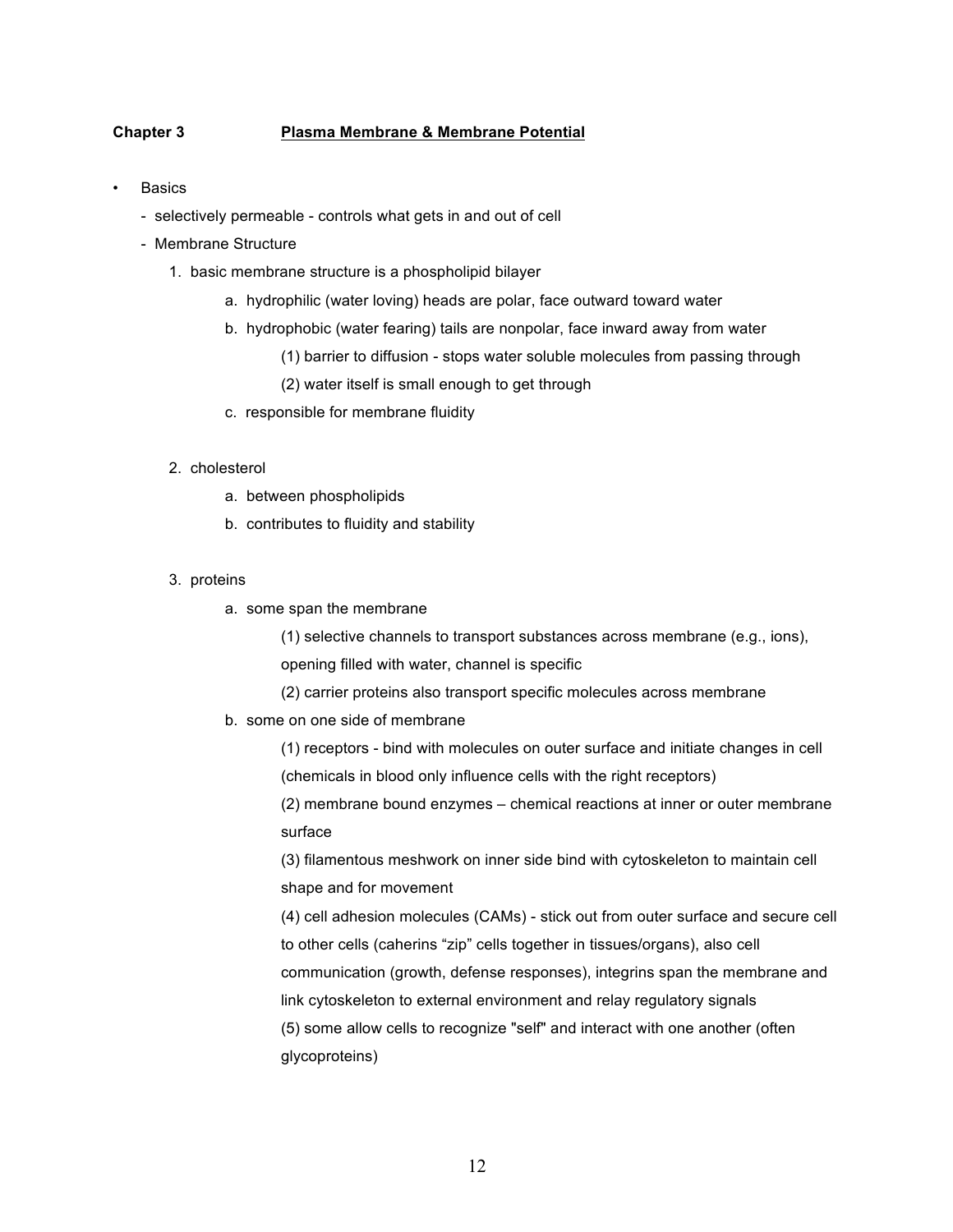**Chapter 3** **Plasma Membrane & Membrane Potential**

- Basics
  - selectively permeable - controls what gets in and out of cell
  - Membrane Structure
    1. basic membrane structure is a phospholipid bilayer
        a. hydrophilic (water loving) heads are polar, face outward toward water
        b. hydrophobic (water fearing) tails are nonpolar, face inward away from water
            (1) barrier to diffusion - stops water soluble molecules from passing through
            (2) water itself is small enough to get through
        c. responsible for membrane fluidity

    2. cholesterol
        a. between phospholipids
        b. contributes to fluidity and stability

    3. proteins
        a. some span the membrane
            (1) selective channels to transport substances across membrane (e.g., ions), opening filled with water, channel is specific
            (2) carrier proteins also transport specific molecules across membrane
        b. some on one side of membrane
            (1) receptors - bind with molecules on outer surface and initiate changes in cell (chemicals in blood only influence cells with the right receptors)
            (2) membrane bound enzymes – chemical reactions at inner or outer membrane surface
            (3) filamentous meshwork on inner side bind with cytoskeleton to maintain cell shape and for movement
            (4) cell adhesion molecules (CAMs) - stick out from outer surface and secure cell to other cells (caherins "zip" cells together in tissues/organs), also cell communication (growth, defense responses), integrins span the membrane and link cytoskeleton to external environment and relay regulatory signals
            (5) some allow cells to recognize "self" and interact with one another (often glycoproteins)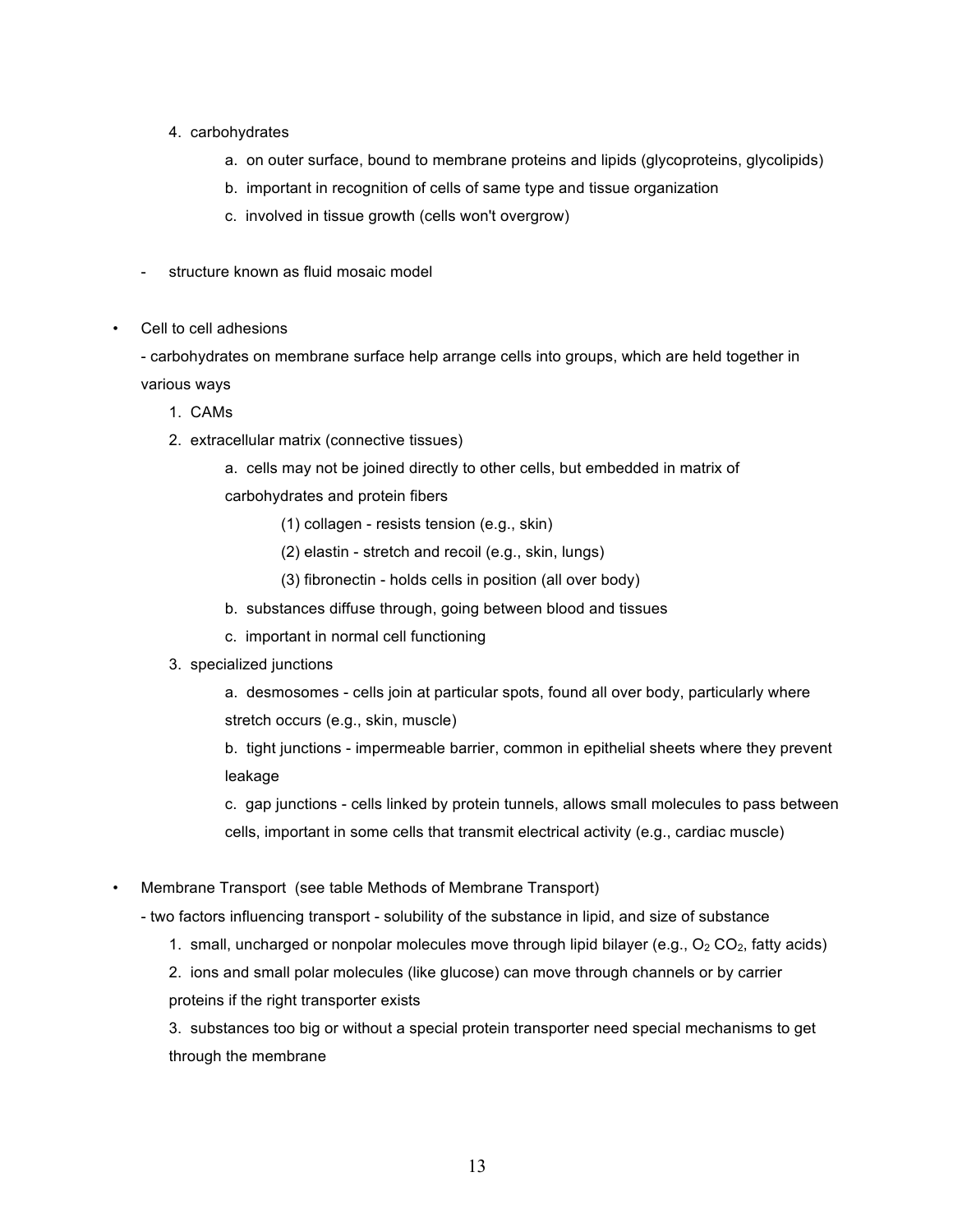4. carbohydrates

    a. on outer surface, bound to membrane proteins and lipids (glycoproteins, glycolipids)

    b. important in recognition of cells of same type and tissue organization

    c. involved in tissue growth (cells won't overgrow)

- structure known as fluid mosaic model

- Cell to cell adhesions

  - carbohydrates on membrane surface help arrange cells into groups, which are held together in various ways

    1. CAMs
    2. extracellular matrix (connective tissues)

        a. cells may not be joined directly to other cells, but embedded in matrix of carbohydrates and protein fibers

            (1) collagen - resists tension (e.g., skin)

            (2) elastin - stretch and recoil (e.g., skin, lungs)

            (3) fibronectin - holds cells in position (all over body)

        b. substances diffuse through, going between blood and tissues

        c. important in normal cell functioning

    3. specialized junctions

        a. desmosomes - cells join at particular spots, found all over body, particularly where stretch occurs (e.g., skin, muscle)

        b. tight junctions - impermeable barrier, common in epithelial sheets where they prevent leakage

        c. gap junctions - cells linked by protein tunnels, allows small molecules to pass between cells, important in some cells that transmit electrical activity (e.g., cardiac muscle)

- Membrane Transport (see table Methods of Membrane Transport)

  - two factors influencing transport - solubility of the substance in lipid, and size of substance

    1. small, uncharged or nonpolar molecules move through lipid bilayer (e.g., $O_2$ $CO_2$, fatty acids)
    2. ions and small polar molecules (like glucose) can move through channels or by carrier proteins if the right transporter exists
    3. substances too big or without a special protein transporter need special mechanisms to get through the membrane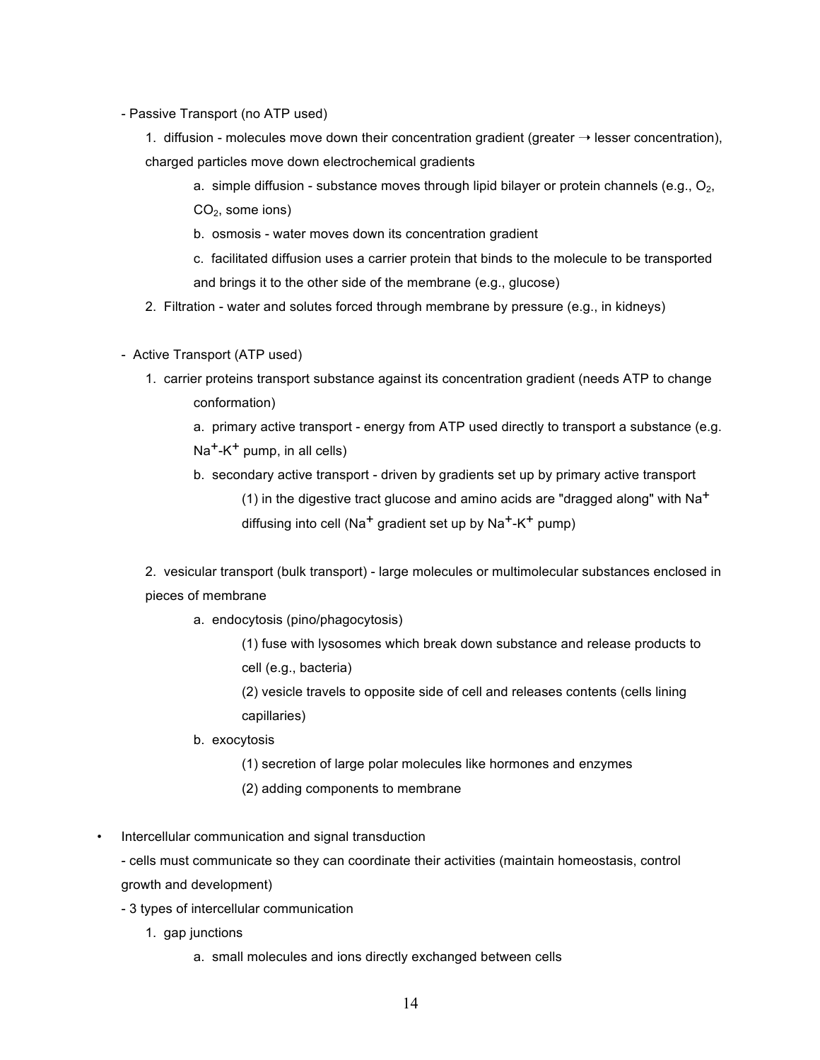- Passive Transport (no ATP used)

  1. diffusion - molecules move down their concentration gradient (greater → lesser concentration), charged particles move down electrochemical gradients

     a. simple diffusion - substance moves through lipid bilayer or protein channels (e.g., $O_2$, $CO_2$, some ions)

     b. osmosis - water moves down its concentration gradient

     c. facilitated diffusion uses a carrier protein that binds to the molecule to be transported and brings it to the other side of the membrane (e.g., glucose)

  2. Filtration - water and solutes forced through membrane by pressure (e.g., in kidneys)

- Active Transport (ATP used)

  1. carrier proteins transport substance against its concentration gradient (needs ATP to change conformation)

     a. primary active transport - energy from ATP used directly to transport a substance (e.g. $Na^+$-$K^+$ pump, in all cells)

     b. secondary active transport - driven by gradients set up by primary active transport

        (1) in the digestive tract glucose and amino acids are "dragged along" with $Na^+$ diffusing into cell ($Na^+$ gradient set up by $Na^+$-$K^+$ pump)

  2. vesicular transport (bulk transport) - large molecules or multimolecular substances enclosed in pieces of membrane

     a. endocytosis (pino/phagocytosis)

        (1) fuse with lysosomes which break down substance and release products to cell (e.g., bacteria)

        (2) vesicle travels to opposite side of cell and releases contents (cells lining capillaries)

     b. exocytosis

        (1) secretion of large polar molecules like hormones and enzymes

        (2) adding components to membrane

• Intercellular communication and signal transduction

  - cells must communicate so they can coordinate their activities (maintain homeostasis, control growth and development)

  - 3 types of intercellular communication

    1. gap junctions

       a. small molecules and ions directly exchanged between cells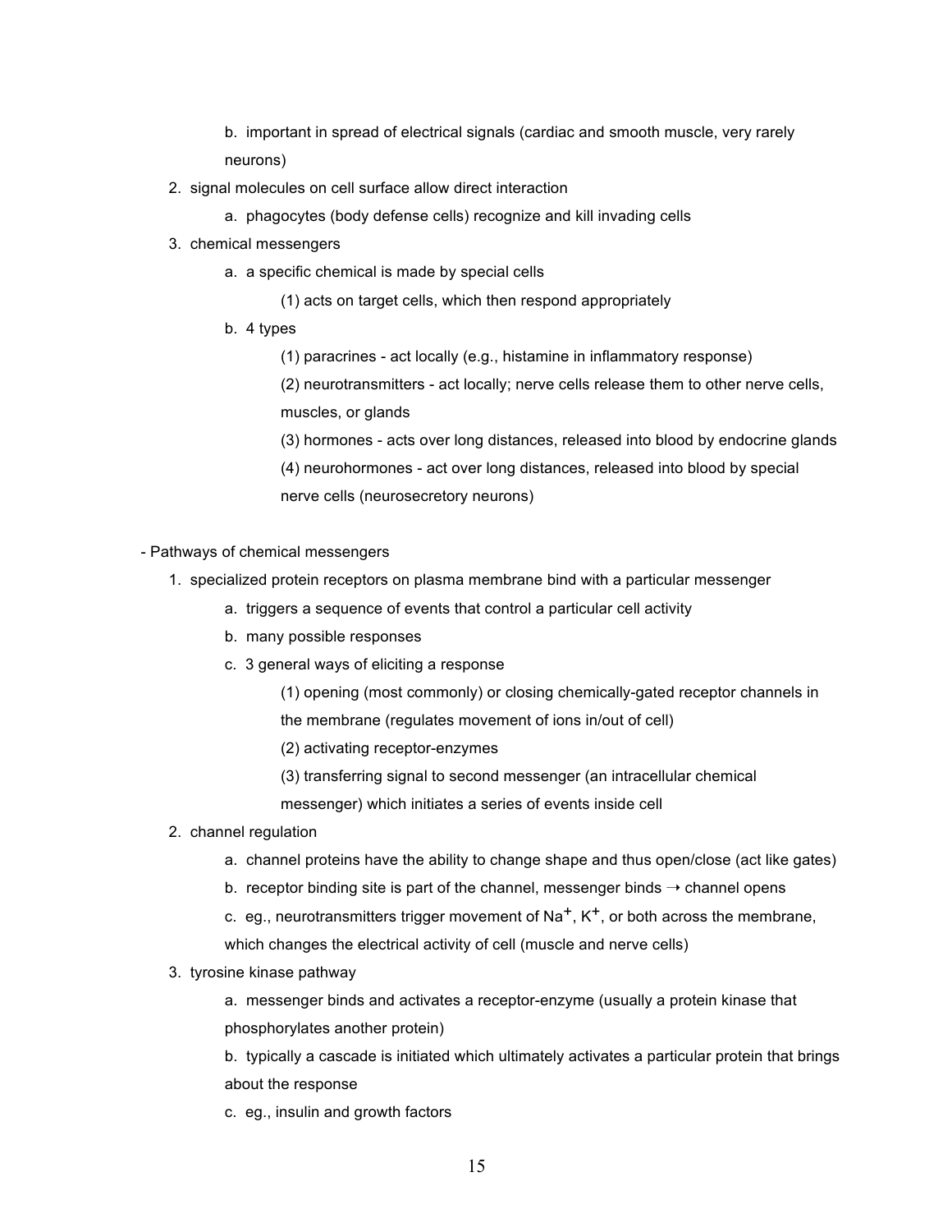b. important in spread of electrical signals (cardiac and smooth muscle, very rarely neurons)

    2. signal molecules on cell surface allow direct interaction
        a. phagocytes (body defense cells) recognize and kill invading cells
    3. chemical messengers
        a. a specific chemical is made by special cells
            (1) acts on target cells, which then respond appropriately
        b. 4 types
            (1) paracrines - act locally (e.g., histamine in inflammatory response)
            (2) neurotransmitters - act locally; nerve cells release them to other nerve cells, muscles, or glands
            (3) hormones - acts over long distances, released into blood by endocrine glands
            (4) neurohormones - act over long distances, released into blood by special nerve cells (neurosecretory neurons)

- Pathways of chemical messengers
    1. specialized protein receptors on plasma membrane bind with a particular messenger
        a. triggers a sequence of events that control a particular cell activity
        b. many possible responses
        c. 3 general ways of eliciting a response
            (1) opening (most commonly) or closing chemically-gated receptor channels in the membrane (regulates movement of ions in/out of cell)
            (2) activating receptor-enzymes
            (3) transferring signal to second messenger (an intracellular chemical messenger) which initiates a series of events inside cell
    2. channel regulation
        a. channel proteins have the ability to change shape and thus open/close (act like gates)
        b. receptor binding site is part of the channel, messenger binds → channel opens
        c. eg., neurotransmitters trigger movement of $Na^+$, $K^+$, or both across the membrane, which changes the electrical activity of cell (muscle and nerve cells)
    3. tyrosine kinase pathway
        a. messenger binds and activates a receptor-enzyme (usually a protein kinase that phosphorylates another protein)
        b. typically a cascade is initiated which ultimately activates a particular protein that brings about the response
        c. eg., insulin and growth factors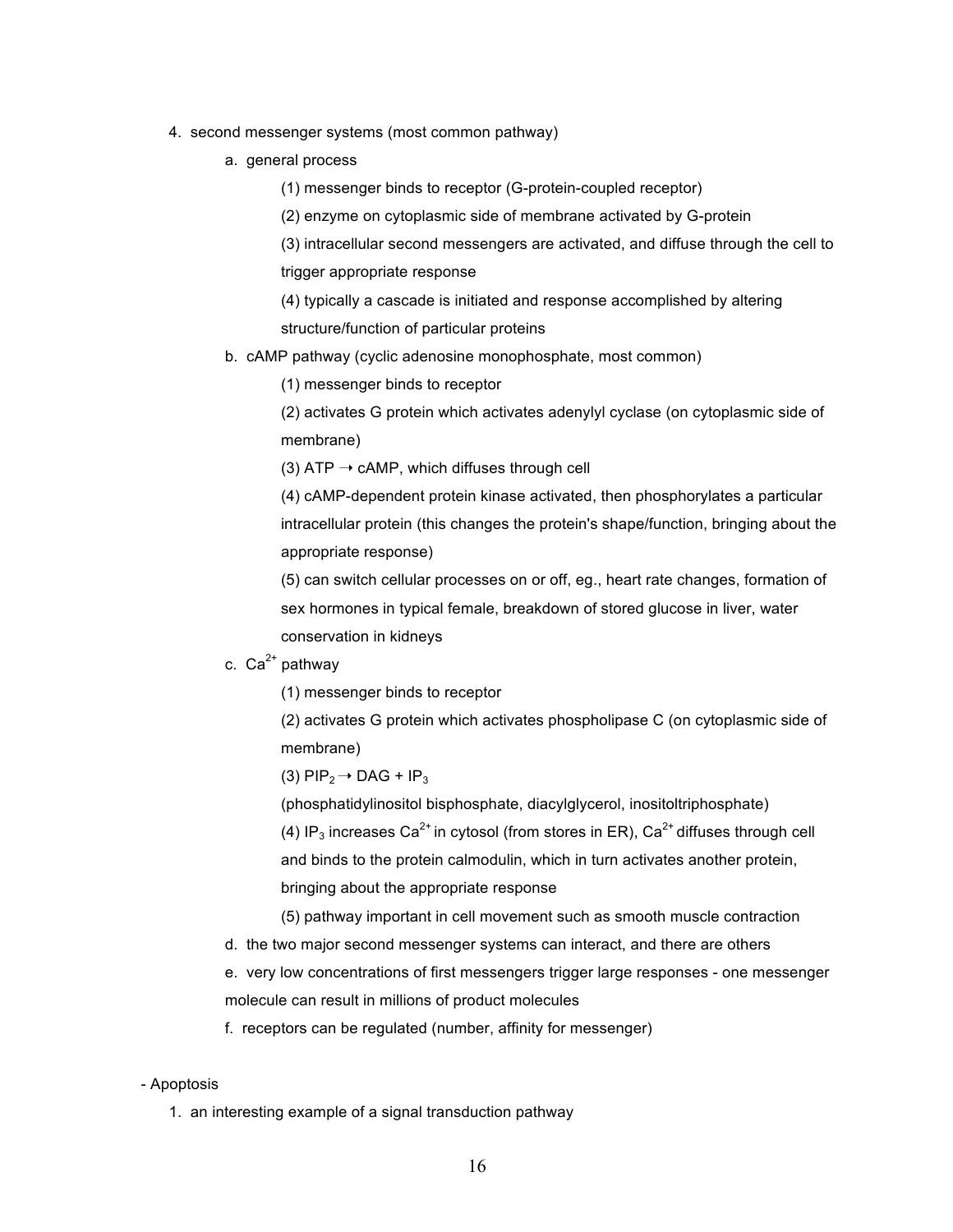4. second messenger systems (most common pathway)
   a. general process
      (1) messenger binds to receptor (G-protein-coupled receptor)
      (2) enzyme on cytoplasmic side of membrane activated by G-protein
      (3) intracellular second messengers are activated, and diffuse through the cell to trigger appropriate response
      (4) typically a cascade is initiated and response accomplished by altering structure/function of particular proteins
   b. cAMP pathway (cyclic adenosine monophosphate, most common)
      (1) messenger binds to receptor
      (2) activates G protein which activates adenylyl cyclase (on cytoplasmic side of membrane)
      (3) ATP → cAMP, which diffuses through cell
      (4) cAMP-dependent protein kinase activated, then phosphorylates a particular intracellular protein (this changes the protein's shape/function, bringing about the appropriate response)
      (5) can switch cellular processes on or off, eg., heart rate changes, formation of sex hormones in typical female, breakdown of stored glucose in liver, water conservation in kidneys
   c. $Ca^{2+}$ pathway
      (1) messenger binds to receptor
      (2) activates G protein which activates phospholipase C (on cytoplasmic side of membrane)
      (3) $PIP_2 \rightarrow DAG + IP_3$
      (phosphatidylinositol bisphosphate, diacylglycerol, inositoltriphosphate)
      (4) $IP_3$ increases $Ca^{2+}$ in cytosol (from stores in ER), $Ca^{2+}$ diffuses through cell and binds to the protein calmodulin, which in turn activates another protein, bringing about the appropriate response
      (5) pathway important in cell movement such as smooth muscle contraction
   d. the two major second messenger systems can interact, and there are others
   e. very low concentrations of first messengers trigger large responses - one messenger molecule can result in millions of product molecules
   f. receptors can be regulated (number, affinity for messenger)

- Apoptosis
  1. an interesting example of a signal transduction pathway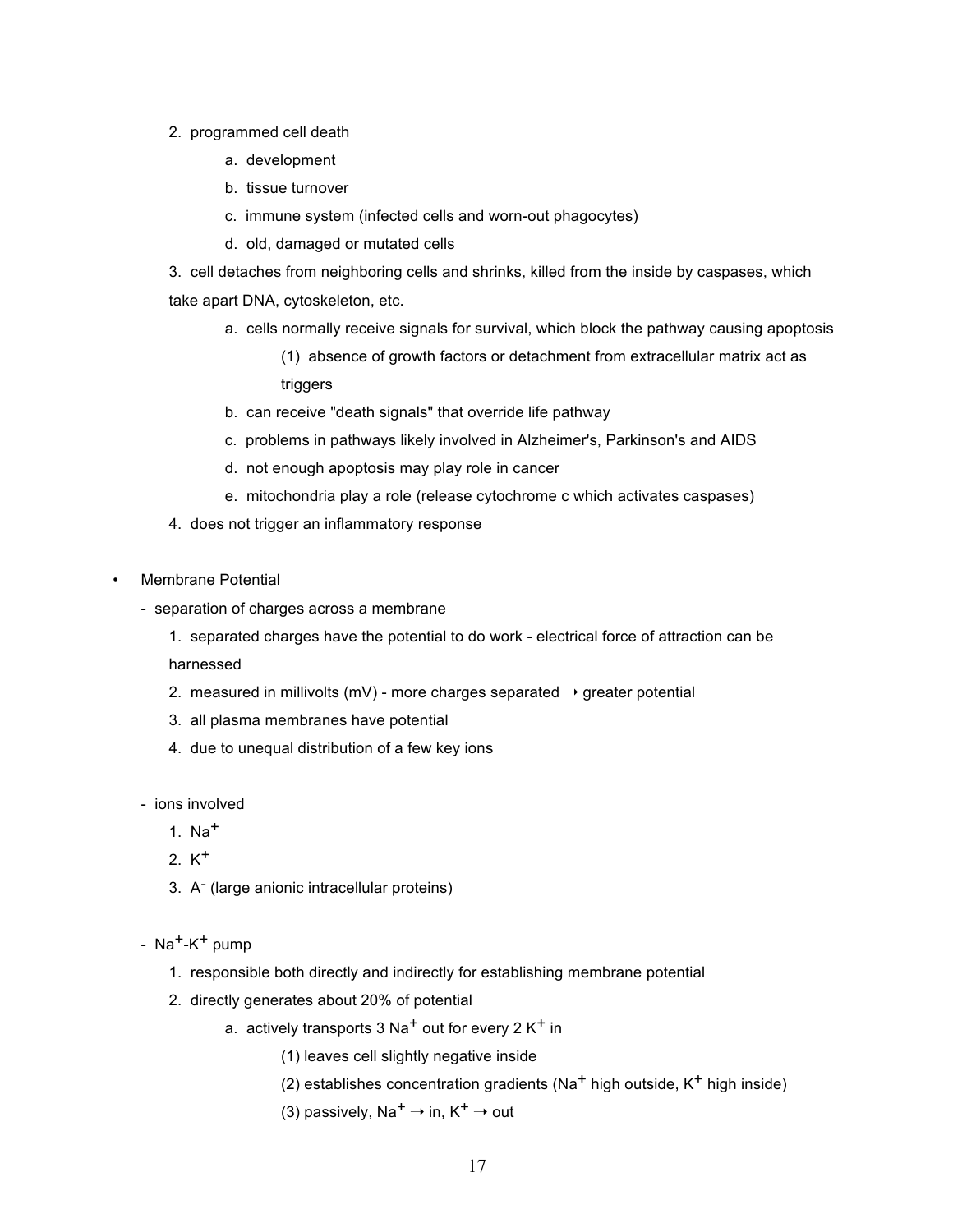2. programmed cell death
    a. development
    b. tissue turnover
    c. immune system (infected cells and worn-out phagocytes)
    d. old, damaged or mutated cells

3. cell detaches from neighboring cells and shrinks, killed from the inside by caspases, which take apart DNA, cytoskeleton, etc.
    a. cells normally receive signals for survival, which block the pathway causing apoptosis
        (1) absence of growth factors or detachment from extracellular matrix act as triggers
    b. can receive "death signals" that override life pathway
    c. problems in pathways likely involved in Alzheimer's, Parkinson's and AIDS
    d. not enough apoptosis may play role in cancer
    e. mitochondria play a role (release cytochrome c which activates caspases)

4. does not trigger an inflammatory response

- Membrane Potential
    - separation of charges across a membrane
        1. separated charges have the potential to do work - electrical force of attraction can be harnessed
        2. measured in millivolts (mV) - more charges separated → greater potential
        3. all plasma membranes have potential
        4. due to unequal distribution of a few key ions

    - ions involved
        1. $Na^+$
        2. $K^+$
        3. $A^-$ (large anionic intracellular proteins)

    - $Na^+$-$K^+$ pump
        1. responsible both directly and indirectly for establishing membrane potential
        2. directly generates about 20% of potential
            a. actively transports 3 $Na^+$ out for every 2 $K^+$ in
                (1) leaves cell slightly negative inside
                (2) establishes concentration gradients ($Na^+$ high outside, $K^+$ high inside)
                (3) passively, $Na^+$ → in, $K^+$ → out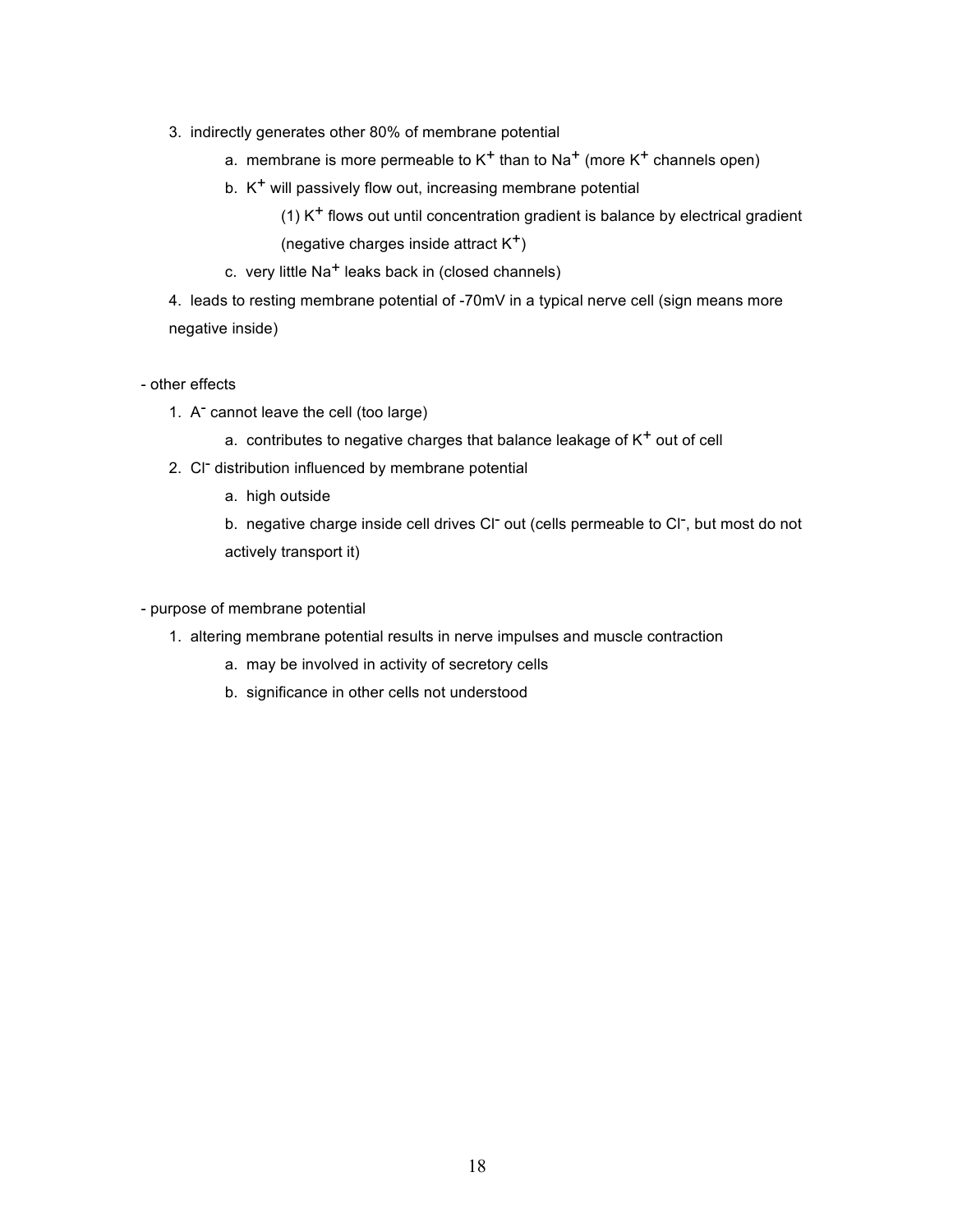3. indirectly generates other 80% of membrane potential
    a. membrane is more permeable to $K^+$ than to $Na^+$ (more $K^+$ channels open)
    b. $K^+$ will passively flow out, increasing membrane potential
        (1) $K^+$ flows out until concentration gradient is balance by electrical gradient (negative charges inside attract $K^+$)
    c. very little $Na^+$ leaks back in (closed channels)
4. leads to resting membrane potential of -70mV in a typical nerve cell (sign means more negative inside)

- other effects
    1. $A^-$ cannot leave the cell (too large)
        a. contributes to negative charges that balance leakage of $K^+$ out of cell
    2. $Cl^-$ distribution influenced by membrane potential
        a. high outside
        b. negative charge inside cell drives $Cl^-$ out (cells permeable to $Cl^-$, but most do not actively transport it)

- purpose of membrane potential
    1. altering membrane potential results in nerve impulses and muscle contraction
        a. may be involved in activity of secretory cells
        b. significance in other cells not understood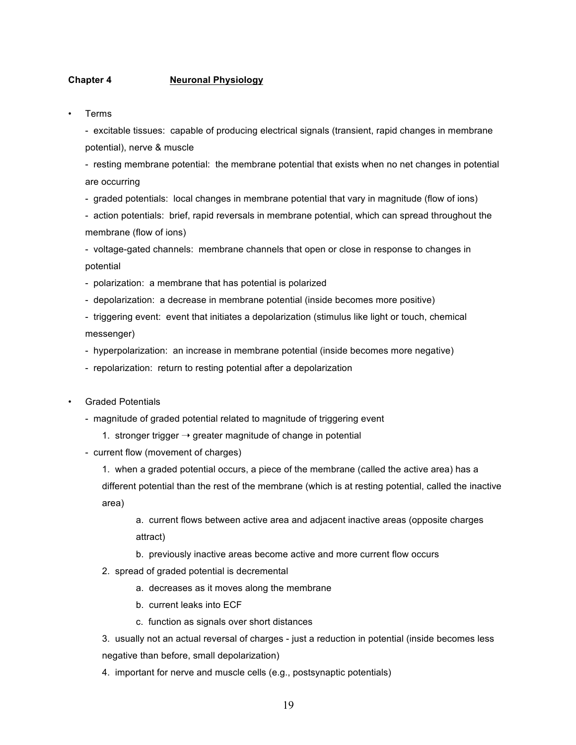**Chapter 4 Neuronal Physiology**

- Terms
  - excitable tissues: capable of producing electrical signals (transient, rapid changes in membrane potential), nerve & muscle
  - resting membrane potential: the membrane potential that exists when no net changes in potential are occurring
  - graded potentials: local changes in membrane potential that vary in magnitude (flow of ions)
  - action potentials: brief, rapid reversals in membrane potential, which can spread throughout the membrane (flow of ions)
  - voltage-gated channels: membrane channels that open or close in response to changes in potential
  - polarization: a membrane that has potential is polarized
  - depolarization: a decrease in membrane potential (inside becomes more positive)
  - triggering event: event that initiates a depolarization (stimulus like light or touch, chemical messenger)
  - hyperpolarization: an increase in membrane potential (inside becomes more negative)
  - repolarization: return to resting potential after a depolarization

- Graded Potentials
  - magnitude of graded potential related to magnitude of triggering event
    1. stronger trigger → greater magnitude of change in potential
  - current flow (movement of charges)
    1. when a graded potential occurs, a piece of the membrane (called the active area) has a different potential than the rest of the membrane (which is at resting potential, called the inactive area)
       a. current flows between active area and adjacent inactive areas (opposite charges attract)
       b. previously inactive areas become active and more current flow occurs
    2. spread of graded potential is decremental
       a. decreases as it moves along the membrane
       b. current leaks into ECF
       c. function as signals over short distances
    3. usually not an actual reversal of charges - just a reduction in potential (inside becomes less negative than before, small depolarization)
    4. important for nerve and muscle cells (e.g., postsynaptic potentials)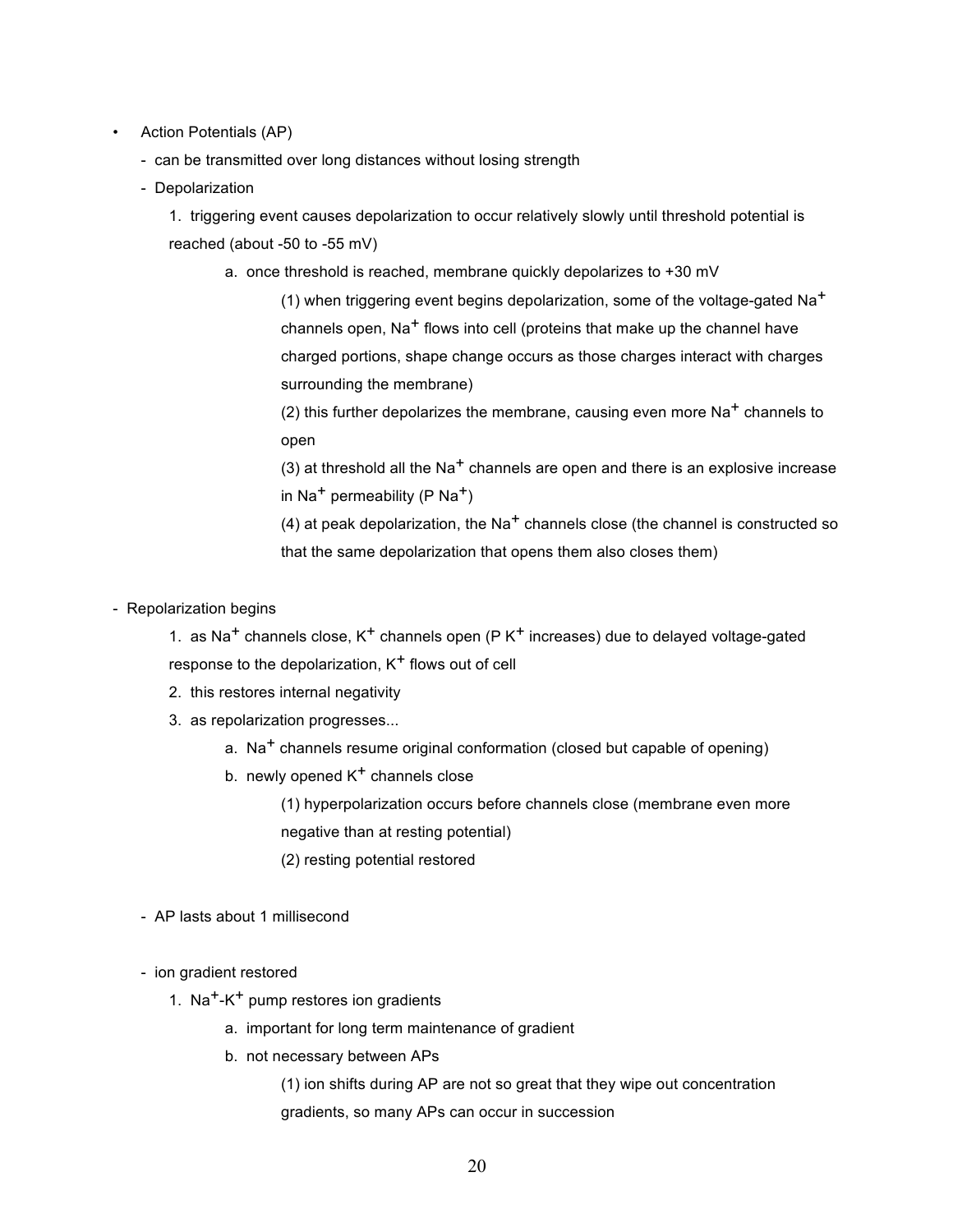- Action Potentials (AP)
  - can be transmitted over long distances without losing strength
  - Depolarization
    1. triggering event causes depolarization to occur relatively slowly until threshold potential is reached (about -50 to -55 mV)
        a. once threshold is reached, membrane quickly depolarizes to +30 mV
            (1) when triggering event begins depolarization, some of the voltage-gated $Na^+$ channels open, $Na^+$ flows into cell (proteins that make up the channel have charged portions, shape change occurs as those charges interact with charges surrounding the membrane)
            (2) this further depolarizes the membrane, causing even more $Na^+$ channels to open
            (3) at threshold all the $Na^+$ channels are open and there is an explosive increase in $Na^+$ permeability (P $Na^+$)
            (4) at peak depolarization, the $Na^+$ channels close (the channel is constructed so that the same depolarization that opens them also closes them)

- Repolarization begins
    1. as $Na^+$ channels close, $K^+$ channels open (P $K^+$ increases) due to delayed voltage-gated response to the depolarization, $K^+$ flows out of cell
    2. this restores internal negativity
    3. as repolarization progresses...
        a. $Na^+$ channels resume original conformation (closed but capable of opening)
        b. newly opened $K^+$ channels close
            (1) hyperpolarization occurs before channels close (membrane even more negative than at resting potential)
            (2) resting potential restored

  - AP lasts about 1 millisecond

  - ion gradient restored
    1. $Na^+$-$K^+$ pump restores ion gradients
        a. important for long term maintenance of gradient
        b. not necessary between APs
            (1) ion shifts during AP are not so great that they wipe out concentration gradients, so many APs can occur in succession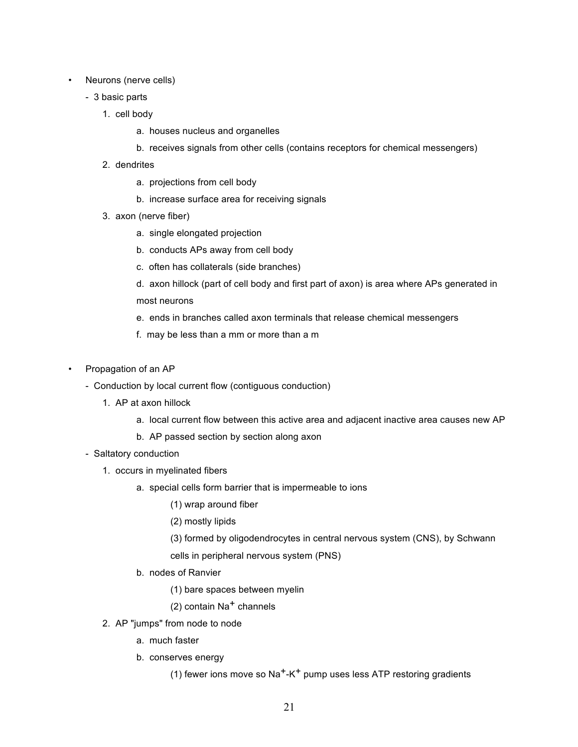- Neurons (nerve cells)
  - 3 basic parts
    1. cell body
       a. houses nucleus and organelles
       b. receives signals from other cells (contains receptors for chemical messengers)
    2. dendrites
       a. projections from cell body
       b. increase surface area for receiving signals
    3. axon (nerve fiber)
       a. single elongated projection
       b. conducts APs away from cell body
       c. often has collaterals (side branches)
       d. axon hillock (part of cell body and first part of axon) is area where APs generated in most neurons
       e. ends in branches called axon terminals that release chemical messengers
       f. may be less than a mm or more than a m

- Propagation of an AP
  - Conduction by local current flow (contiguous conduction)
    1. AP at axon hillock
       a. local current flow between this active area and adjacent inactive area causes new AP
       b. AP passed section by section along axon
  - Saltatory conduction
    1. occurs in myelinated fibers
       a. special cells form barrier that is impermeable to ions
          (1) wrap around fiber
          (2) mostly lipids
          (3) formed by oligodendrocytes in central nervous system (CNS), by Schwann cells in peripheral nervous system (PNS)
       b. nodes of Ranvier
          (1) bare spaces between myelin
          (2) contain $Na^+$ channels
    2. AP "jumps" from node to node
       a. much faster
       b. conserves energy
          (1) fewer ions move so $Na^+$-$K^+$ pump uses less ATP restoring gradients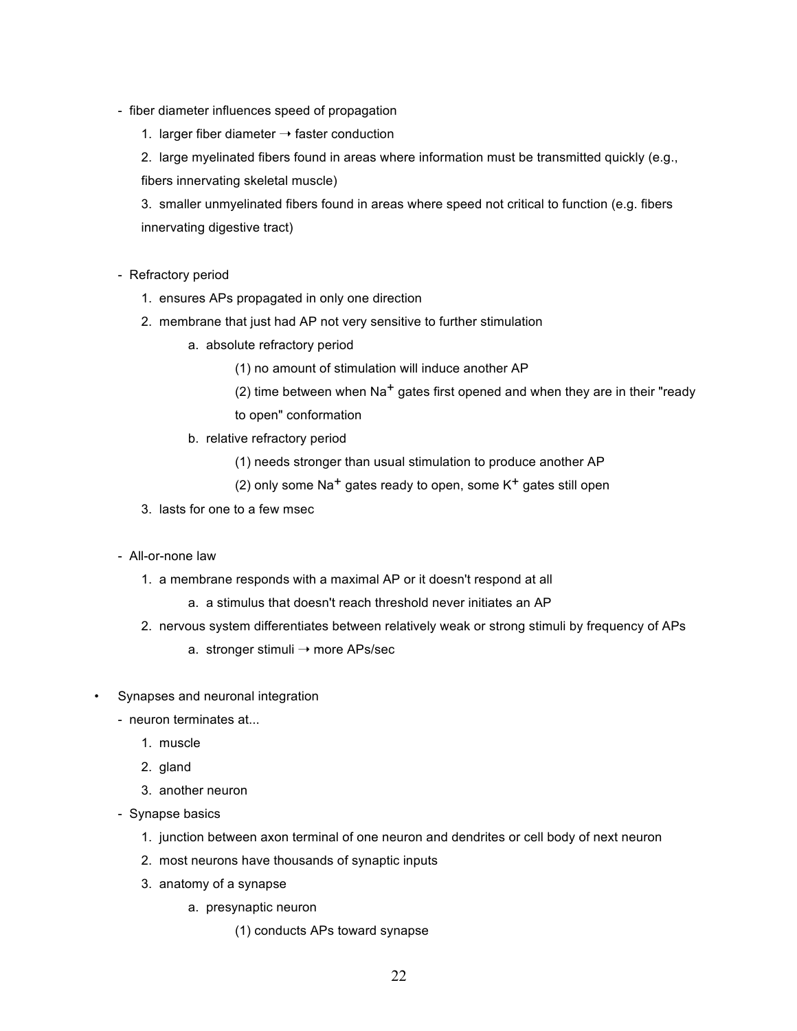- fiber diameter influences speed of propagation
    1. larger fiber diameter → faster conduction
    2. large myelinated fibers found in areas where information must be transmitted quickly (e.g., fibers innervating skeletal muscle)
    3. smaller unmyelinated fibers found in areas where speed not critical to function (e.g. fibers innervating digestive tract)

- Refractory period
    1. ensures APs propagated in only one direction
    2. membrane that just had AP not very sensitive to further stimulation
        a. absolute refractory period
            (1) no amount of stimulation will induce another AP
            (2) time between when $Na^+$ gates first opened and when they are in their "ready to open" conformation
        b. relative refractory period
            (1) needs stronger than usual stimulation to produce another AP
            (2) only some $Na^+$ gates ready to open, some $K^+$ gates still open
    3. lasts for one to a few msec

- All-or-none law
    1. a membrane responds with a maximal AP or it doesn't respond at all
        a. a stimulus that doesn't reach threshold never initiates an AP
    2. nervous system differentiates between relatively weak or strong stimuli by frequency of APs
        a. stronger stimuli → more APs/sec

• Synapses and neuronal integration
  - neuron terminates at...
    1. muscle
    2. gland
    3. another neuron
  - Synapse basics
    1. junction between axon terminal of one neuron and dendrites or cell body of next neuron
    2. most neurons have thousands of synaptic inputs
    3. anatomy of a synapse
        a. presynaptic neuron
            (1) conducts APs toward synapse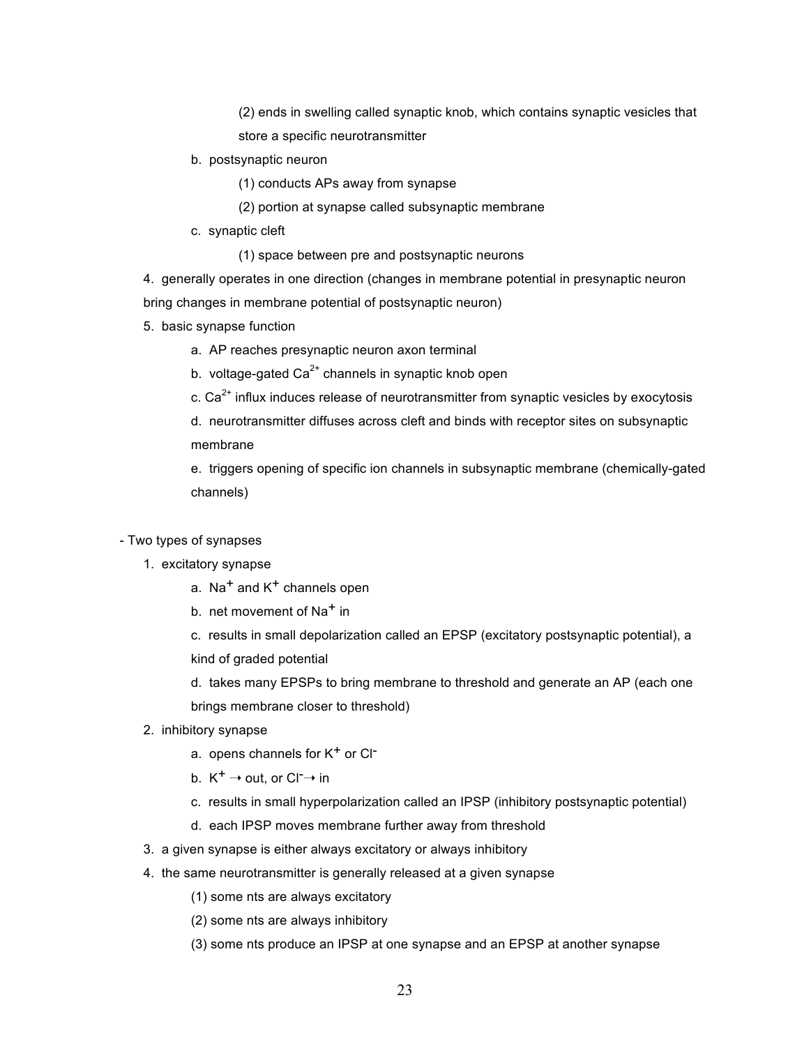(2) ends in swelling called synaptic knob, which contains synaptic vesicles that store a specific neurotransmitter

b. postsynaptic neuron

(1) conducts APs away from synapse

(2) portion at synapse called subsynaptic membrane

c. synaptic cleft

(1) space between pre and postsynaptic neurons

4. generally operates in one direction (changes in membrane potential in presynaptic neuron bring changes in membrane potential of postsynaptic neuron)

5. basic synapse function

a. AP reaches presynaptic neuron axon terminal

b. voltage-gated $Ca^{2+}$ channels in synaptic knob open

c. $Ca^{2+}$ influx induces release of neurotransmitter from synaptic vesicles by exocytosis

d. neurotransmitter diffuses across cleft and binds with receptor sites on subsynaptic membrane

e. triggers opening of specific ion channels in subsynaptic membrane (chemically-gated channels)

- Two types of synapses

1. excitatory synapse

a. $Na^+$ and $K^+$ channels open

b. net movement of $Na^+$ in

c. results in small depolarization called an EPSP (excitatory postsynaptic potential), a kind of graded potential

d. takes many EPSPs to bring membrane to threshold and generate an AP (each one brings membrane closer to threshold)

2. inhibitory synapse

a. opens channels for $K^+$ or $Cl^-$

b. $K^+ \rightarrow$ out, or $Cl^- \rightarrow$ in

c. results in small hyperpolarization called an IPSP (inhibitory postsynaptic potential)

d. each IPSP moves membrane further away from threshold

3. a given synapse is either always excitatory or always inhibitory

4. the same neurotransmitter is generally released at a given synapse

(1) some nts are always excitatory

(2) some nts are always inhibitory

(3) some nts produce an IPSP at one synapse and an EPSP at another synapse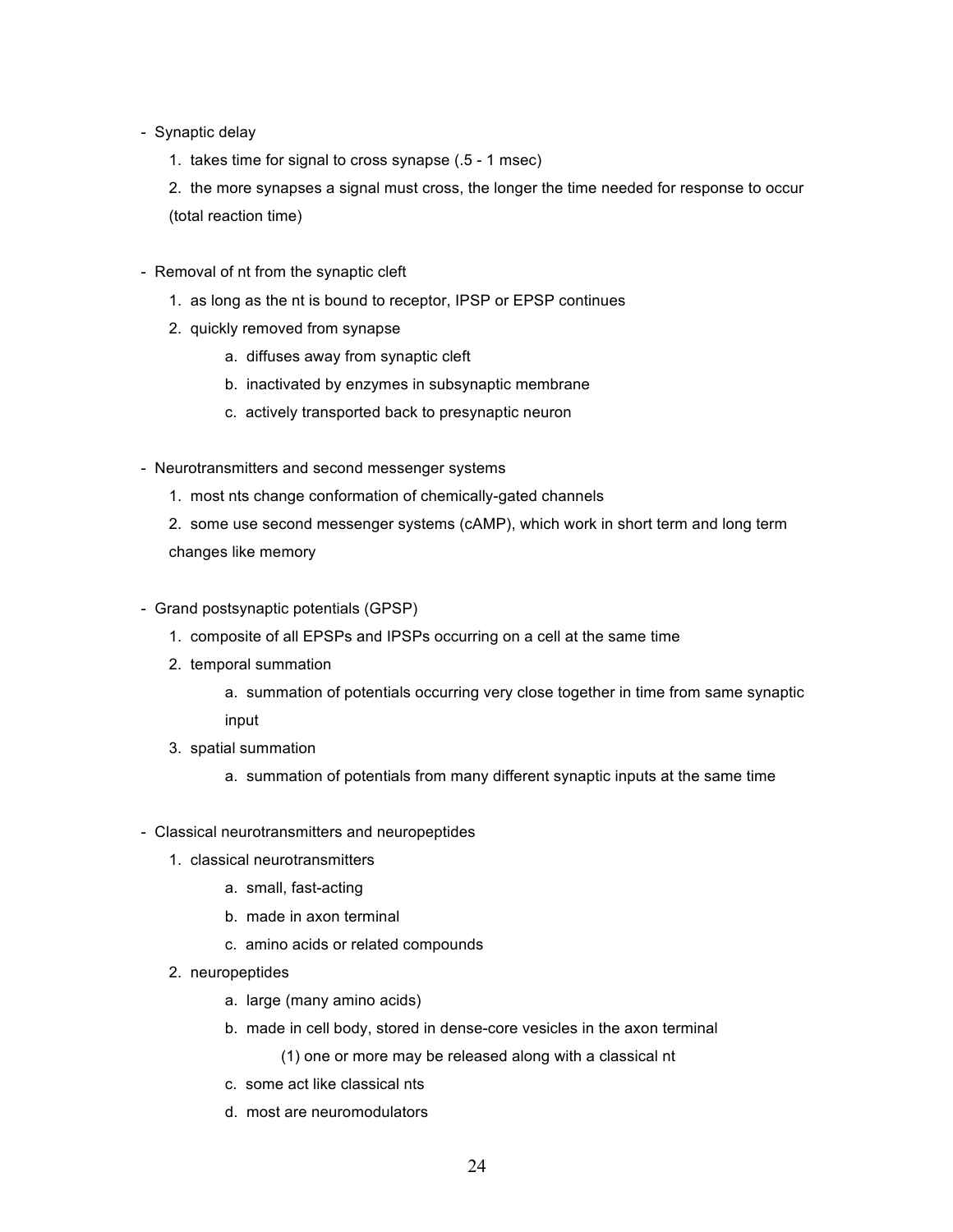- Synaptic delay
  1. takes time for signal to cross synapse (.5 - 1 msec)
  2. the more synapses a signal must cross, the longer the time needed for response to occur (total reaction time)

- Removal of nt from the synaptic cleft
  1. as long as the nt is bound to receptor, IPSP or EPSP continues
  2. quickly removed from synapse
     - a. diffuses away from synaptic cleft
     - b. inactivated by enzymes in subsynaptic membrane
     - c. actively transported back to presynaptic neuron

- Neurotransmitters and second messenger systems
  1. most nts change conformation of chemically-gated channels
  2. some use second messenger systems (cAMP), which work in short term and long term changes like memory

- Grand postsynaptic potentials (GPSP)
  1. composite of all EPSPs and IPSPs occurring on a cell at the same time
  2. temporal summation
     - a. summation of potentials occurring very close together in time from same synaptic input
  3. spatial summation
     - a. summation of potentials from many different synaptic inputs at the same time

- Classical neurotransmitters and neuropeptides
  1. classical neurotransmitters
     - a. small, fast-acting
     - b. made in axon terminal
     - c. amino acids or related compounds
  2. neuropeptides
     - a. large (many amino acids)
     - b. made in cell body, stored in dense-core vesicles in the axon terminal
       - (1) one or more may be released along with a classical nt
     - c. some act like classical nts
     - d. most are neuromodulators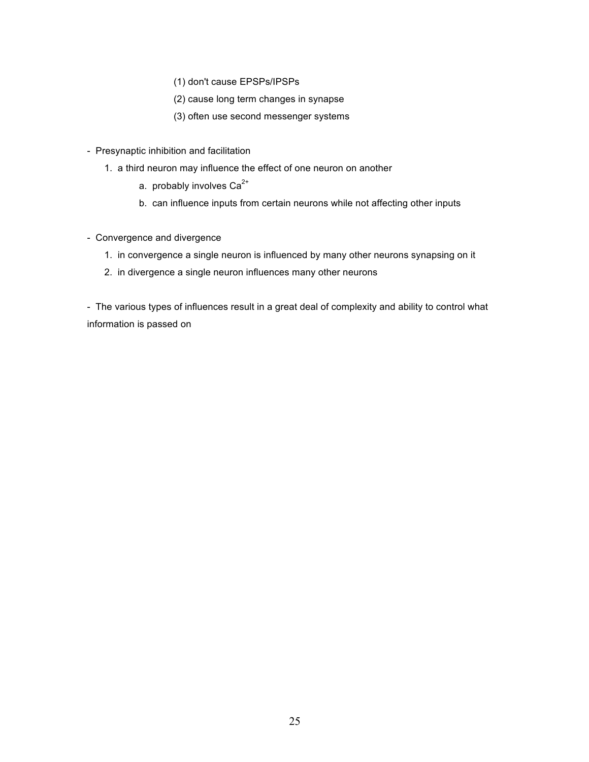(1) don't cause EPSPs/IPSPs

(2) cause long term changes in synapse

(3) often use second messenger systems

- Presynaptic inhibition and facilitation
    1. a third neuron may influence the effect of one neuron on another
        a. probably involves $Ca^{2+}$
        b. can influence inputs from certain neurons while not affecting other inputs

- Convergence and divergence
    1. in convergence a single neuron is influenced by many other neurons synapsing on it
    2. in divergence a single neuron influences many other neurons

- The various types of influences result in a great deal of complexity and ability to control what information is passed on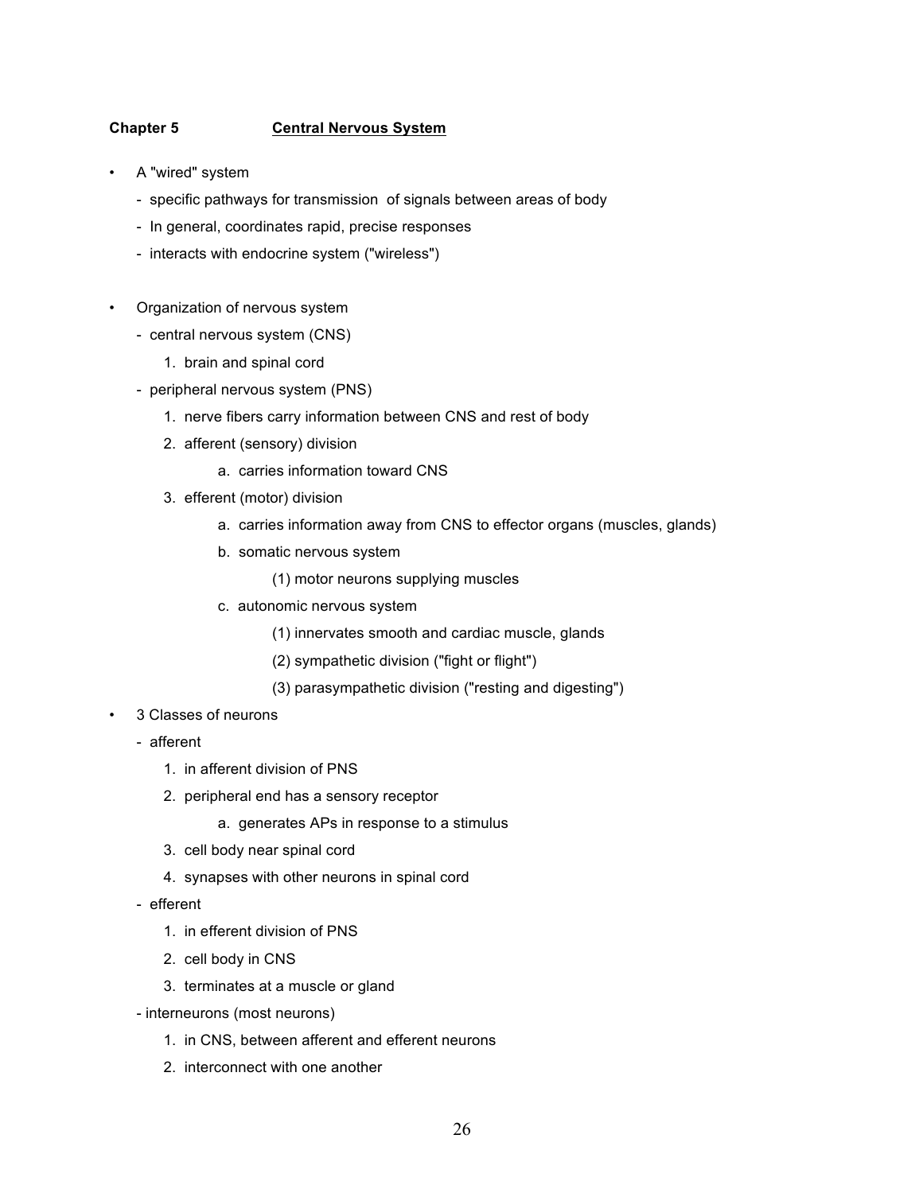**Chapter 5** **Central Nervous System**

- A "wired" system
  - specific pathways for transmission of signals between areas of body
  - In general, coordinates rapid, precise responses
  - interacts with endocrine system ("wireless")

- Organization of nervous system
  - central nervous system (CNS)
    1. brain and spinal cord
  - peripheral nervous system (PNS)
    1. nerve fibers carry information between CNS and rest of body
    2. afferent (sensory) division
       a. carries information toward CNS
    3. efferent (motor) division
       a. carries information away from CNS to effector organs (muscles, glands)
       b. somatic nervous system
          (1) motor neurons supplying muscles
       c. autonomic nervous system
          (1) innervates smooth and cardiac muscle, glands
          (2) sympathetic division ("fight or flight")
          (3) parasympathetic division ("resting and digesting")

- 3 Classes of neurons
  - afferent
    1. in afferent division of PNS
    2. peripheral end has a sensory receptor
       a. generates APs in response to a stimulus
    3. cell body near spinal cord
    4. synapses with other neurons in spinal cord
  - efferent
    1. in efferent division of PNS
    2. cell body in CNS
    3. terminates at a muscle or gland
  - interneurons (most neurons)
    1. in CNS, between afferent and efferent neurons
    2. interconnect with one another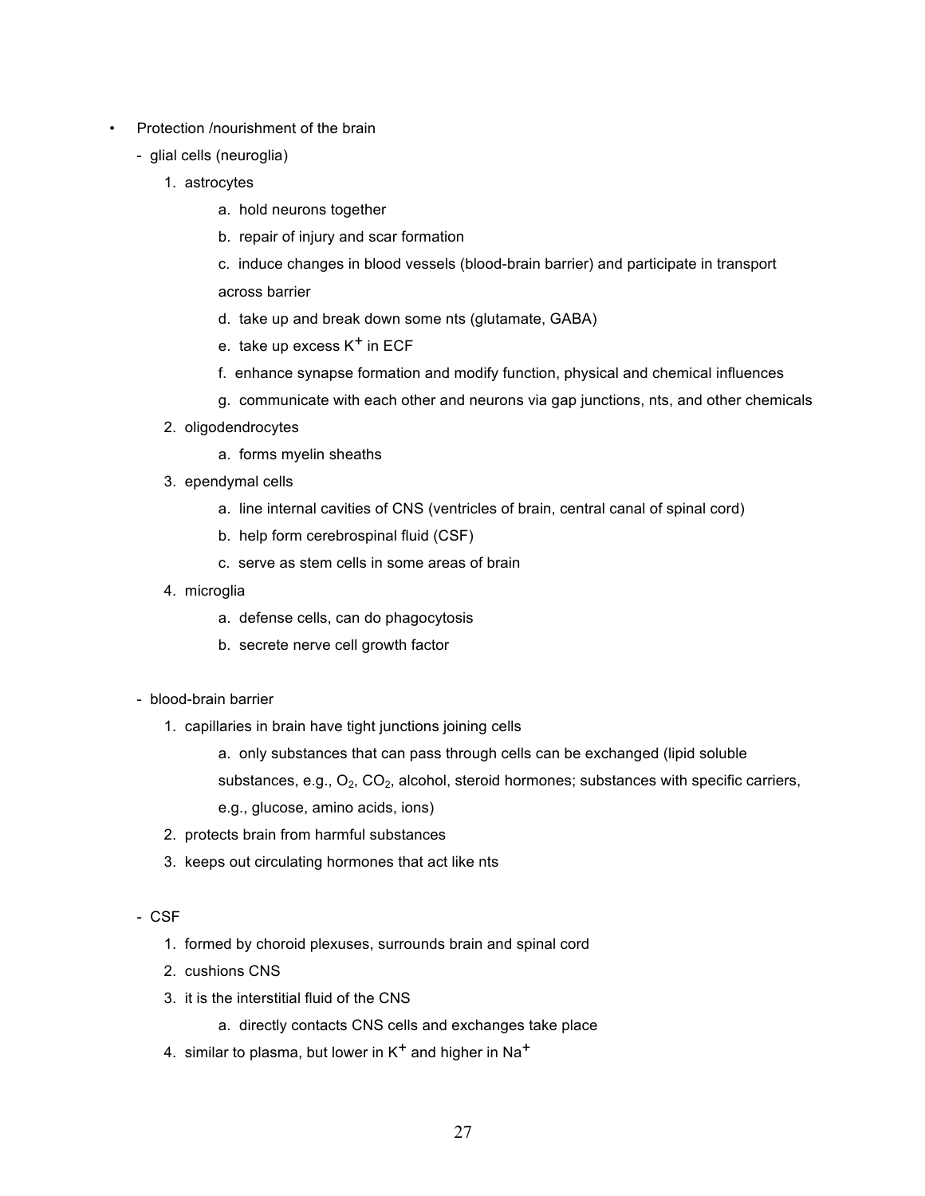- Protection /nourishment of the brain
  - glial cells (neuroglia)
    1. astrocytes
       a. hold neurons together
       b. repair of injury and scar formation
       c. induce changes in blood vessels (blood-brain barrier) and participate in transport across barrier
       d. take up and break down some nts (glutamate, GABA)
       e. take up excess $K^+$ in ECF
       f. enhance synapse formation and modify function, physical and chemical influences
       g. communicate with each other and neurons via gap junctions, nts, and other chemicals
    2. oligodendrocytes
       a. forms myelin sheaths
    3. ependymal cells
       a. line internal cavities of CNS (ventricles of brain, central canal of spinal cord)
       b. help form cerebrospinal fluid (CSF)
       c. serve as stem cells in some areas of brain
    4. microglia
       a. defense cells, can do phagocytosis
       b. secrete nerve cell growth factor

  - blood-brain barrier
    1. capillaries in brain have tight junctions joining cells
       a. only substances that can pass through cells can be exchanged (lipid soluble substances, e.g., $O_2$, $CO_2$, alcohol, steroid hormones; substances with specific carriers, e.g., glucose, amino acids, ions)
    2. protects brain from harmful substances
    3. keeps out circulating hormones that act like nts

  - CSF
    1. formed by choroid plexuses, surrounds brain and spinal cord
    2. cushions CNS
    3. it is the interstitial fluid of the CNS
       a. directly contacts CNS cells and exchanges take place
    4. similar to plasma, but lower in $K^+$ and higher in $Na^+$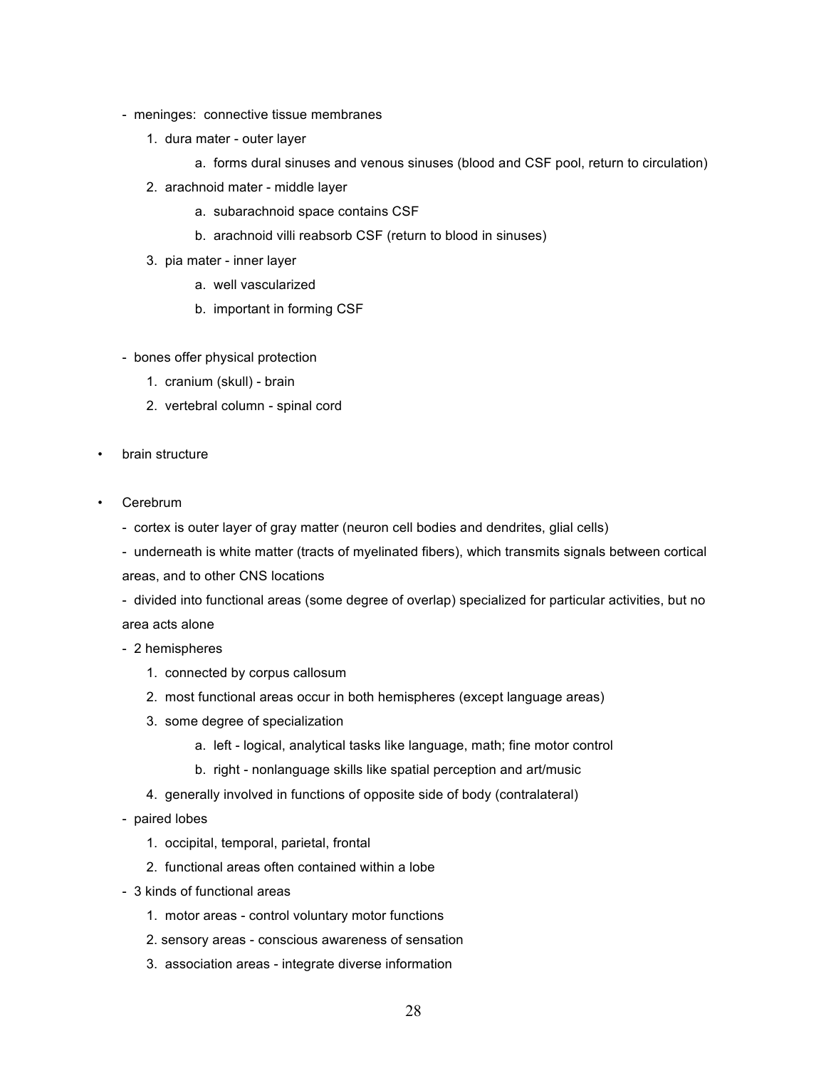- meninges: connective tissue membranes
    1. dura mater - outer layer
        a. forms dural sinuses and venous sinuses (blood and CSF pool, return to circulation)
    2. arachnoid mater - middle layer
        a. subarachnoid space contains CSF
        b. arachnoid villi reabsorb CSF (return to blood in sinuses)
    3. pia mater - inner layer
        a. well vascularized
        b. important in forming CSF

- bones offer physical protection
    1. cranium (skull) - brain
    2. vertebral column - spinal cord

- brain structure

- Cerebrum
    - cortex is outer layer of gray matter (neuron cell bodies and dendrites, glial cells)
    - underneath is white matter (tracts of myelinated fibers), which transmits signals between cortical areas, and to other CNS locations
    - divided into functional areas (some degree of overlap) specialized for particular activities, but no area acts alone
    - 2 hemispheres
        1. connected by corpus callosum
        2. most functional areas occur in both hemispheres (except language areas)
        3. some degree of specialization
            a. left - logical, analytical tasks like language, math; fine motor control
            b. right - nonlanguage skills like spatial perception and art/music
        4. generally involved in functions of opposite side of body (contralateral)
    - paired lobes
        1. occipital, temporal, parietal, frontal
        2. functional areas often contained within a lobe
    - 3 kinds of functional areas
        1. motor areas - control voluntary motor functions
        2. sensory areas - conscious awareness of sensation
        3. association areas - integrate diverse information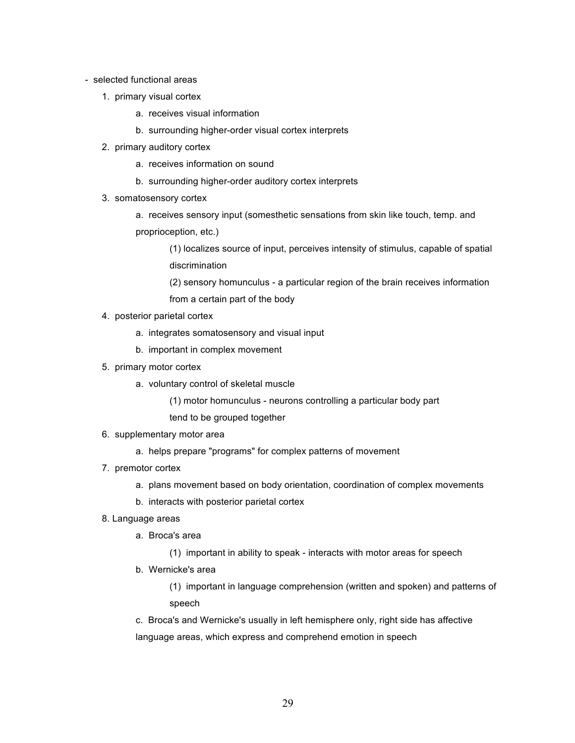- selected functional areas
    1. primary visual cortex
        a. receives visual information
        b. surrounding higher-order visual cortex interprets
    2. primary auditory cortex
        a. receives information on sound
        b. surrounding higher-order auditory cortex interprets
    3. somatosensory cortex
        a. receives sensory input (somesthetic sensations from skin like touch, temp. and proprioception, etc.)
            (1) localizes source of input, perceives intensity of stimulus, capable of spatial discrimination
            (2) sensory homunculus - a particular region of the brain receives information from a certain part of the body
    4. posterior parietal cortex
        a. integrates somatosensory and visual input
        b. important in complex movement
    5. primary motor cortex
        a. voluntary control of skeletal muscle
            (1) motor homunculus - neurons controlling a particular body part tend to be grouped together
    6. supplementary motor area
        a. helps prepare "programs" for complex patterns of movement
    7. premotor cortex
        a. plans movement based on body orientation, coordination of complex movements
        b. interacts with posterior parietal cortex
    8. Language areas
        a. Broca's area
            (1) important in ability to speak - interacts with motor areas for speech
        b. Wernicke's area
            (1) important in language comprehension (written and spoken) and patterns of speech
        c. Broca's and Wernicke's usually in left hemisphere only, right side has affective language areas, which express and comprehend emotion in speech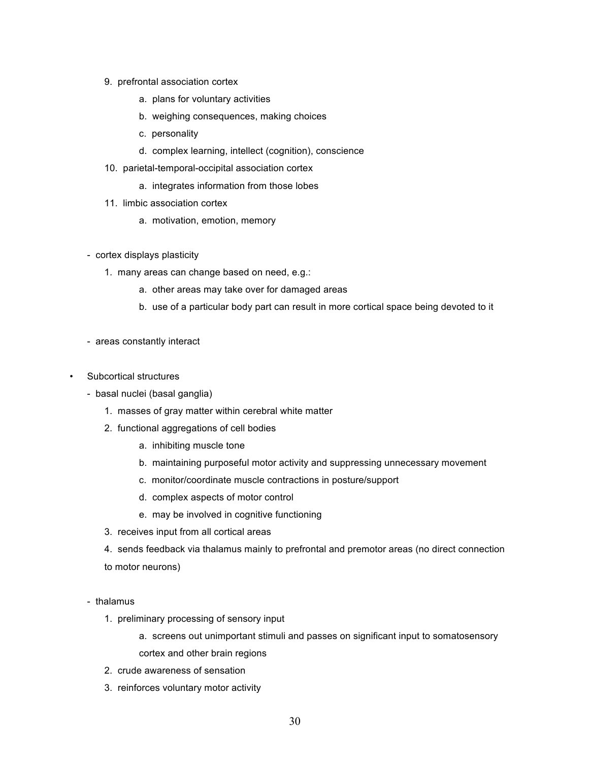9. prefrontal association cortex
    a. plans for voluntary activities
    b. weighing consequences, making choices
    c. personality
    d. complex learning, intellect (cognition), conscience
10. parietal-temporal-occipital association cortex
    a. integrates information from those lobes
11. limbic association cortex
    a. motivation, emotion, memory

- cortex displays plasticity
    1. many areas can change based on need, e.g.:
        a. other areas may take over for damaged areas
        b. use of a particular body part can result in more cortical space being devoted to it

- areas constantly interact

• Subcortical structures
  - basal nuclei (basal ganglia)
    1. masses of gray matter within cerebral white matter
    2. functional aggregations of cell bodies
        a. inhibiting muscle tone
        b. maintaining purposeful motor activity and suppressing unnecessary movement
        c. monitor/coordinate muscle contractions in posture/support
        d. complex aspects of motor control
        e. may be involved in cognitive functioning
    3. receives input from all cortical areas
    4. sends feedback via thalamus mainly to prefrontal and premotor areas (no direct connection to motor neurons)

  - thalamus
    1. preliminary processing of sensory input
        a. screens out unimportant stimuli and passes on significant input to somatosensory cortex and other brain regions
    2. crude awareness of sensation
    3. reinforces voluntary motor activity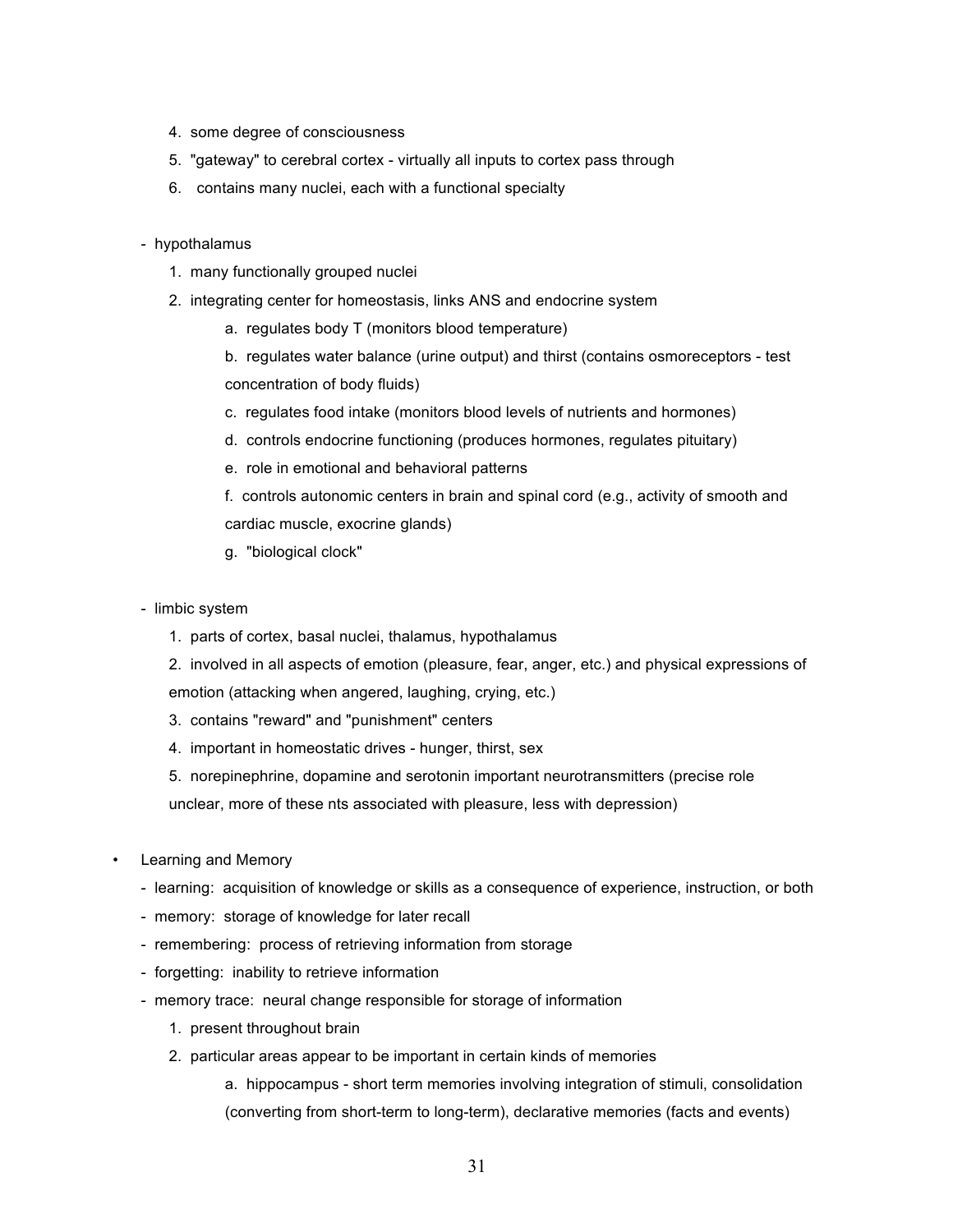4. some degree of consciousness
5. "gateway" to cerebral cortex - virtually all inputs to cortex pass through
6. contains many nuclei, each with a functional specialty

- hypothalamus
    1. many functionally grouped nuclei
    2. integrating center for homeostasis, links ANS and endocrine system
        a. regulates body T (monitors blood temperature)
        b. regulates water balance (urine output) and thirst (contains osmoreceptors - test concentration of body fluids)
        c. regulates food intake (monitors blood levels of nutrients and hormones)
        d. controls endocrine functioning (produces hormones, regulates pituitary)
        e. role in emotional and behavioral patterns
        f. controls autonomic centers in brain and spinal cord (e.g., activity of smooth and cardiac muscle, exocrine glands)
        g. "biological clock"

- limbic system
    1. parts of cortex, basal nuclei, thalamus, hypothalamus
    2. involved in all aspects of emotion (pleasure, fear, anger, etc.) and physical expressions of emotion (attacking when angered, laughing, crying, etc.)
    3. contains "reward" and "punishment" centers
    4. important in homeostatic drives - hunger, thirst, sex
    5. norepinephrine, dopamine and serotonin important neurotransmitters (precise role unclear, more of these nts associated with pleasure, less with depression)

- Learning and Memory
    - learning: acquisition of knowledge or skills as a consequence of experience, instruction, or both
    - memory: storage of knowledge for later recall
    - remembering: process of retrieving information from storage
    - forgetting: inability to retrieve information
    - memory trace: neural change responsible for storage of information
        1. present throughout brain
        2. particular areas appear to be important in certain kinds of memories
            a. hippocampus - short term memories involving integration of stimuli, consolidation (converting from short-term to long-term), declarative memories (facts and events)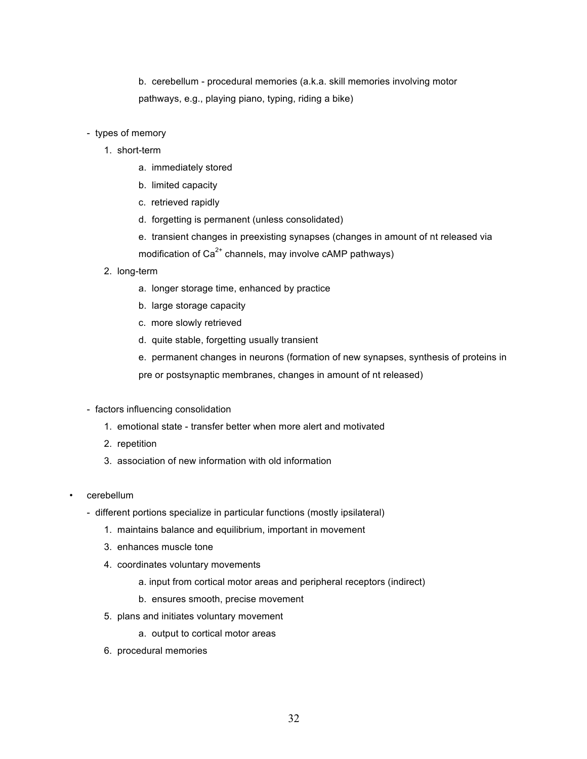b. cerebellum - procedural memories (a.k.a. skill memories involving motor pathways, e.g., playing piano, typing, riding a bike)

- types of memory
  1. short-term
     a. immediately stored
     b. limited capacity
     c. retrieved rapidly
     d. forgetting is permanent (unless consolidated)
     e. transient changes in preexisting synapses (changes in amount of nt released via modification of $Ca^{2+}$ channels, may involve cAMP pathways)
  2. long-term
     a. longer storage time, enhanced by practice
     b. large storage capacity
     c. more slowly retrieved
     d. quite stable, forgetting usually transient
     e. permanent changes in neurons (formation of new synapses, synthesis of proteins in pre or postsynaptic membranes, changes in amount of nt released)

- factors influencing consolidation
  1. emotional state - transfer better when more alert and motivated
  2. repetition
  3. association of new information with old information

• cerebellum
  - different portions specialize in particular functions (mostly ipsilateral)
    1. maintains balance and equilibrium, important in movement
    3. enhances muscle tone
    4. coordinates voluntary movements
       a. input from cortical motor areas and peripheral receptors (indirect)
       b. ensures smooth, precise movement
    5. plans and initiates voluntary movement
       a. output to cortical motor areas
    6. procedural memories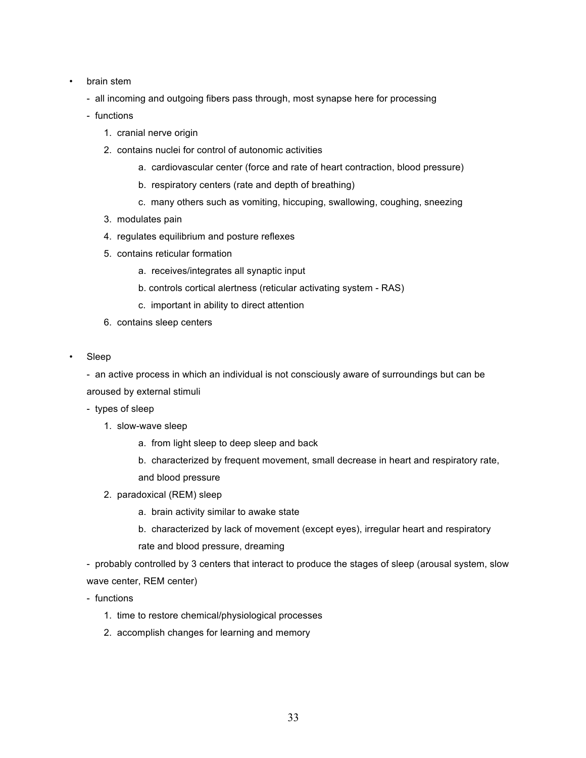- brain stem
  - all incoming and outgoing fibers pass through, most synapse here for processing
  - functions
    1. cranial nerve origin
    2. contains nuclei for control of autonomic activities
        a. cardiovascular center (force and rate of heart contraction, blood pressure)
        b. respiratory centers (rate and depth of breathing)
        c. many others such as vomiting, hiccuping, swallowing, coughing, sneezing
    3. modulates pain
    4. regulates equilibrium and posture reflexes
    5. contains reticular formation
        a. receives/integrates all synaptic input
        b. controls cortical alertness (reticular activating system - RAS)
        c. important in ability to direct attention
    6. contains sleep centers

- Sleep
  - an active process in which an individual is not consciously aware of surroundings but can be aroused by external stimuli
  - types of sleep
    1. slow-wave sleep
        a. from light sleep to deep sleep and back
        b. characterized by frequent movement, small decrease in heart and respiratory rate, and blood pressure
    2. paradoxical (REM) sleep
        a. brain activity similar to awake state
        b. characterized by lack of movement (except eyes), irregular heart and respiratory rate and blood pressure, dreaming
  - probably controlled by 3 centers that interact to produce the stages of sleep (arousal system, slow wave center, REM center)
  - functions
    1. time to restore chemical/physiological processes
    2. accomplish changes for learning and memory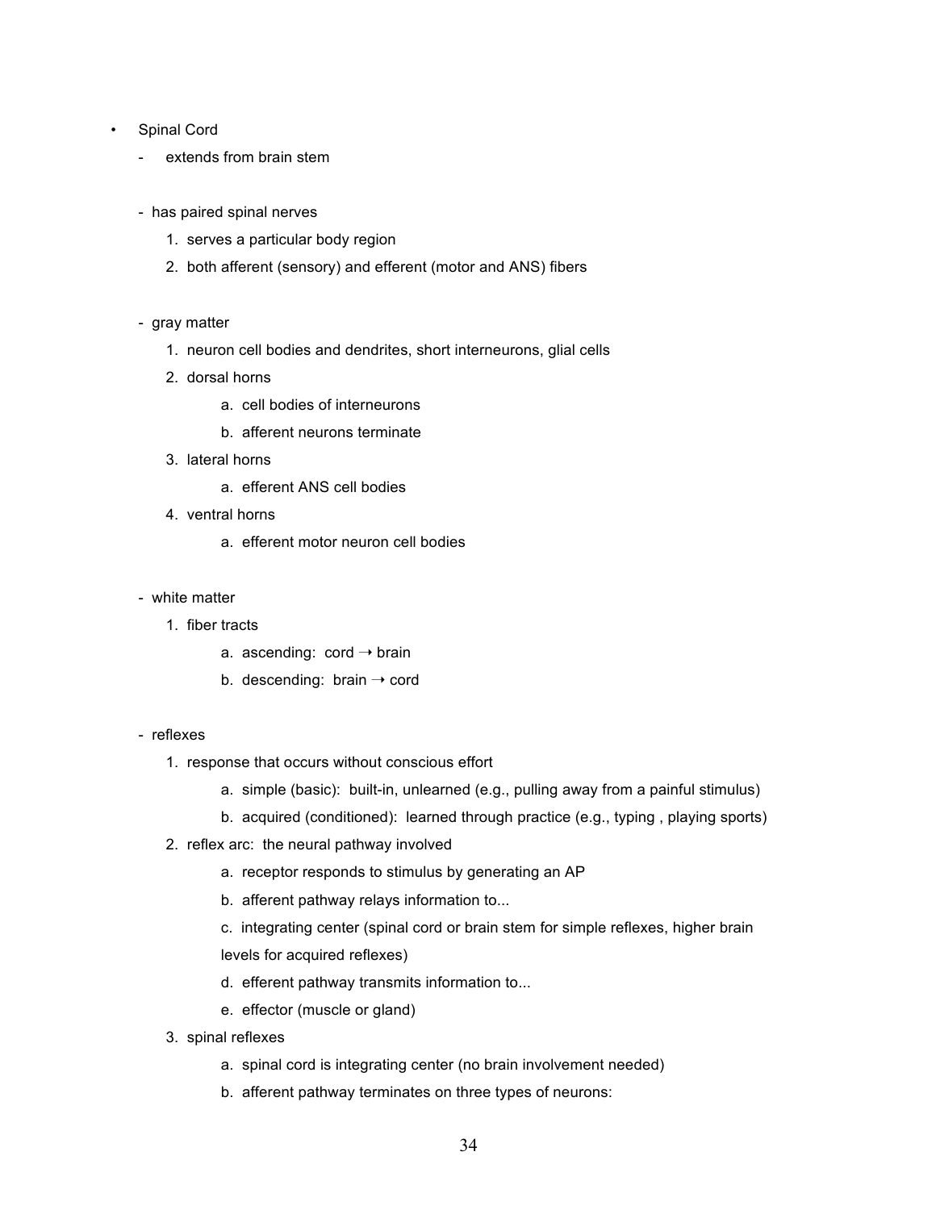- Spinal Cord
    - extends from brain stem

    - has paired spinal nerves
        1. serves a particular body region
        2. both afferent (sensory) and efferent (motor and ANS) fibers

    - gray matter
        1. neuron cell bodies and dendrites, short interneurons, glial cells
        2. dorsal horns
            a. cell bodies of interneurons
            b. afferent neurons terminate
        3. lateral horns
            a. efferent ANS cell bodies
        4. ventral horns
            a. efferent motor neuron cell bodies

    - white matter
        1. fiber tracts
            a. ascending: cord → brain
            b. descending: brain → cord

    - reflexes
        1. response that occurs without conscious effort
            a. simple (basic): built-in, unlearned (e.g., pulling away from a painful stimulus)
            b. acquired (conditioned): learned through practice (e.g., typing , playing sports)
        2. reflex arc: the neural pathway involved
            a. receptor responds to stimulus by generating an AP
            b. afferent pathway relays information to...
            c. integrating center (spinal cord or brain stem for simple reflexes, higher brain levels for acquired reflexes)
            d. efferent pathway transmits information to...
            e. effector (muscle or gland)
        3. spinal reflexes
            a. spinal cord is integrating center (no brain involvement needed)
            b. afferent pathway terminates on three types of neurons: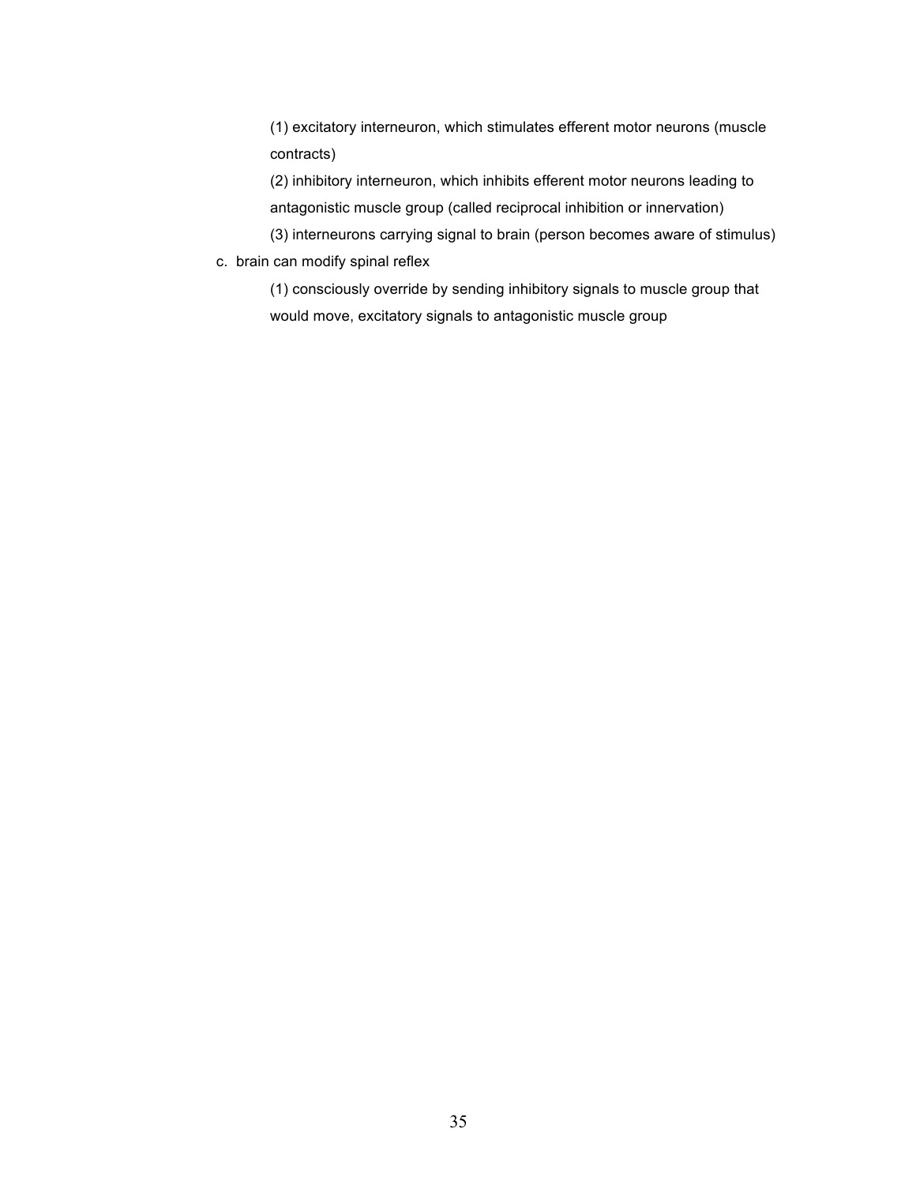(1) excitatory interneuron, which stimulates efferent motor neurons (muscle contracts)

(2) inhibitory interneuron, which inhibits efferent motor neurons leading to antagonistic muscle group (called reciprocal inhibition or innervation)

(3) interneurons carrying signal to brain (person becomes aware of stimulus)

c. brain can modify spinal reflex

(1) consciously override by sending inhibitory signals to muscle group that would move, excitatory signals to antagonistic muscle group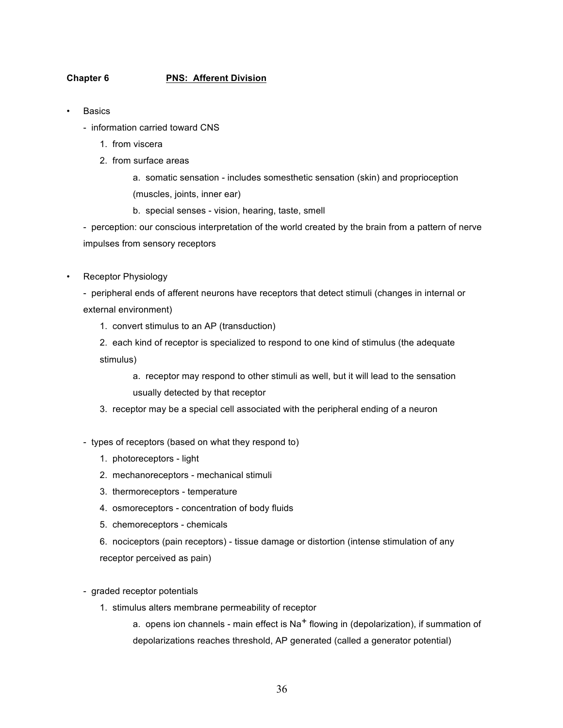**Chapter 6** **<u>PNS: Afferent Division</u>**

- Basics
  - information carried toward CNS
    1. from viscera
    2. from surface areas
       - a. somatic sensation - includes somesthetic sensation (skin) and proprioception (muscles, joints, inner ear)
       - b. special senses - vision, hearing, taste, smell
  - perception: our conscious interpretation of the world created by the brain from a pattern of nerve impulses from sensory receptors

- Receptor Physiology
  - peripheral ends of afferent neurons have receptors that detect stimuli (changes in internal or external environment)
    1. convert stimulus to an AP (transduction)
    2. each kind of receptor is specialized to respond to one kind of stimulus (the adequate stimulus)
       - a. receptor may respond to other stimuli as well, but it will lead to the sensation usually detected by that receptor
    3. receptor may be a special cell associated with the peripheral ending of a neuron

  - types of receptors (based on what they respond to)
    1. photoreceptors - light
    2. mechanoreceptors - mechanical stimuli
    3. thermoreceptors - temperature
    4. osmoreceptors - concentration of body fluids
    5. chemoreceptors - chemicals
    6. nociceptors (pain receptors) - tissue damage or distortion (intense stimulation of any receptor perceived as pain)

  - graded receptor potentials
    1. stimulus alters membrane permeability of receptor
       - a. opens ion channels - main effect is $Na^{+}$ flowing in (depolarization), if summation of depolarizations reaches threshold, AP generated (called a generator potential)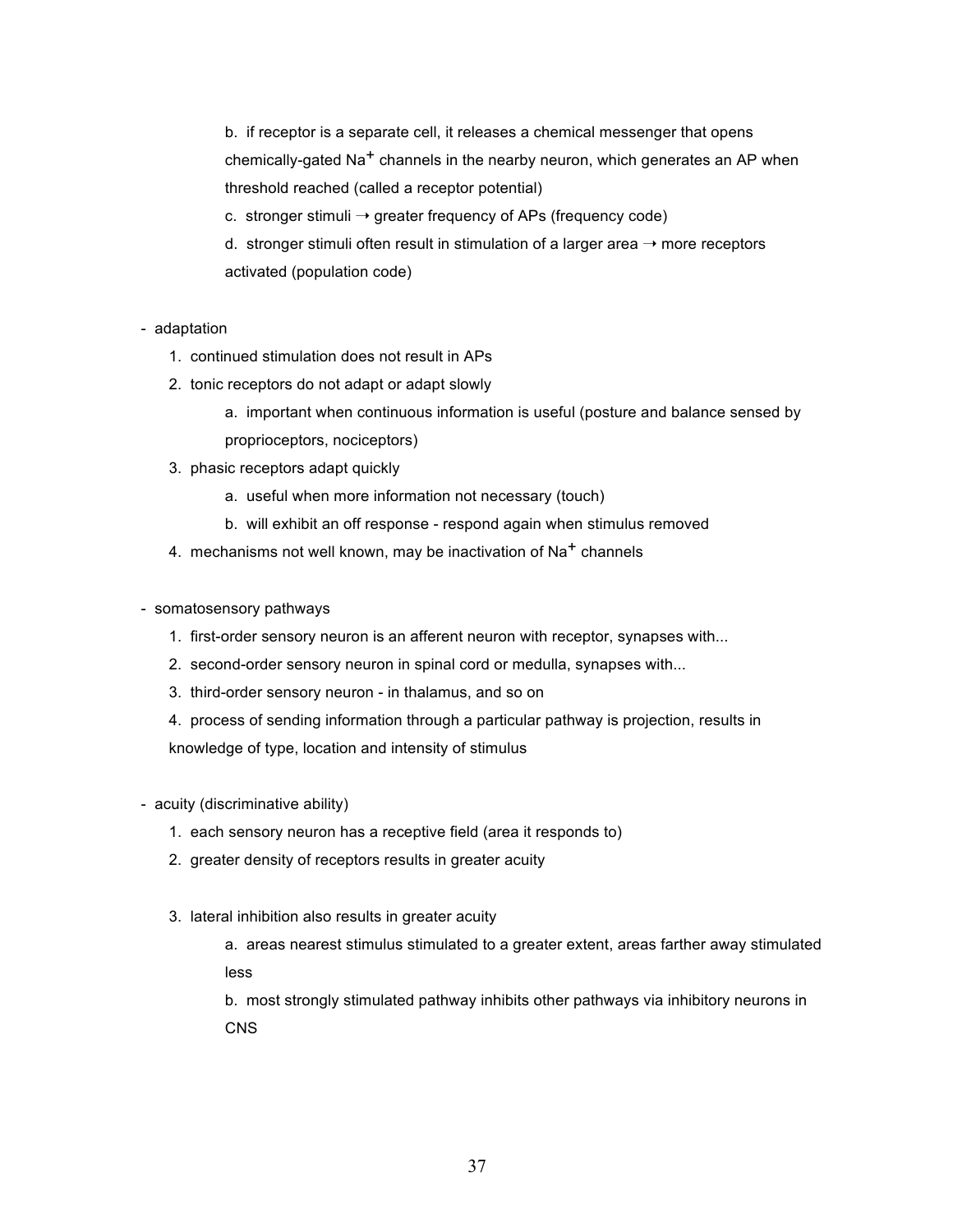b. if receptor is a separate cell, it releases a chemical messenger that opens chemically-gated $Na^+$ channels in the nearby neuron, which generates an AP when threshold reached (called a receptor potential)

c. stronger stimuli → greater frequency of APs (frequency code)

d. stronger stimuli often result in stimulation of a larger area → more receptors activated (population code)

- adaptation
  1. continued stimulation does not result in APs
  2. tonic receptors do not adapt or adapt slowly
     a. important when continuous information is useful (posture and balance sensed by proprioceptors, nociceptors)
  3. phasic receptors adapt quickly
     a. useful when more information not necessary (touch)
     b. will exhibit an off response - respond again when stimulus removed
  4. mechanisms not well known, may be inactivation of $Na^+$ channels

- somatosensory pathways
  1. first-order sensory neuron is an afferent neuron with receptor, synapses with...
  2. second-order sensory neuron in spinal cord or medulla, synapses with...
  3. third-order sensory neuron - in thalamus, and so on
  4. process of sending information through a particular pathway is projection, results in knowledge of type, location and intensity of stimulus

- acuity (discriminative ability)
  1. each sensory neuron has a receptive field (area it responds to)
  2. greater density of receptors results in greater acuity
  3. lateral inhibition also results in greater acuity
     a. areas nearest stimulus stimulated to a greater extent, areas farther away stimulated less
     b. most strongly stimulated pathway inhibits other pathways via inhibitory neurons in CNS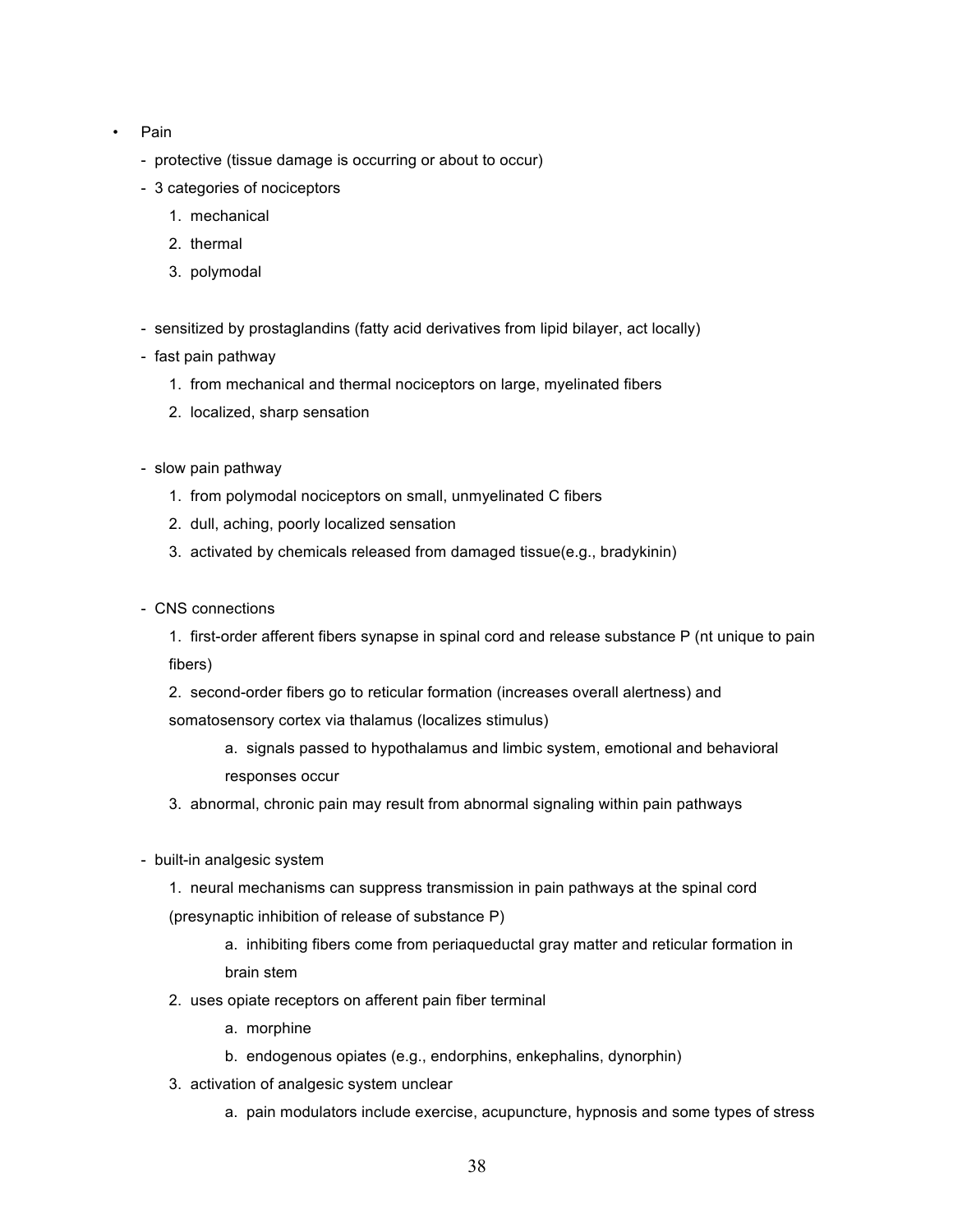- Pain
  - protective (tissue damage is occurring or about to occur)
  - 3 categories of nociceptors
    1. mechanical
    2. thermal
    3. polymodal
  - sensitized by prostaglandins (fatty acid derivatives from lipid bilayer, act locally)
  - fast pain pathway
    1. from mechanical and thermal nociceptors on large, myelinated fibers
    2. localized, sharp sensation
  - slow pain pathway
    1. from polymodal nociceptors on small, unmyelinated C fibers
    2. dull, aching, poorly localized sensation
    3. activated by chemicals released from damaged tissue(e.g., bradykinin)
  - CNS connections
    1. first-order afferent fibers synapse in spinal cord and release substance P (nt unique to pain fibers)
    2. second-order fibers go to reticular formation (increases overall alertness) and somatosensory cortex via thalamus (localizes stimulus)
       a. signals passed to hypothalamus and limbic system, emotional and behavioral responses occur
    3. abnormal, chronic pain may result from abnormal signaling within pain pathways
  - built-in analgesic system
    1. neural mechanisms can suppress transmission in pain pathways at the spinal cord (presynaptic inhibition of release of substance P)
       a. inhibiting fibers come from periaqueductal gray matter and reticular formation in brain stem
    2. uses opiate receptors on afferent pain fiber terminal
       a. morphine
       b. endogenous opiates (e.g., endorphins, enkephalins, dynorphin)
    3. activation of analgesic system unclear
       a. pain modulators include exercise, acupuncture, hypnosis and some types of stress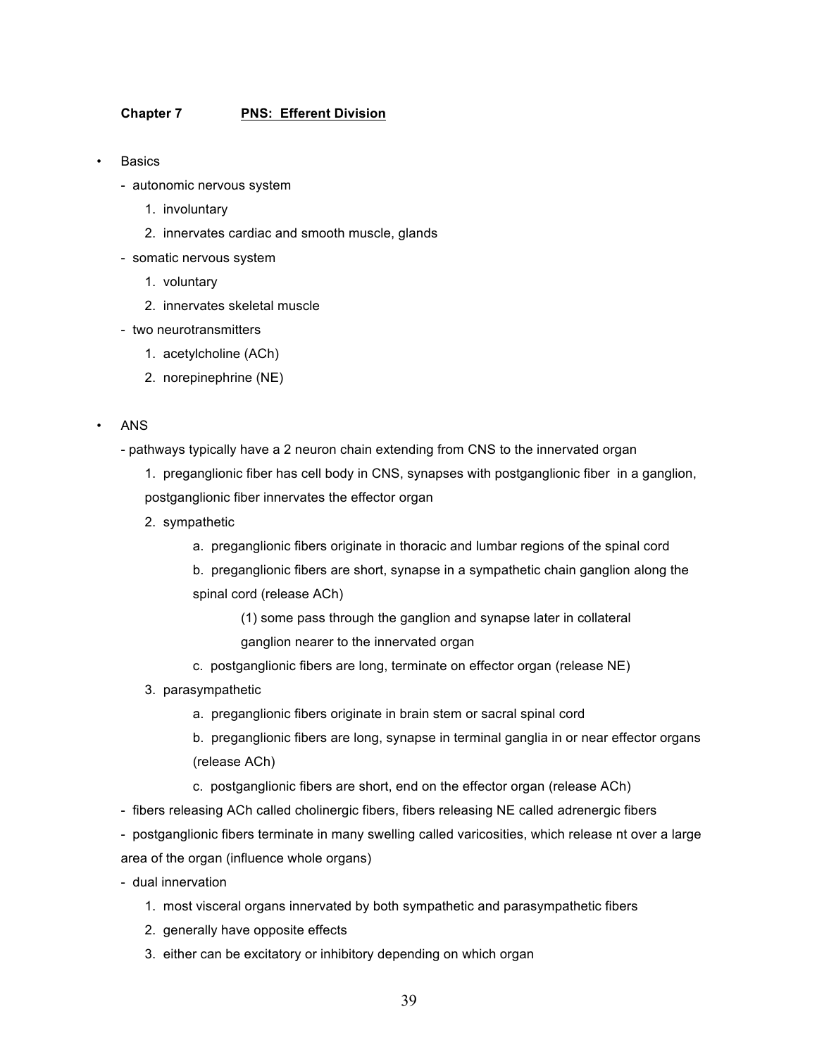**Chapter 7** **PNS: Efferent Division**

- Basics
  - autonomic nervous system
    1. involuntary
    2. innervates cardiac and smooth muscle, glands
  - somatic nervous system
    1. voluntary
    2. innervates skeletal muscle
  - two neurotransmitters
    1. acetylcholine (ACh)
    2. norepinephrine (NE)

- ANS
  - pathways typically have a 2 neuron chain extending from CNS to the innervated organ
    1. preganglionic fiber has cell body in CNS, synapses with postganglionic fiber in a ganglion, postganglionic fiber innervates the effector organ
    2. sympathetic
       a. preganglionic fibers originate in thoracic and lumbar regions of the spinal cord
       b. preganglionic fibers are short, synapse in a sympathetic chain ganglion along the spinal cord (release ACh)
          (1) some pass through the ganglion and synapse later in collateral ganglion nearer to the innervated organ
       c. postganglionic fibers are long, terminate on effector organ (release NE)
    3. parasympathetic
       a. preganglionic fibers originate in brain stem or sacral spinal cord
       b. preganglionic fibers are long, synapse in terminal ganglia in or near effector organs (release ACh)
       c. postganglionic fibers are short, end on the effector organ (release ACh)
  - fibers releasing ACh called cholinergic fibers, fibers releasing NE called adrenergic fibers
  - postganglionic fibers terminate in many swelling called varicosities, which release nt over a large area of the organ (influence whole organs)
  - dual innervation
    1. most visceral organs innervated by both sympathetic and parasympathetic fibers
    2. generally have opposite effects
    3. either can be excitatory or inhibitory depending on which organ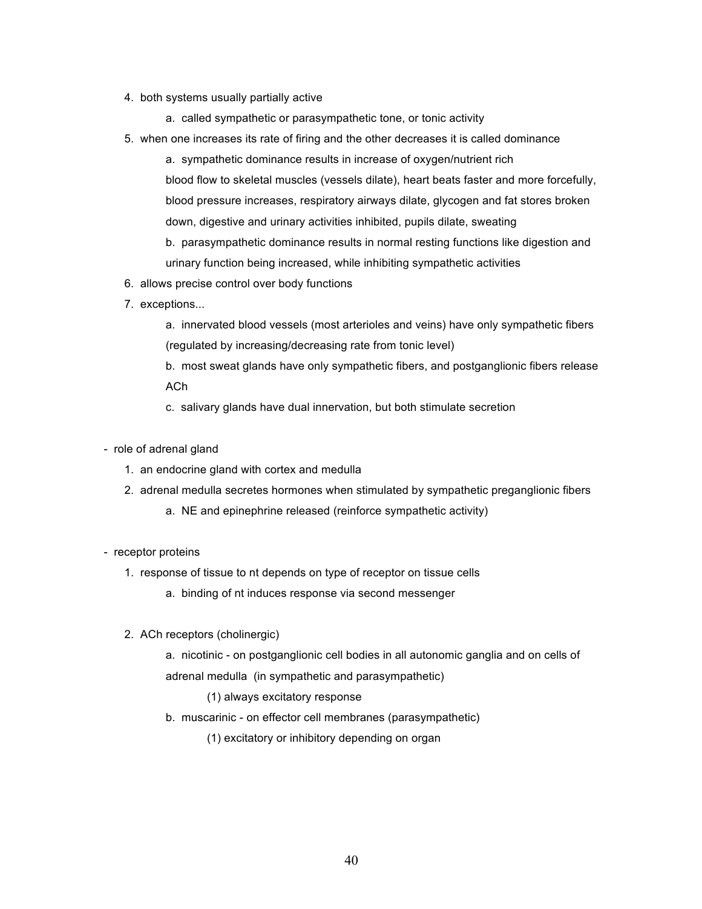4. both systems usually partially active
    a. called sympathetic or parasympathetic tone, or tonic activity
5. when one increases its rate of firing and the other decreases it is called dominance
    a. sympathetic dominance results in increase of oxygen/nutrient rich blood flow to skeletal muscles (vessels dilate), heart beats faster and more forcefully, blood pressure increases, respiratory airways dilate, glycogen and fat stores broken down, digestive and urinary activities inhibited, pupils dilate, sweating
    b. parasympathetic dominance results in normal resting functions like digestion and urinary function being increased, while inhibiting sympathetic activities
6. allows precise control over body functions
7. exceptions...
    a. innervated blood vessels (most arterioles and veins) have only sympathetic fibers (regulated by increasing/decreasing rate from tonic level)
    b. most sweat glands have only sympathetic fibers, and postganglionic fibers release ACh
    c. salivary glands have dual innervation, but both stimulate secretion

- role of adrenal gland
    1. an endocrine gland with cortex and medulla
    2. adrenal medulla secretes hormones when stimulated by sympathetic preganglionic fibers
        a. NE and epinephrine released (reinforce sympathetic activity)

- receptor proteins
    1. response of tissue to nt depends on type of receptor on tissue cells
        a. binding of nt induces response via second messenger

    2. ACh receptors (cholinergic)
        a. nicotinic - on postganglionic cell bodies in all autonomic ganglia and on cells of adrenal medulla (in sympathetic and parasympathetic)
            (1) always excitatory response
        b. muscarinic - on effector cell membranes (parasympathetic)
            (1) excitatory or inhibitory depending on organ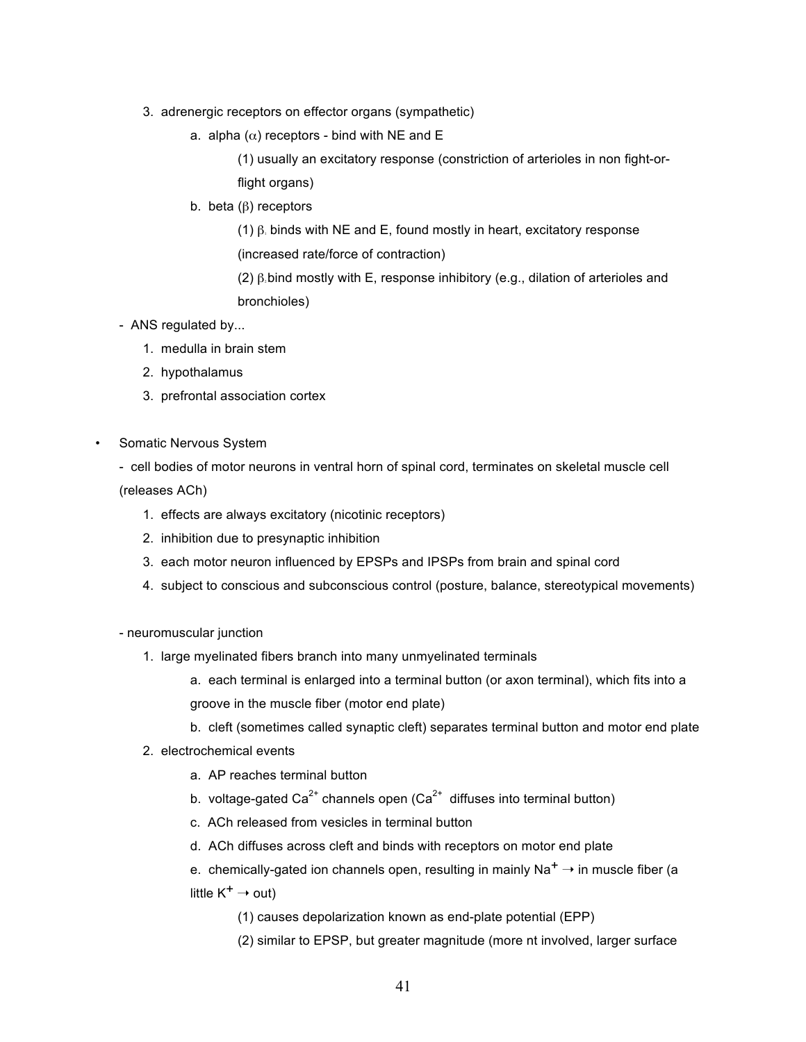3. adrenergic receptors on effector organs (sympathetic)
    - a. alpha ($\alpha$) receptors - bind with NE and E
        - (1) usually an excitatory response (constriction of arterioles in non fight-or-flight organs)
    - b. beta ($\beta$) receptors
        - (1) $\beta_1$ binds with NE and E, found mostly in heart, excitatory response (increased rate/force of contraction)
        - (2) $\beta_2$ bind mostly with E, response inhibitory (e.g., dilation of arterioles and bronchioles)

- ANS regulated by...
    1. medulla in brain stem
    2. hypothalamus
    3. prefrontal association cortex

• Somatic Nervous System

- cell bodies of motor neurons in ventral horn of spinal cord, terminates on skeletal muscle cell (releases ACh)
    1. effects are always excitatory (nicotinic receptors)
    2. inhibition due to presynaptic inhibition
    3. each motor neuron influenced by EPSPs and IPSPs from brain and spinal cord
    4. subject to conscious and subconscious control (posture, balance, stereotypical movements)

- neuromuscular junction
    1. large myelinated fibers branch into many unmyelinated terminals
        - a. each terminal is enlarged into a terminal button (or axon terminal), which fits into a groove in the muscle fiber (motor end plate)
        - b. cleft (sometimes called synaptic cleft) separates terminal button and motor end plate
    2. electrochemical events
        - a. AP reaches terminal button
        - b. voltage-gated $Ca^{2+}$ channels open ($Ca^{2+}$ diffuses into terminal button)
        - c. ACh released from vesicles in terminal button
        - d. ACh diffuses across cleft and binds with receptors on motor end plate
        - e. chemically-gated ion channels open, resulting in mainly $Na^+ \rightarrow$ in muscle fiber (a little $K^+ \rightarrow$ out)
            - (1) causes depolarization known as end-plate potential (EPP)
            - (2) similar to EPSP, but greater magnitude (more nt involved, larger surface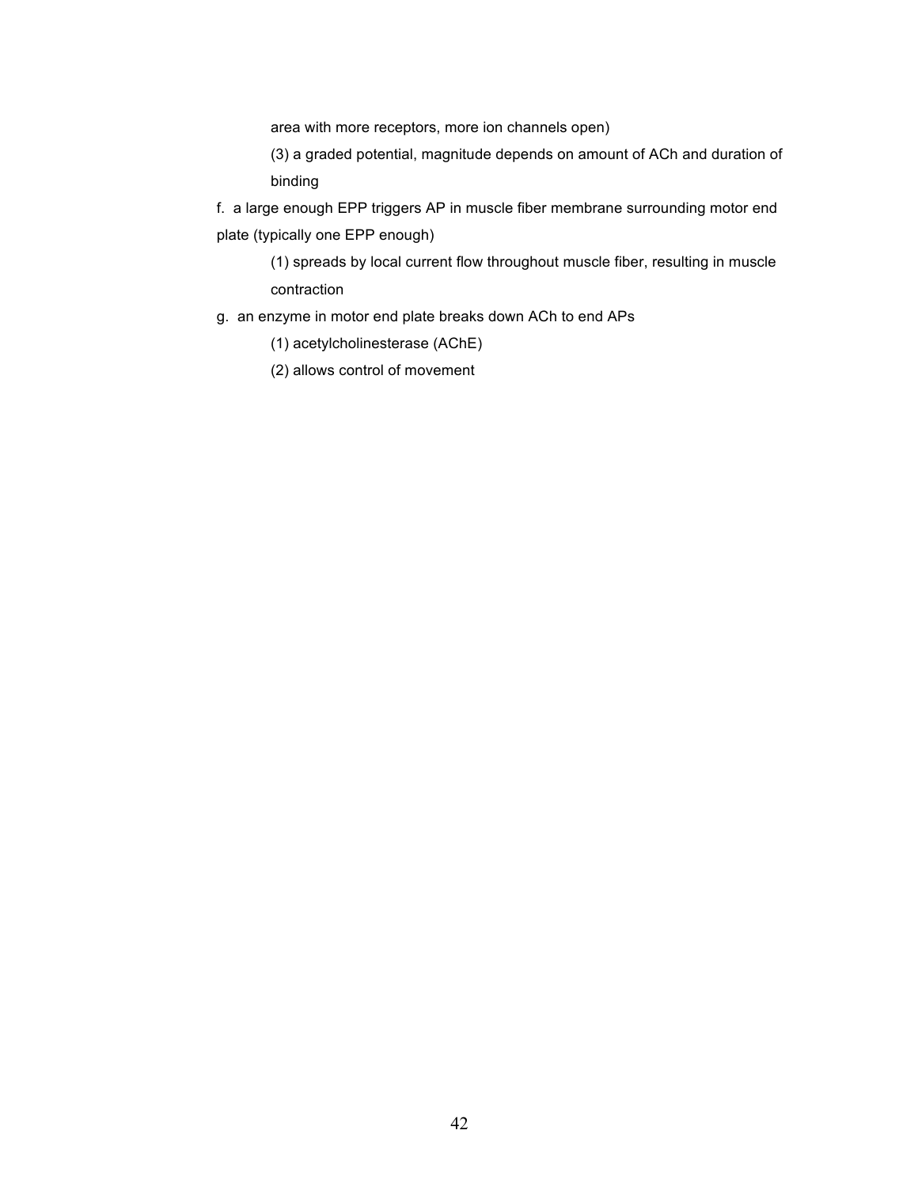area with more receptors, more ion channels open)

(3) a graded potential, magnitude depends on amount of ACh and duration of binding

f. a large enough EPP triggers AP in muscle fiber membrane surrounding motor end plate (typically one EPP enough)

(1) spreads by local current flow throughout muscle fiber, resulting in muscle contraction

g. an enzyme in motor end plate breaks down ACh to end APs

(1) acetylcholinesterase (AChE)

(2) allows control of movement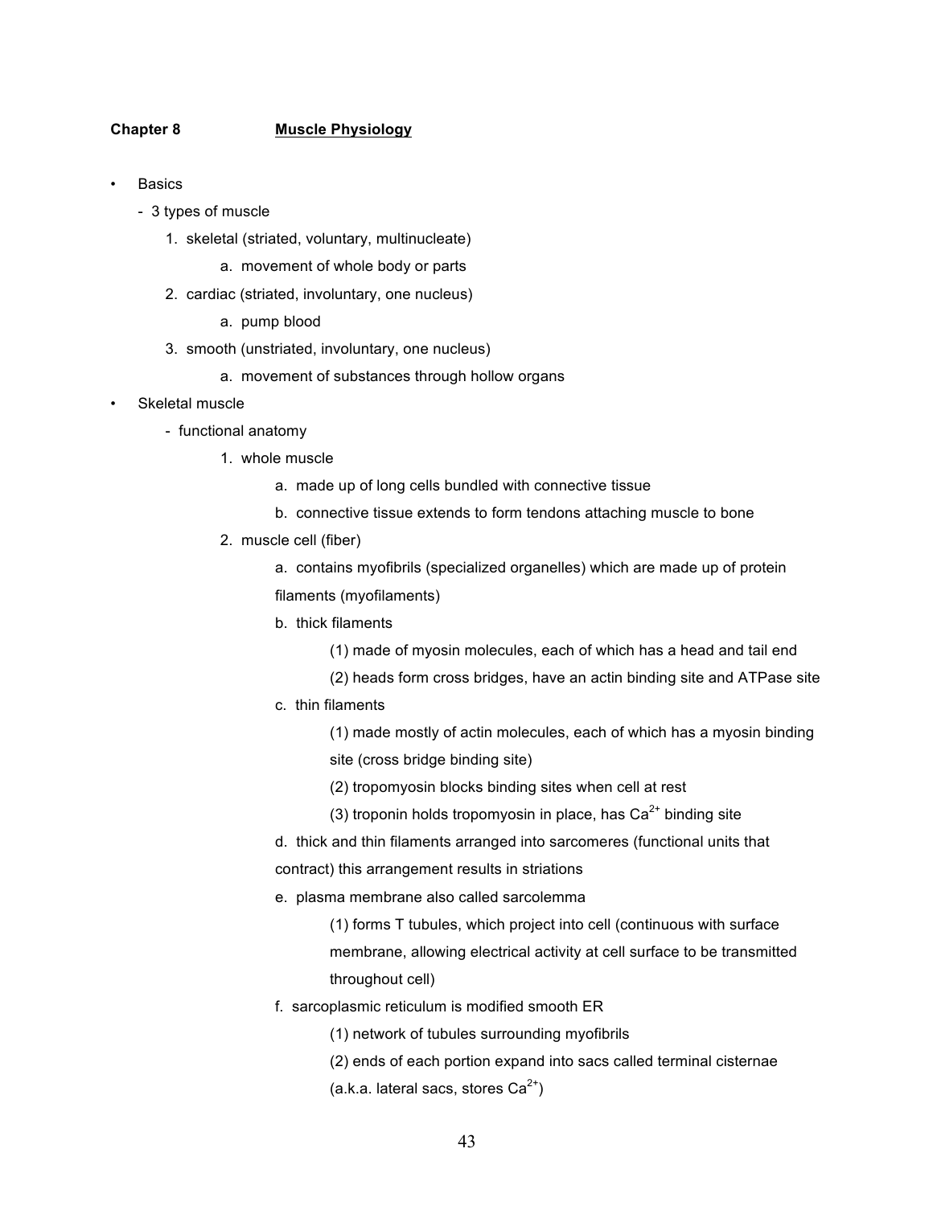**Chapter 8 Muscle Physiology**

- Basics
  - 3 types of muscle
    1. skeletal (striated, voluntary, multinucleate)
       a. movement of whole body or parts
    2. cardiac (striated, involuntary, one nucleus)
       a. pump blood
    3. smooth (unstriated, involuntary, one nucleus)
       a. movement of substances through hollow organs
- Skeletal muscle
  - functional anatomy
    1. whole muscle
       a. made up of long cells bundled with connective tissue
       b. connective tissue extends to form tendons attaching muscle to bone
    2. muscle cell (fiber)
       a. contains myofibrils (specialized organelles) which are made up of protein filaments (myofilaments)
       b. thick filaments
          (1) made of myosin molecules, each of which has a head and tail end
          (2) heads form cross bridges, have an actin binding site and ATPase site
       c. thin filaments
          (1) made mostly of actin molecules, each of which has a myosin binding site (cross bridge binding site)
          (2) tropomyosin blocks binding sites when cell at rest
          (3) troponin holds tropomyosin in place, has $Ca^{2+}$ binding site
       d. thick and thin filaments arranged into sarcomeres (functional units that contract) this arrangement results in striations
       e. plasma membrane also called sarcolemma
          (1) forms T tubules, which project into cell (continuous with surface membrane, allowing electrical activity at cell surface to be transmitted throughout cell)
       f. sarcoplasmic reticulum is modified smooth ER
          (1) network of tubules surrounding myofibrils
          (2) ends of each portion expand into sacs called terminal cisternae (a.k.a. lateral sacs, stores $Ca^{2+}$)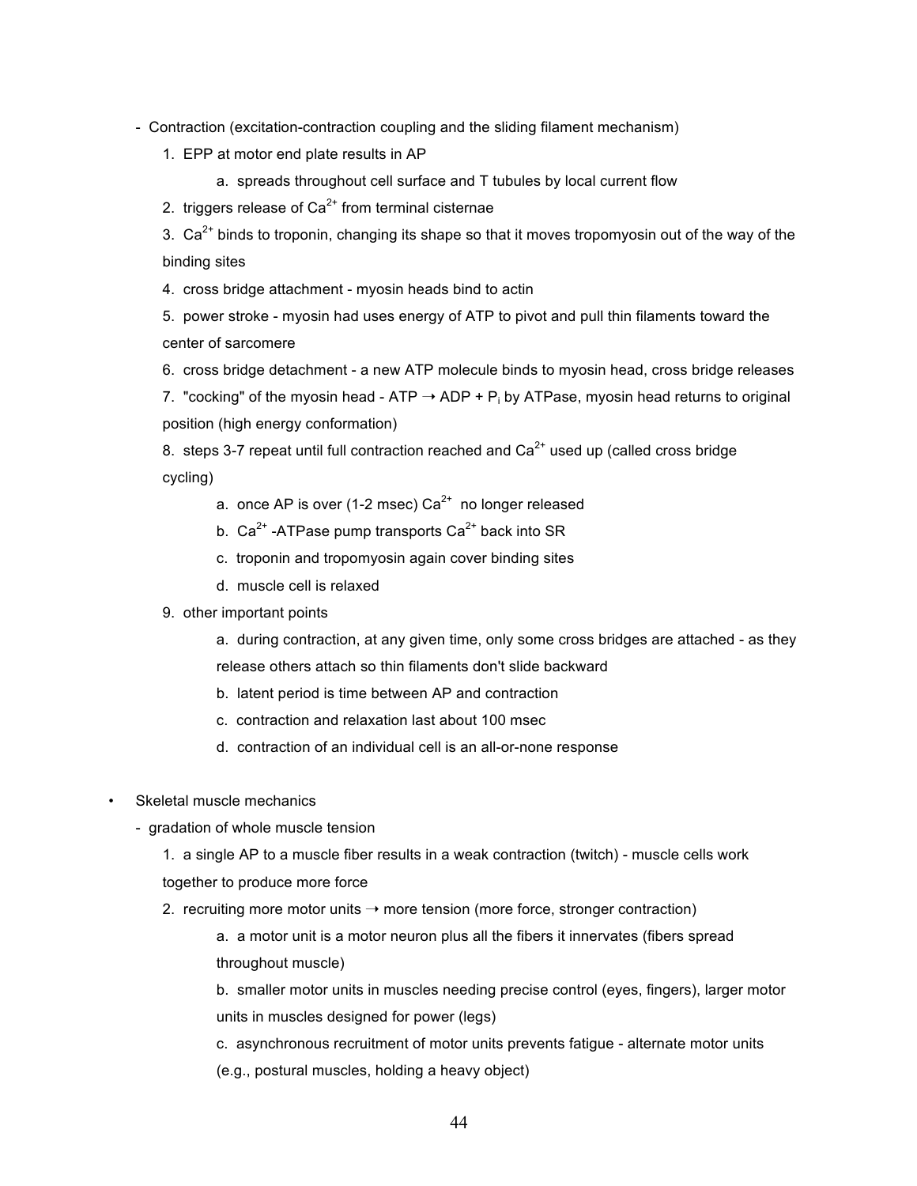- Contraction (excitation-contraction coupling and the sliding filament mechanism)
  1. EPP at motor end plate results in AP
     a. spreads throughout cell surface and T tubules by local current flow
  2. triggers release of $Ca^{2+}$ from terminal cisternae
  3. $Ca^{2+}$ binds to troponin, changing its shape so that it moves tropomyosin out of the way of the binding sites
  4. cross bridge attachment - myosin heads bind to actin
  5. power stroke - myosin had uses energy of ATP to pivot and pull thin filaments toward the center of sarcomere
  6. cross bridge detachment - a new ATP molecule binds to myosin head, cross bridge releases
  7. "cocking" of the myosin head - ATP → ADP + $P_i$ by ATPase, myosin head returns to original position (high energy conformation)
  8. steps 3-7 repeat until full contraction reached and $Ca^{2+}$ used up (called cross bridge cycling)
     a. once AP is over (1-2 msec) $Ca^{2+}$ no longer released
     b. $Ca^{2+}$ -ATPase pump transports $Ca^{2+}$ back into SR
     c. troponin and tropomyosin again cover binding sites
     d. muscle cell is relaxed
  9. other important points
     a. during contraction, at any given time, only some cross bridges are attached - as they release others attach so thin filaments don't slide backward
     b. latent period is time between AP and contraction
     c. contraction and relaxation last about 100 msec
     d. contraction of an individual cell is an all-or-none response

- Skeletal muscle mechanics
  - gradation of whole muscle tension
    1. a single AP to a muscle fiber results in a weak contraction (twitch) - muscle cells work together to produce more force
    2. recruiting more motor units → more tension (more force, stronger contraction)
       a. a motor unit is a motor neuron plus all the fibers it innervates (fibers spread throughout muscle)
       b. smaller motor units in muscles needing precise control (eyes, fingers), larger motor units in muscles designed for power (legs)
       c. asynchronous recruitment of motor units prevents fatigue - alternate motor units (e.g., postural muscles, holding a heavy object)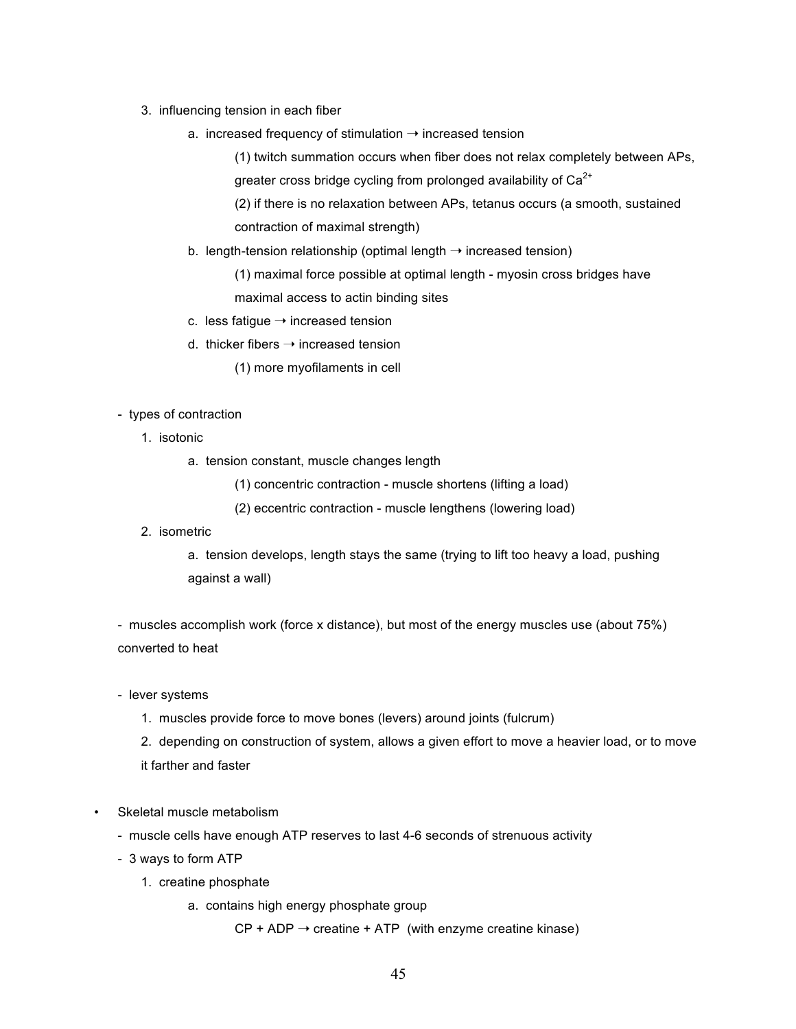3. influencing tension in each fiber
    - a. increased frequency of stimulation → increased tension
        - (1) twitch summation occurs when fiber does not relax completely between APs, greater cross bridge cycling from prolonged availability of $Ca^{2+}$
        - (2) if there is no relaxation between APs, tetanus occurs (a smooth, sustained contraction of maximal strength)
    - b. length-tension relationship (optimal length → increased tension)
        - (1) maximal force possible at optimal length - myosin cross bridges have maximal access to actin binding sites
    - c. less fatigue → increased tension
    - d. thicker fibers → increased tension
        - (1) more myofilaments in cell

- types of contraction
    1. isotonic
        - a. tension constant, muscle changes length
            - (1) concentric contraction - muscle shortens (lifting a load)
            - (2) eccentric contraction - muscle lengthens (lowering load)
    2. isometric
        - a. tension develops, length stays the same (trying to lift too heavy a load, pushing against a wall)

- muscles accomplish work (force x distance), but most of the energy muscles use (about 75%) converted to heat

- lever systems
    1. muscles provide force to move bones (levers) around joints (fulcrum)
    2. depending on construction of system, allows a given effort to move a heavier load, or to move it farther and faster

- Skeletal muscle metabolism
    - muscle cells have enough ATP reserves to last 4-6 seconds of strenuous activity
    - 3 ways to form ATP
        1. creatine phosphate
            - a. contains high energy phosphate group

              CP + ADP → creatine + ATP (with enzyme creatine kinase)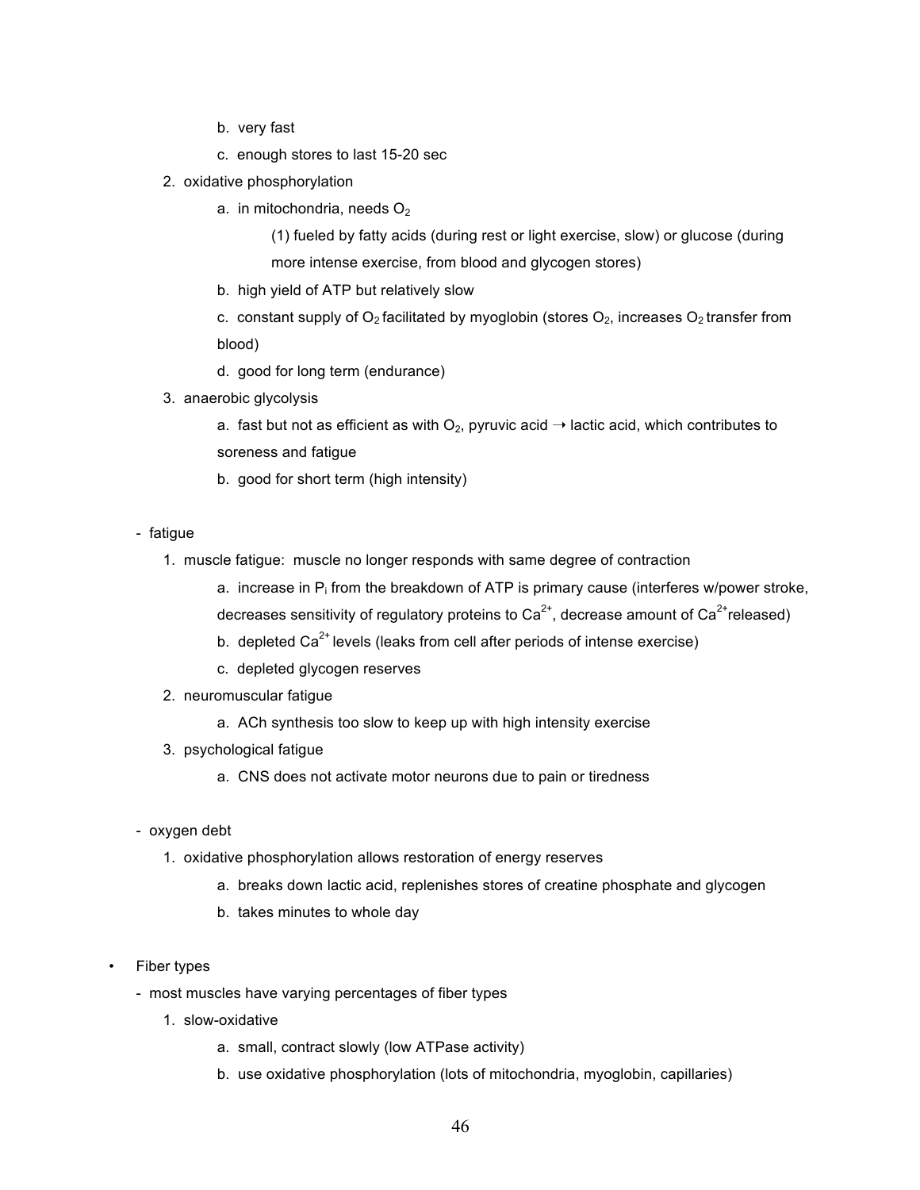b. very fast
    c. enough stores to last 15-20 sec
  2. oxidative phosphorylation
    a. in mitochondria, needs $O_2$
      (1) fueled by fatty acids (during rest or light exercise, slow) or glucose (during more intense exercise, from blood and glycogen stores)
    b. high yield of ATP but relatively slow
    c. constant supply of $O_2$ facilitated by myoglobin (stores $O_2$, increases $O_2$ transfer from blood)
    d. good for long term (endurance)
  3. anaerobic glycolysis
    a. fast but not as efficient as with $O_2$, pyruvic acid → lactic acid, which contributes to soreness and fatigue
    b. good for short term (high intensity)

- fatigue
  1. muscle fatigue: muscle no longer responds with same degree of contraction
    a. increase in $P_i$ from the breakdown of ATP is primary cause (interferes w/power stroke, decreases sensitivity of regulatory proteins to $Ca^{2+}$, decrease amount of $Ca^{2+}$ released)
    b. depleted $Ca^{2+}$ levels (leaks from cell after periods of intense exercise)
    c. depleted glycogen reserves
  2. neuromuscular fatigue
    a. ACh synthesis too slow to keep up with high intensity exercise
  3. psychological fatigue
    a. CNS does not activate motor neurons due to pain or tiredness

- oxygen debt
  1. oxidative phosphorylation allows restoration of energy reserves
    a. breaks down lactic acid, replenishes stores of creatine phosphate and glycogen
    b. takes minutes to whole day

• Fiber types
  - most muscles have varying percentages of fiber types
    1. slow-oxidative
      a. small, contract slowly (low ATPase activity)
      b. use oxidative phosphorylation (lots of mitochondria, myoglobin, capillaries)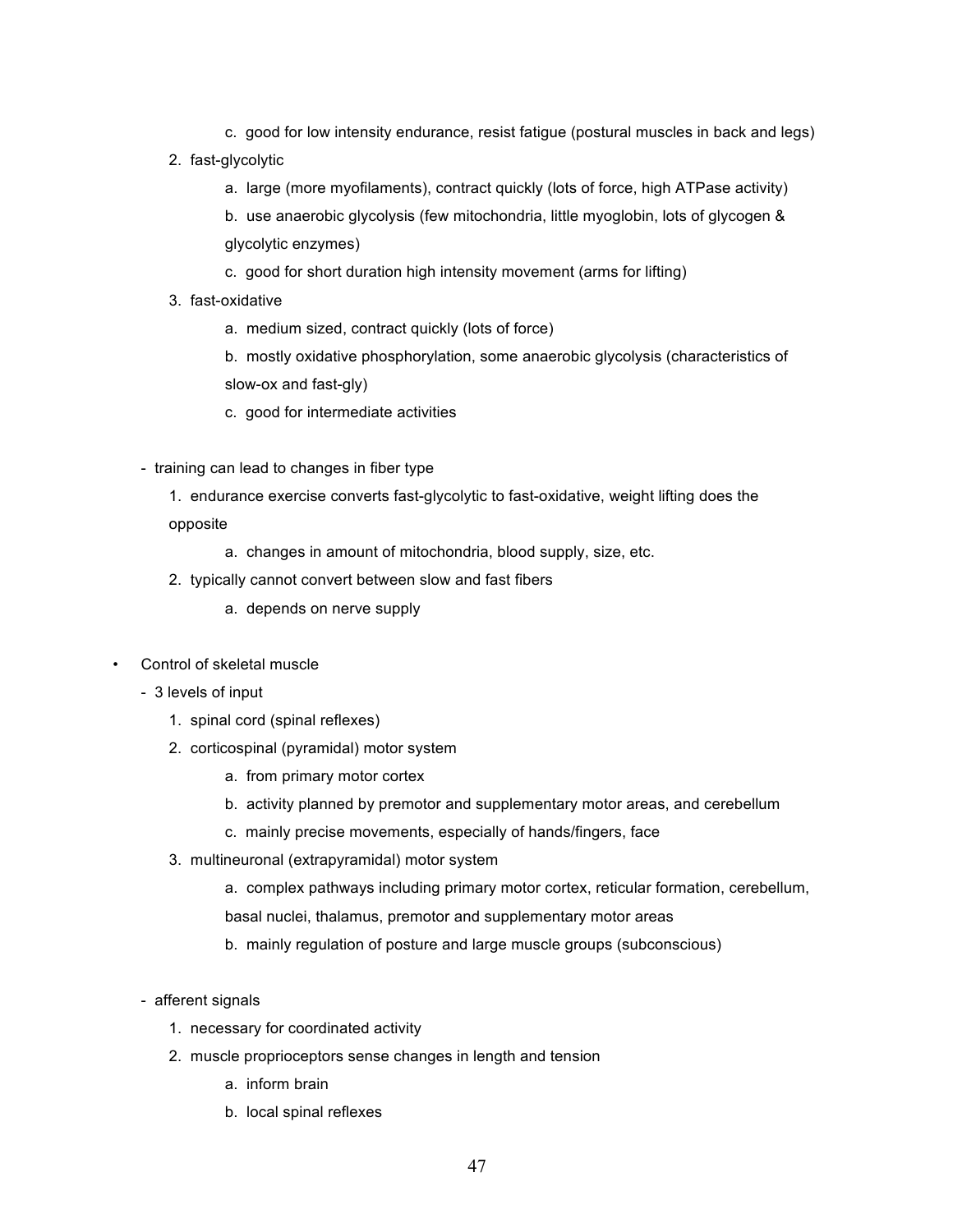c. good for low intensity endurance, resist fatigue (postural muscles in back and legs)

   2. fast-glycolytic

      a. large (more myofilaments), contract quickly (lots of force, high ATPase activity)

      b. use anaerobic glycolysis (few mitochondria, little myoglobin, lots of glycogen & glycolytic enzymes)

      c. good for short duration high intensity movement (arms for lifting)

   3. fast-oxidative

      a. medium sized, contract quickly (lots of force)

      b. mostly oxidative phosphorylation, some anaerobic glycolysis (characteristics of slow-ox and fast-gly)

      c. good for intermediate activities

- training can lead to changes in fiber type

   1. endurance exercise converts fast-glycolytic to fast-oxidative, weight lifting does the opposite

      a. changes in amount of mitochondria, blood supply, size, etc.

   2. typically cannot convert between slow and fast fibers

      a. depends on nerve supply

- Control of skeletal muscle

  - 3 levels of input

     1. spinal cord (spinal reflexes)

     2. corticospinal (pyramidal) motor system

        a. from primary motor cortex

        b. activity planned by premotor and supplementary motor areas, and cerebellum

        c. mainly precise movements, especially of hands/fingers, face

     3. multineuronal (extrapyramidal) motor system

        a. complex pathways including primary motor cortex, reticular formation, cerebellum, basal nuclei, thalamus, premotor and supplementary motor areas

        b. mainly regulation of posture and large muscle groups (subconscious)

  - afferent signals

     1. necessary for coordinated activity

     2. muscle proprioceptors sense changes in length and tension

        a. inform brain

        b. local spinal reflexes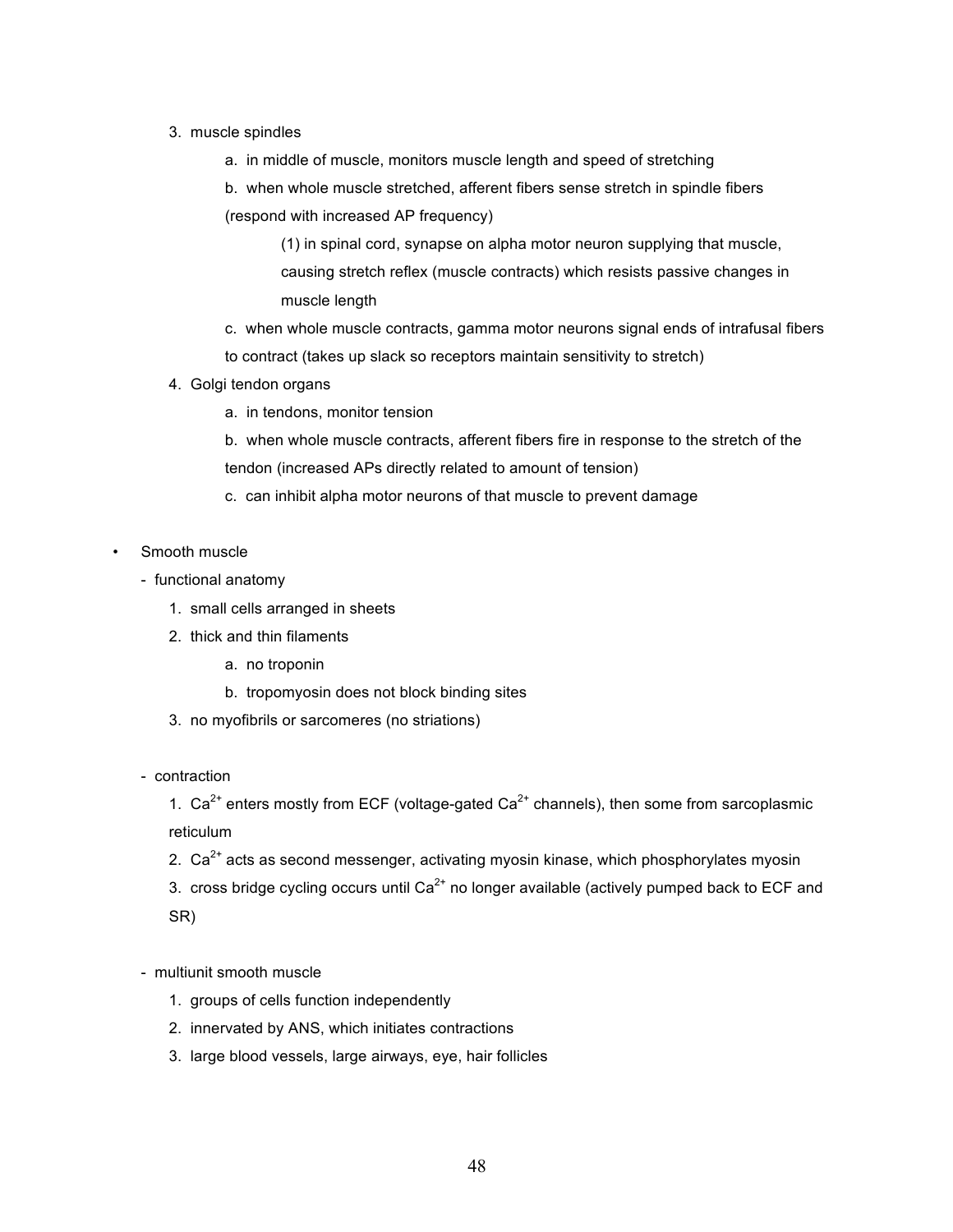3. muscle spindles
    a. in middle of muscle, monitors muscle length and speed of stretching
    b. when whole muscle stretched, afferent fibers sense stretch in spindle fibers (respond with increased AP frequency)
        (1) in spinal cord, synapse on alpha motor neuron supplying that muscle, causing stretch reflex (muscle contracts) which resists passive changes in muscle length
    c. when whole muscle contracts, gamma motor neurons signal ends of intrafusal fibers to contract (takes up slack so receptors maintain sensitivity to stretch)
4. Golgi tendon organs
    a. in tendons, monitor tension
    b. when whole muscle contracts, afferent fibers fire in response to the stretch of the tendon (increased APs directly related to amount of tension)
    c. can inhibit alpha motor neurons of that muscle to prevent damage

- Smooth muscle
    - functional anatomy
        1. small cells arranged in sheets
        2. thick and thin filaments
            a. no troponin
            b. tropomyosin does not block binding sites
        3. no myofibrils or sarcomeres (no striations)

    - contraction
        1. $Ca^{2+}$ enters mostly from ECF (voltage-gated $Ca^{2+}$ channels), then some from sarcoplasmic reticulum
        2. $Ca^{2+}$ acts as second messenger, activating myosin kinase, which phosphorylates myosin
        3. cross bridge cycling occurs until $Ca^{2+}$ no longer available (actively pumped back to ECF and SR)

    - multiunit smooth muscle
        1. groups of cells function independently
        2. innervated by ANS, which initiates contractions
        3. large blood vessels, large airways, eye, hair follicles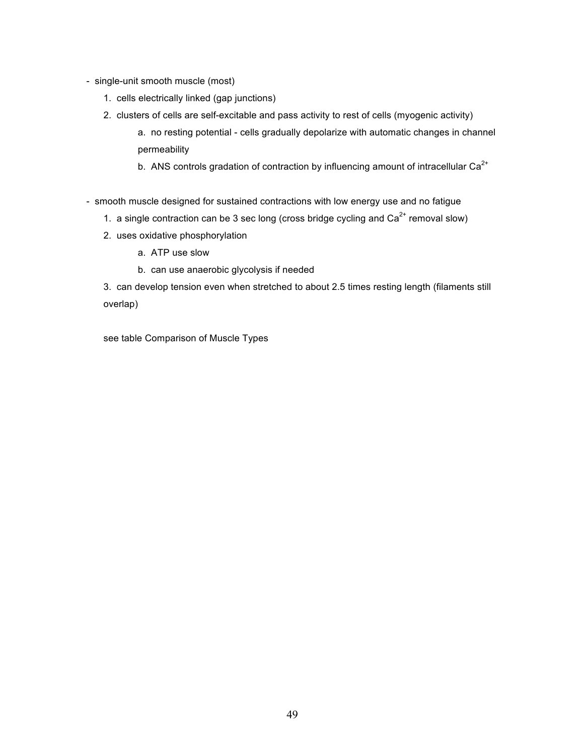- single-unit smooth muscle (most)
    1. cells electrically linked (gap junctions)
    2. clusters of cells are self-excitable and pass activity to rest of cells (myogenic activity)
        a. no resting potential - cells gradually depolarize with automatic changes in channel permeability
        b. ANS controls gradation of contraction by influencing amount of intracellular $Ca^{2+}$

- smooth muscle designed for sustained contractions with low energy use and no fatigue
    1. a single contraction can be 3 sec long (cross bridge cycling and $Ca^{2+}$ removal slow)
    2. uses oxidative phosphorylation
        a. ATP use slow
        b. can use anaerobic glycolysis if needed
    3. can develop tension even when stretched to about 2.5 times resting length (filaments still overlap)

    see table Comparison of Muscle Types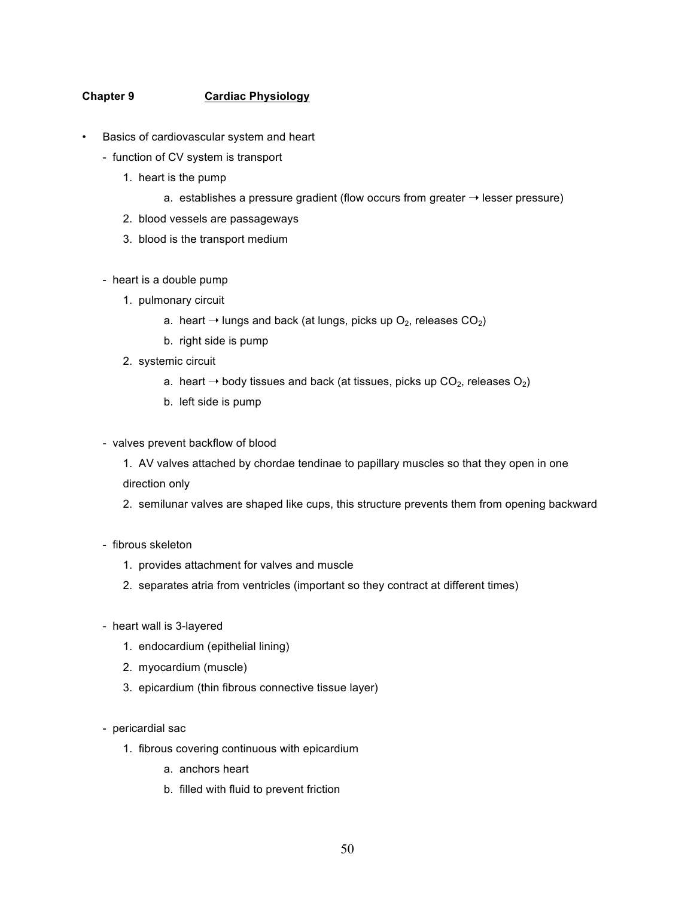**Chapter 9** **<u>Cardiac Physiology</u>**

- Basics of cardiovascular system and heart
  - function of CV system is transport
    1. heart is the pump
       a. establishes a pressure gradient (flow occurs from greater → lesser pressure)
    2. blood vessels are passageways
    3. blood is the transport medium

  - heart is a double pump
    1. pulmonary circuit
       a. heart → lungs and back (at lungs, picks up $O_2$, releases $CO_2$)
       b. right side is pump
    2. systemic circuit
       a. heart → body tissues and back (at tissues, picks up $CO_2$, releases $O_2$)
       b. left side is pump

  - valves prevent backflow of blood
    1. AV valves attached by chordae tendinae to papillary muscles so that they open in one direction only
    2. semilunar valves are shaped like cups, this structure prevents them from opening backward

  - fibrous skeleton
    1. provides attachment for valves and muscle
    2. separates atria from ventricles (important so they contract at different times)

  - heart wall is 3-layered
    1. endocardium (epithelial lining)
    2. myocardium (muscle)
    3. epicardium (thin fibrous connective tissue layer)

  - pericardial sac
    1. fibrous covering continuous with epicardium
       a. anchors heart
       b. filled with fluid to prevent friction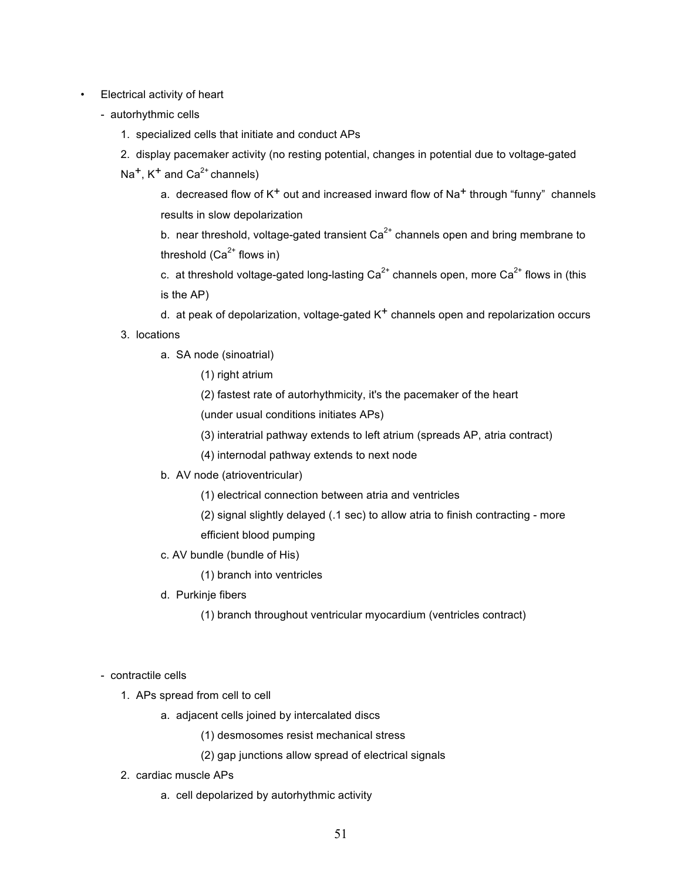- Electrical activity of heart
  - autorhythmic cells
    1. specialized cells that initiate and conduct APs
    2. display pacemaker activity (no resting potential, changes in potential due to voltage-gated $Na^+$, $K^+$ and $Ca^{2+}$ channels)
       a. decreased flow of $K^+$ out and increased inward flow of $Na^+$ through "funny" channels results in slow depolarization
       b. near threshold, voltage-gated transient $Ca^{2+}$ channels open and bring membrane to threshold ($Ca^{2+}$ flows in)
       c. at threshold voltage-gated long-lasting $Ca^{2+}$ channels open, more $Ca^{2+}$ flows in (this is the AP)
       d. at peak of depolarization, voltage-gated $K^+$ channels open and repolarization occurs
    3. locations
       a. SA node (sinoatrial)
          (1) right atrium
          (2) fastest rate of autorhythmicity, it's the pacemaker of the heart (under usual conditions initiates APs)
          (3) interatrial pathway extends to left atrium (spreads AP, atria contract)
          (4) internodal pathway extends to next node
       b. AV node (atrioventricular)
          (1) electrical connection between atria and ventricles
          (2) signal slightly delayed (.1 sec) to allow atria to finish contracting - more efficient blood pumping
       c. AV bundle (bundle of His)
          (1) branch into ventricles
       d. Purkinje fibers
          (1) branch throughout ventricular myocardium (ventricles contract)

  - contractile cells
    1. APs spread from cell to cell
       a. adjacent cells joined by intercalated discs
          (1) desmosomes resist mechanical stress
          (2) gap junctions allow spread of electrical signals
    2. cardiac muscle APs
       a. cell depolarized by autorhythmic activity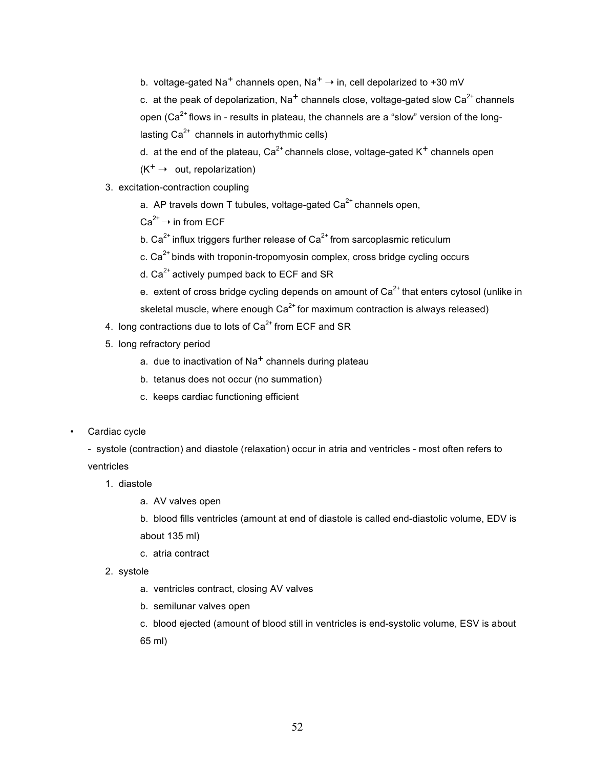b. voltage-gated $Na^+$ channels open, $Na^+ \rightarrow$ in, cell depolarized to +30 mV

c. at the peak of depolarization, $Na^+$ channels close, voltage-gated slow $Ca^{2+}$ channels open ($Ca^{2+}$ flows in - results in plateau, the channels are a "slow" version of the long-lasting $Ca^{2+}$ channels in autorhythmic cells)

d. at the end of the plateau, $Ca^{2+}$ channels close, voltage-gated $K^+$ channels open ($K^+ \rightarrow$ out, repolarization)

3. excitation-contraction coupling
   - a. AP travels down T tubules, voltage-gated $Ca^{2+}$ channels open, $Ca^{2+} \rightarrow$ in from ECF
   - b. $Ca^{2+}$ influx triggers further release of $Ca^{2+}$ from sarcoplasmic reticulum
   - c. $Ca^{2+}$ binds with troponin-tropomyosin complex, cross bridge cycling occurs
   - d. $Ca^{2+}$ actively pumped back to ECF and SR
   - e. extent of cross bridge cycling depends on amount of $Ca^{2+}$ that enters cytosol (unlike in skeletal muscle, where enough $Ca^{2+}$ for maximum contraction is always released)
4. long contractions due to lots of $Ca^{2+}$ from ECF and SR
5. long refractory period
   - a. due to inactivation of $Na^+$ channels during plateau
   - b. tetanus does not occur (no summation)
   - c. keeps cardiac functioning efficient

- Cardiac cycle

  - systole (contraction) and diastole (relaxation) occur in atria and ventricles - most often refers to ventricles

  1. diastole
     - a. AV valves open
     - b. blood fills ventricles (amount at end of diastole is called end-diastolic volume, EDV is about 135 ml)
     - c. atria contract
  2. systole
     - a. ventricles contract, closing AV valves
     - b. semilunar valves open
     - c. blood ejected (amount of blood still in ventricles is end-systolic volume, ESV is about 65 ml)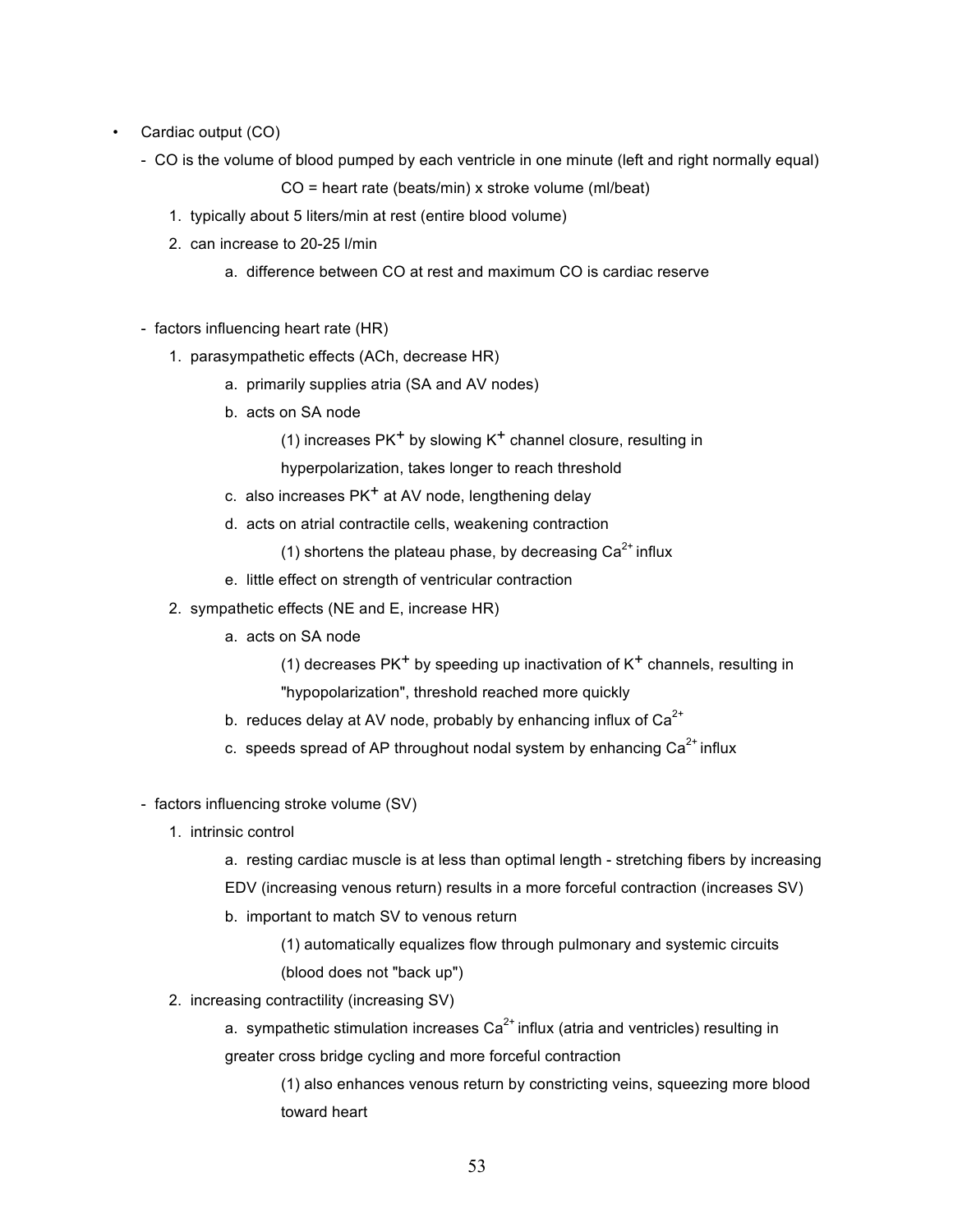- Cardiac output (CO)
  - CO is the volume of blood pumped by each ventricle in one minute (left and right normally equal)

    CO = heart rate (beats/min) x stroke volume (ml/beat)

    1. typically about 5 liters/min at rest (entire blood volume)
    2. can increase to 20-25 l/min
       a. difference between CO at rest and maximum CO is cardiac reserve

  - factors influencing heart rate (HR)
    1. parasympathetic effects (ACh, decrease HR)
       a. primarily supplies atria (SA and AV nodes)
       b. acts on SA node
          (1) increases $PK^+$ by slowing $K^+$ channel closure, resulting in hyperpolarization, takes longer to reach threshold
       c. also increases $PK^+$ at AV node, lengthening delay
       d. acts on atrial contractile cells, weakening contraction
          (1) shortens the plateau phase, by decreasing $Ca^{2+}$ influx
       e. little effect on strength of ventricular contraction
    2. sympathetic effects (NE and E, increase HR)
       a. acts on SA node
          (1) decreases $PK^+$ by speeding up inactivation of $K^+$ channels, resulting in "hypopolarization", threshold reached more quickly
       b. reduces delay at AV node, probably by enhancing influx of $Ca^{2+}$
       c. speeds spread of AP throughout nodal system by enhancing $Ca^{2+}$ influx

  - factors influencing stroke volume (SV)
    1. intrinsic control
       a. resting cardiac muscle is at less than optimal length - stretching fibers by increasing EDV (increasing venous return) results in a more forceful contraction (increases SV)
       b. important to match SV to venous return
          (1) automatically equalizes flow through pulmonary and systemic circuits (blood does not "back up")
    2. increasing contractility (increasing SV)
       a. sympathetic stimulation increases $Ca^{2+}$ influx (atria and ventricles) resulting in greater cross bridge cycling and more forceful contraction
          (1) also enhances venous return by constricting veins, squeezing more blood toward heart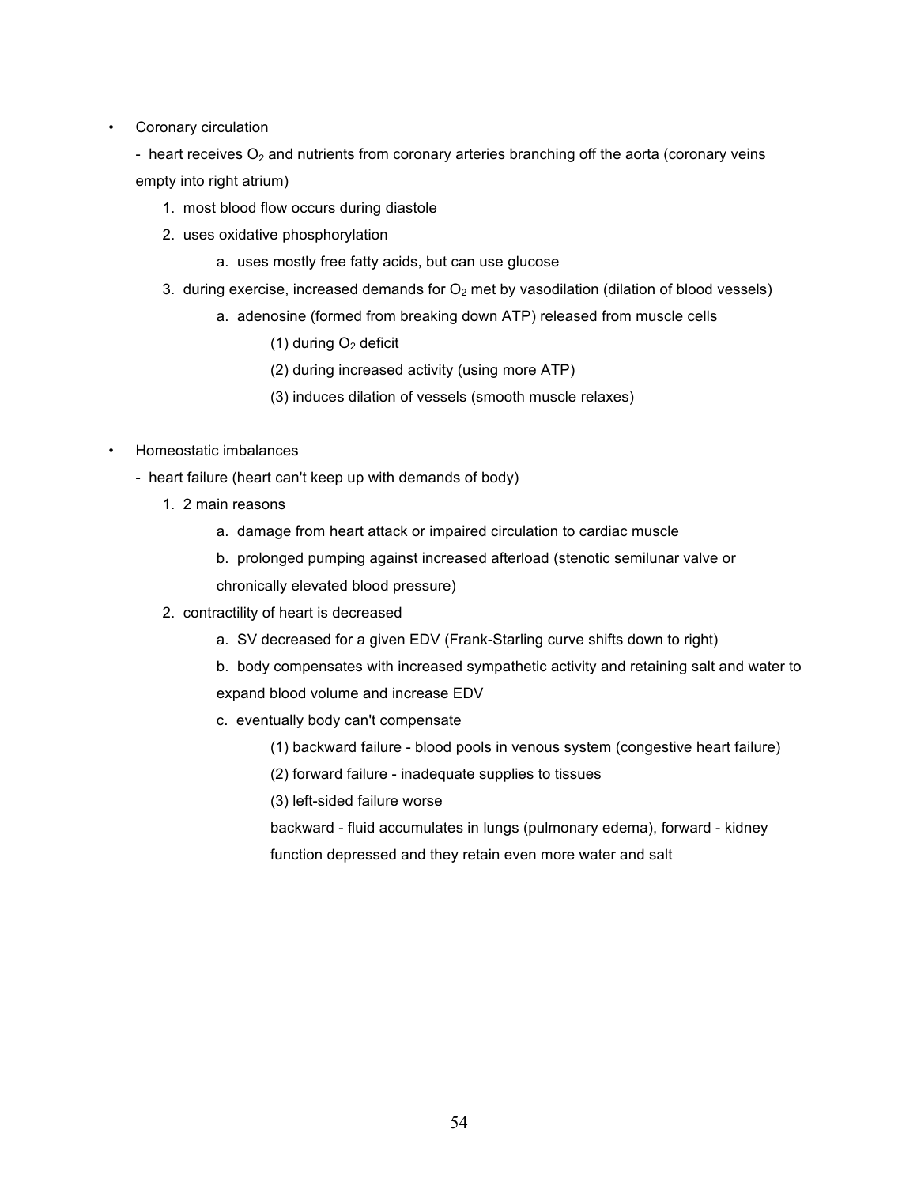- Coronary circulation

  - heart receives $O_2$ and nutrients from coronary arteries branching off the aorta (coronary veins empty into right atrium)

    1. most blood flow occurs during diastole
    2. uses oxidative phosphorylation
       a. uses mostly free fatty acids, but can use glucose
    3. during exercise, increased demands for $O_2$ met by vasodilation (dilation of blood vessels)
       a. adenosine (formed from breaking down ATP) released from muscle cells
          (1) during $O_2$ deficit
          (2) during increased activity (using more ATP)
          (3) induces dilation of vessels (smooth muscle relaxes)

- Homeostatic imbalances

  - heart failure (heart can't keep up with demands of body)

    1. 2 main reasons
       a. damage from heart attack or impaired circulation to cardiac muscle
       b. prolonged pumping against increased afterload (stenotic semilunar valve or chronically elevated blood pressure)
    2. contractility of heart is decreased
       a. SV decreased for a given EDV (Frank-Starling curve shifts down to right)
       b. body compensates with increased sympathetic activity and retaining salt and water to expand blood volume and increase EDV
       c. eventually body can't compensate
          (1) backward failure - blood pools in venous system (congestive heart failure)
          (2) forward failure - inadequate supplies to tissues
          (3) left-sided failure worse
          backward - fluid accumulates in lungs (pulmonary edema), forward - kidney function depressed and they retain even more water and salt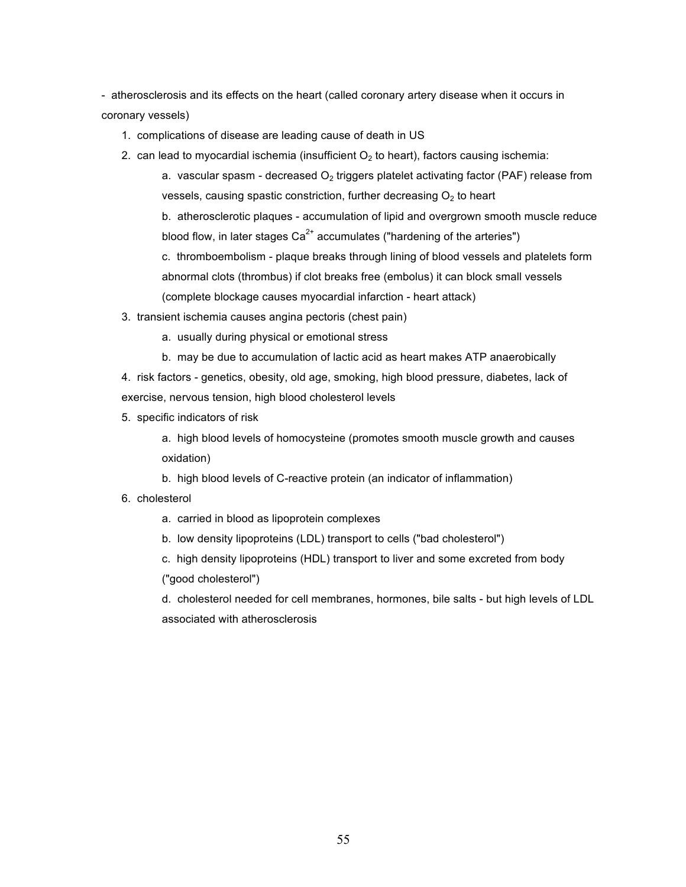- atherosclerosis and its effects on the heart (called coronary artery disease when it occurs in coronary vessels)

1. complications of disease are leading cause of death in US
2. can lead to myocardial ischemia (insufficient $O_2$ to heart), factors causing ischemia:
    a. vascular spasm - decreased $O_2$ triggers platelet activating factor (PAF) release from vessels, causing spastic constriction, further decreasing $O_2$ to heart
    b. atherosclerotic plaques - accumulation of lipid and overgrown smooth muscle reduce blood flow, in later stages $Ca^{2+}$ accumulates ("hardening of the arteries")
    c. thromboembolism - plaque breaks through lining of blood vessels and platelets form abnormal clots (thrombus) if clot breaks free (embolus) it can block small vessels (complete blockage causes myocardial infarction - heart attack)
3. transient ischemia causes angina pectoris (chest pain)
    a. usually during physical or emotional stress
    b. may be due to accumulation of lactic acid as heart makes ATP anaerobically
4. risk factors - genetics, obesity, old age, smoking, high blood pressure, diabetes, lack of exercise, nervous tension, high blood cholesterol levels
5. specific indicators of risk
    a. high blood levels of homocysteine (promotes smooth muscle growth and causes oxidation)
    b. high blood levels of C-reactive protein (an indicator of inflammation)
6. cholesterol
    a. carried in blood as lipoprotein complexes
    b. low density lipoproteins (LDL) transport to cells ("bad cholesterol")
    c. high density lipoproteins (HDL) transport to liver and some excreted from body ("good cholesterol")
    d. cholesterol needed for cell membranes, hormones, bile salts - but high levels of LDL associated with atherosclerosis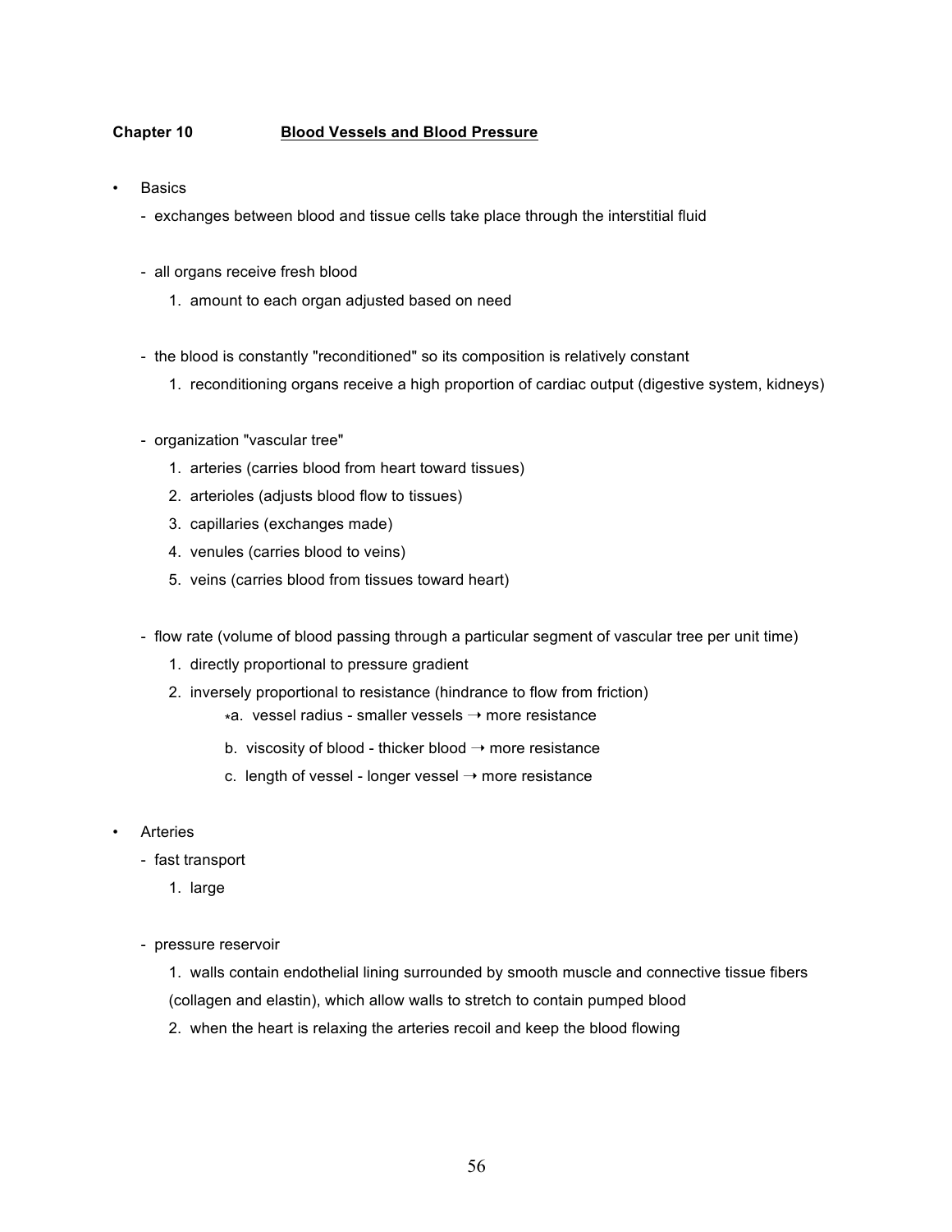**Chapter 10** **<u>Blood Vessels and Blood Pressure</u>**

- Basics
  - exchanges between blood and tissue cells take place through the interstitial fluid

  - all organs receive fresh blood
    1. amount to each organ adjusted based on need

  - the blood is constantly "reconditioned" so its composition is relatively constant
    1. reconditioning organs receive a high proportion of cardiac output (digestive system, kidneys)

  - organization "vascular tree"
    1. arteries (carries blood from heart toward tissues)
    2. arterioles (adjusts blood flow to tissues)
    3. capillaries (exchanges made)
    4. venules (carries blood to veins)
    5. veins (carries blood from tissues toward heart)

  - flow rate (volume of blood passing through a particular segment of vascular tree per unit time)
    1. directly proportional to pressure gradient
    2. inversely proportional to resistance (hindrance to flow from friction)
       - *a. vessel radius - smaller vessels → more resistance
       - b. viscosity of blood - thicker blood → more resistance
       - c. length of vessel - longer vessel → more resistance

- Arteries
  - fast transport
    1. large

  - pressure reservoir
    1. walls contain endothelial lining surrounded by smooth muscle and connective tissue fibers (collagen and elastin), which allow walls to stretch to contain pumped blood
    2. when the heart is relaxing the arteries recoil and keep the blood flowing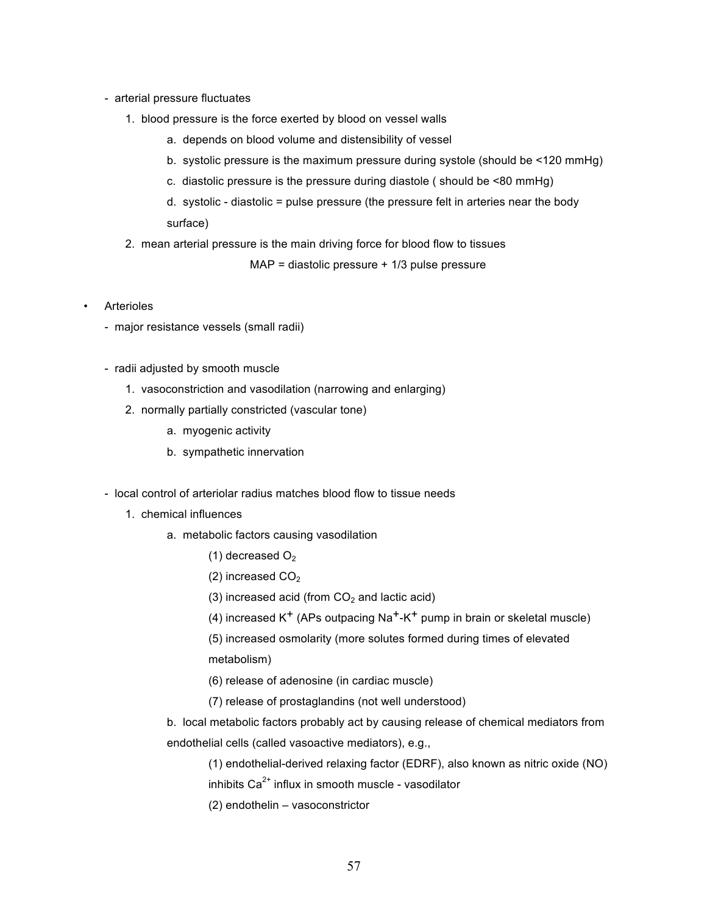- arterial pressure fluctuates
    1. blood pressure is the force exerted by blood on vessel walls
        a. depends on blood volume and distensibility of vessel
        b. systolic pressure is the maximum pressure during systole (should be <120 mmHg)
        c. diastolic pressure is the pressure during diastole ( should be <80 mmHg)
        d. systolic - diastolic = pulse pressure (the pressure felt in arteries near the body surface)
    2. mean arterial pressure is the main driving force for blood flow to tissues

$$\text{MAP} = \text{diastolic pressure} + 1/3 \text{ pulse pressure}$$

- Arterioles
    - major resistance vessels (small radii)

    - radii adjusted by smooth muscle
        1. vasoconstriction and vasodilation (narrowing and enlarging)
        2. normally partially constricted (vascular tone)
            a. myogenic activity
            b. sympathetic innervation

    - local control of arteriolar radius matches blood flow to tissue needs
        1. chemical influences
            a. metabolic factors causing vasodilation
                (1) decreased $O_2$
                (2) increased $CO_2$
                (3) increased acid (from $CO_2$ and lactic acid)
                (4) increased $K^+$ (APs outpacing $Na^+$-$K^+$ pump in brain or skeletal muscle)
                (5) increased osmolarity (more solutes formed during times of elevated metabolism)
                (6) release of adenosine (in cardiac muscle)
                (7) release of prostaglandins (not well understood)
            b. local metabolic factors probably act by causing release of chemical mediators from endothelial cells (called vasoactive mediators), e.g.,
                (1) endothelial-derived relaxing factor (EDRF), also known as nitric oxide (NO) inhibits $Ca^{2+}$ influx in smooth muscle - vasodilator
                (2) endothelin – vasoconstrictor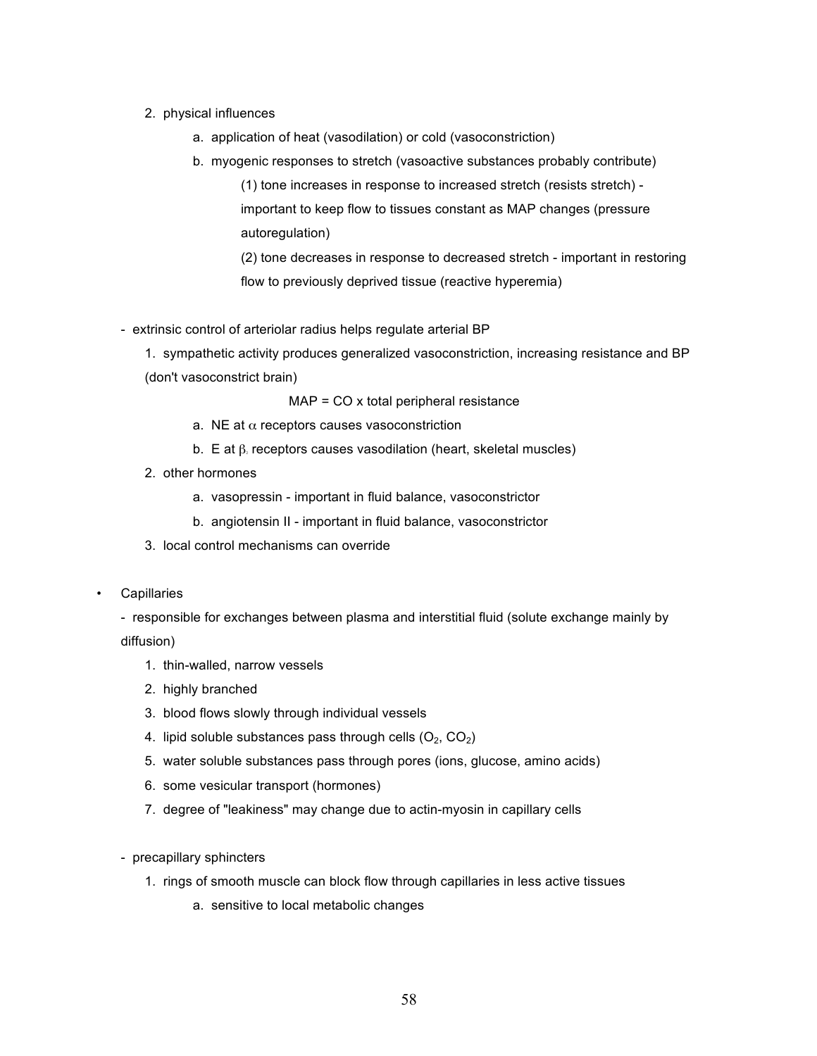2. physical influences
    a. application of heat (vasodilation) or cold (vasoconstriction)
    b. myogenic responses to stretch (vasoactive substances probably contribute)
        (1) tone increases in response to increased stretch (resists stretch) - important to keep flow to tissues constant as MAP changes (pressure autoregulation)
        (2) tone decreases in response to decreased stretch - important in restoring flow to previously deprived tissue (reactive hyperemia)

- extrinsic control of arteriolar radius helps regulate arterial BP
    1. sympathetic activity produces generalized vasoconstriction, increasing resistance and BP (don't vasoconstrict brain)

    $$\text{MAP} = \text{CO} \times \text{total peripheral resistance}$$

        a. NE at $\alpha$ receptors causes vasoconstriction
        b. E at $\beta_2$ receptors causes vasodilation (heart, skeletal muscles)
    2. other hormones
        a. vasopressin - important in fluid balance, vasoconstrictor
        b. angiotensin II - important in fluid balance, vasoconstrictor
    3. local control mechanisms can override

- Capillaries
    - responsible for exchanges between plasma and interstitial fluid (solute exchange mainly by diffusion)
        1. thin-walled, narrow vessels
        2. highly branched
        3. blood flows slowly through individual vessels
        4. lipid soluble substances pass through cells ($O_2$, $CO_2$)
        5. water soluble substances pass through pores (ions, glucose, amino acids)
        6. some vesicular transport (hormones)
        7. degree of "leakiness" may change due to actin-myosin in capillary cells

    - precapillary sphincters
        1. rings of smooth muscle can block flow through capillaries in less active tissues
            a. sensitive to local metabolic changes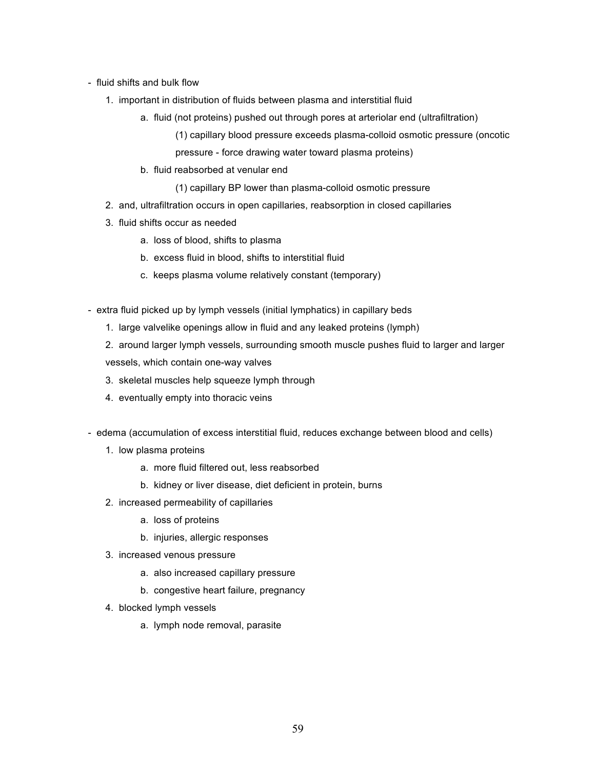- fluid shifts and bulk flow
    1. important in distribution of fluids between plasma and interstitial fluid
        a. fluid (not proteins) pushed out through pores at arteriolar end (ultrafiltration)
            (1) capillary blood pressure exceeds plasma-colloid osmotic pressure (oncotic pressure - force drawing water toward plasma proteins)
        b. fluid reabsorbed at venular end
            (1) capillary BP lower than plasma-colloid osmotic pressure
    2. and, ultrafiltration occurs in open capillaries, reabsorption in closed capillaries
    3. fluid shifts occur as needed
        a. loss of blood, shifts to plasma
        b. excess fluid in blood, shifts to interstitial fluid
        c. keeps plasma volume relatively constant (temporary)

- extra fluid picked up by lymph vessels (initial lymphatics) in capillary beds
    1. large valvelike openings allow in fluid and any leaked proteins (lymph)
    2. around larger lymph vessels, surrounding smooth muscle pushes fluid to larger and larger vessels, which contain one-way valves
    3. skeletal muscles help squeeze lymph through
    4. eventually empty into thoracic veins

- edema (accumulation of excess interstitial fluid, reduces exchange between blood and cells)
    1. low plasma proteins
        a. more fluid filtered out, less reabsorbed
        b. kidney or liver disease, diet deficient in protein, burns
    2. increased permeability of capillaries
        a. loss of proteins
        b. injuries, allergic responses
    3. increased venous pressure
        a. also increased capillary pressure
        b. congestive heart failure, pregnancy
    4. blocked lymph vessels
        a. lymph node removal, parasite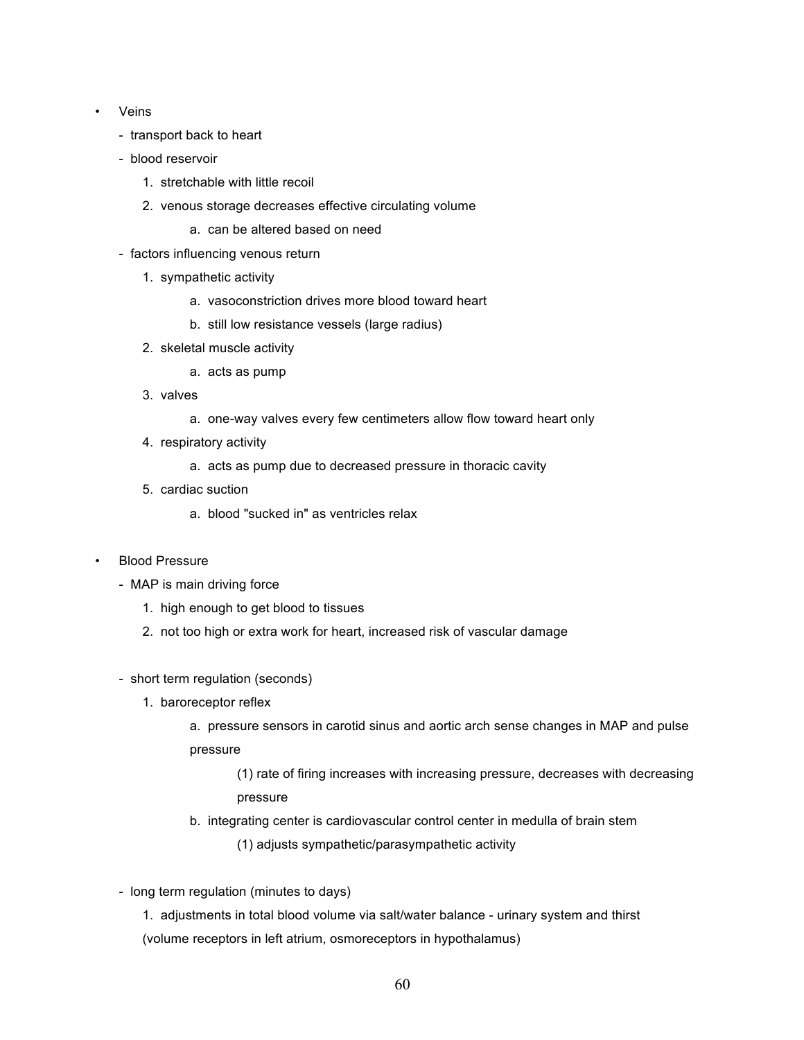- Veins
  - transport back to heart
  - blood reservoir
    1. stretchable with little recoil
    2. venous storage decreases effective circulating volume
       a. can be altered based on need
  - factors influencing venous return
    1. sympathetic activity
       a. vasoconstriction drives more blood toward heart
       b. still low resistance vessels (large radius)
    2. skeletal muscle activity
       a. acts as pump
    3. valves
       a. one-way valves every few centimeters allow flow toward heart only
    4. respiratory activity
       a. acts as pump due to decreased pressure in thoracic cavity
    5. cardiac suction
       a. blood "sucked in" as ventricles relax

- Blood Pressure
  - MAP is main driving force
    1. high enough to get blood to tissues
    2. not too high or extra work for heart, increased risk of vascular damage

  - short term regulation (seconds)
    1. baroreceptor reflex
       a. pressure sensors in carotid sinus and aortic arch sense changes in MAP and pulse pressure
          (1) rate of firing increases with increasing pressure, decreases with decreasing pressure
       b. integrating center is cardiovascular control center in medulla of brain stem
          (1) adjusts sympathetic/parasympathetic activity

  - long term regulation (minutes to days)
    1. adjustments in total blood volume via salt/water balance - urinary system and thirst (volume receptors in left atrium, osmoreceptors in hypothalamus)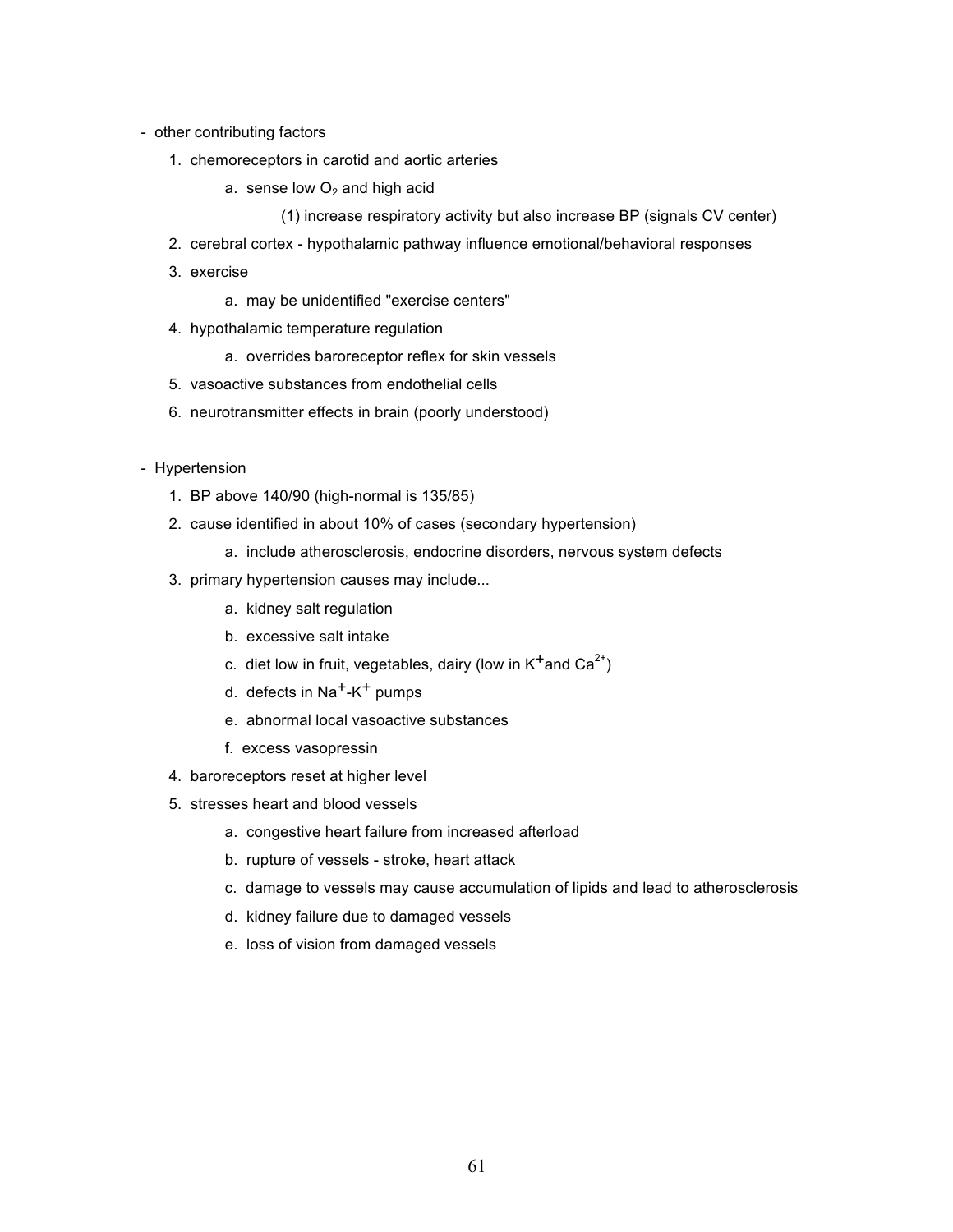- other contributing factors
    1. chemoreceptors in carotid and aortic arteries
        a. sense low $O_2$ and high acid
            (1) increase respiratory activity but also increase BP (signals CV center)
    2. cerebral cortex - hypothalamic pathway influence emotional/behavioral responses
    3. exercise
        a. may be unidentified "exercise centers"
    4. hypothalamic temperature regulation
        a. overrides baroreceptor reflex for skin vessels
    5. vasoactive substances from endothelial cells
    6. neurotransmitter effects in brain (poorly understood)

- Hypertension
    1. BP above 140/90 (high-normal is 135/85)
    2. cause identified in about 10% of cases (secondary hypertension)
        a. include atherosclerosis, endocrine disorders, nervous system defects
    3. primary hypertension causes may include...
        a. kidney salt regulation
        b. excessive salt intake
        c. diet low in fruit, vegetables, dairy (low in $K^+$ and $Ca^{2+}$)
        d. defects in $Na^+$-$K^+$ pumps
        e. abnormal local vasoactive substances
        f. excess vasopressin
    4. baroreceptors reset at higher level
    5. stresses heart and blood vessels
        a. congestive heart failure from increased afterload
        b. rupture of vessels - stroke, heart attack
        c. damage to vessels may cause accumulation of lipids and lead to atherosclerosis
        d. kidney failure due to damaged vessels
        e. loss of vision from damaged vessels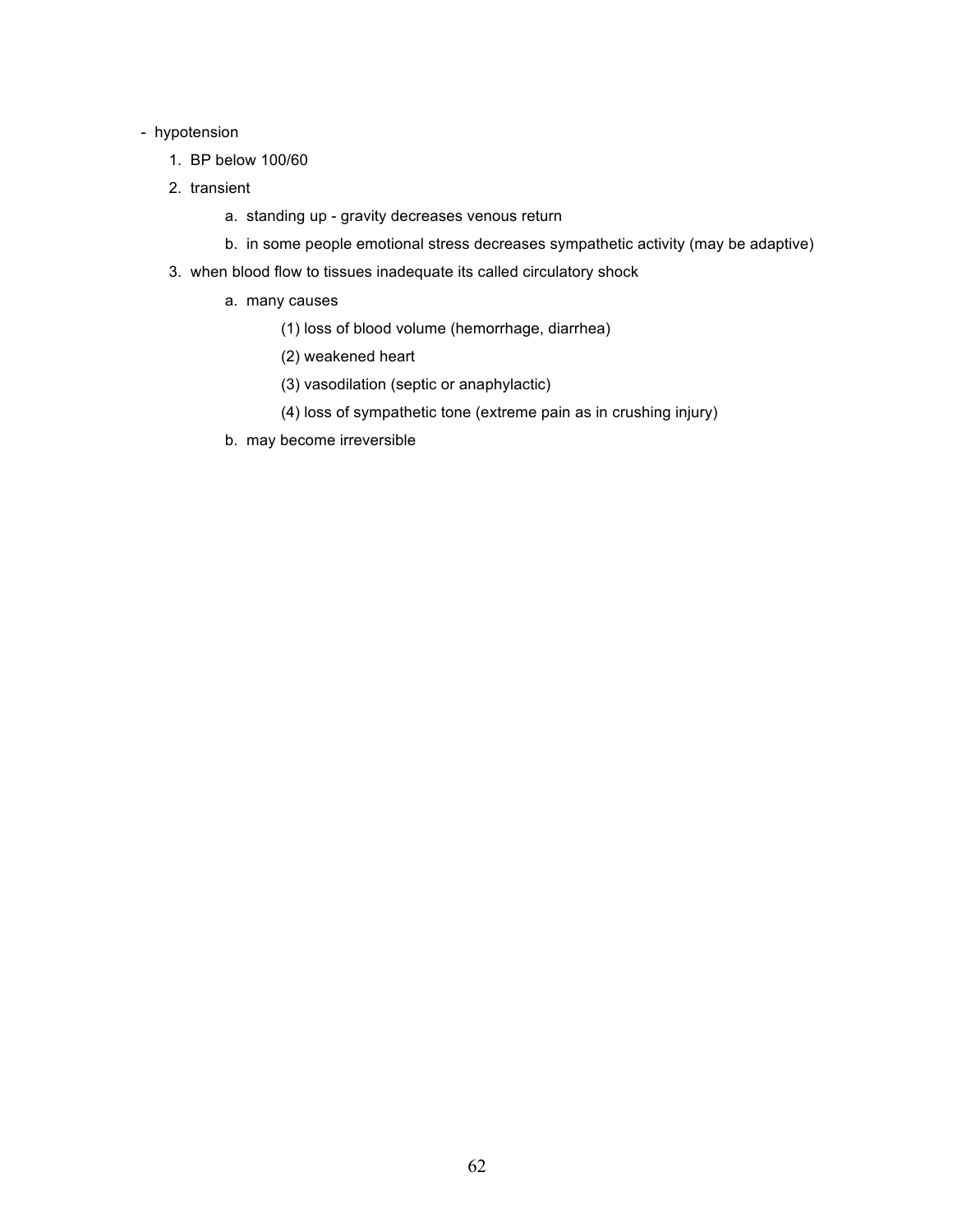- hypotension
    1. BP below 100/60
    2. transient
        a. standing up - gravity decreases venous return
        b. in some people emotional stress decreases sympathetic activity (may be adaptive)
    3. when blood flow to tissues inadequate its called circulatory shock
        a. many causes
            (1) loss of blood volume (hemorrhage, diarrhea)
            (2) weakened heart
            (3) vasodilation (septic or anaphylactic)
            (4) loss of sympathetic tone (extreme pain as in crushing injury)
        b. may become irreversible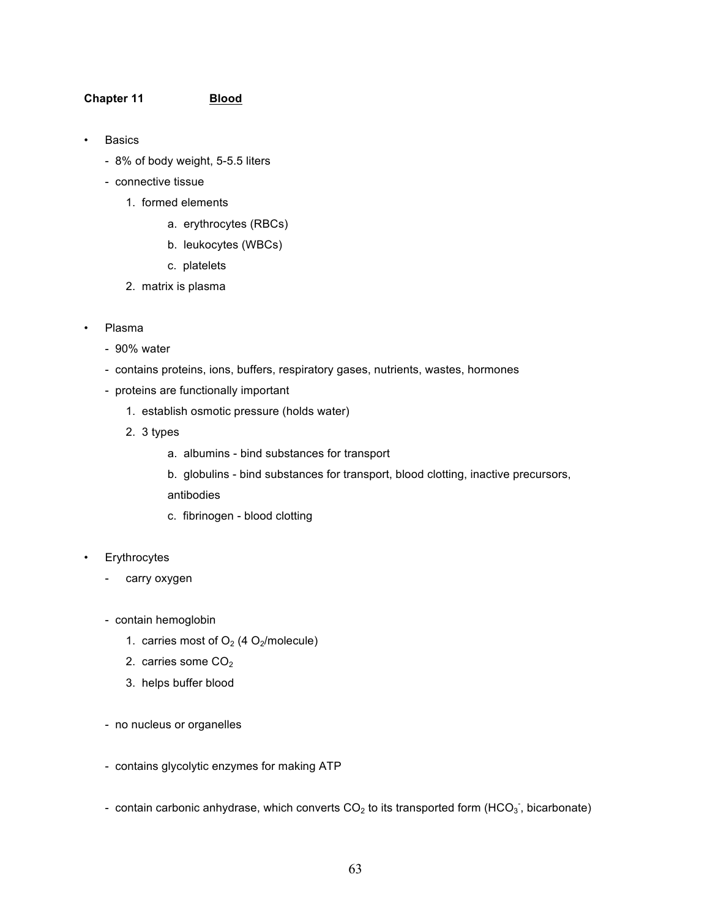**Chapter 11** **<u>Blood</u>**

- Basics
  - 8% of body weight, 5-5.5 liters
  - connective tissue
    1. formed elements
       a. erythrocytes (RBCs)
       b. leukocytes (WBCs)
       c. platelets
    2. matrix is plasma

- Plasma
  - 90% water
  - contains proteins, ions, buffers, respiratory gases, nutrients, wastes, hormones
  - proteins are functionally important
    1. establish osmotic pressure (holds water)
    2. 3 types
       a. albumins - bind substances for transport
       b. globulins - bind substances for transport, blood clotting, inactive precursors, antibodies
       c. fibrinogen - blood clotting

- Erythrocytes
  - carry oxygen
  - contain hemoglobin
    1. carries most of $O_2$ (4 $O_2$/molecule)
    2. carries some $CO_2$
    3. helps buffer blood
  - no nucleus or organelles
  - contains glycolytic enzymes for making ATP
  - contain carbonic anhydrase, which converts $CO_2$ to its transported form ($HCO_3^-$, bicarbonate)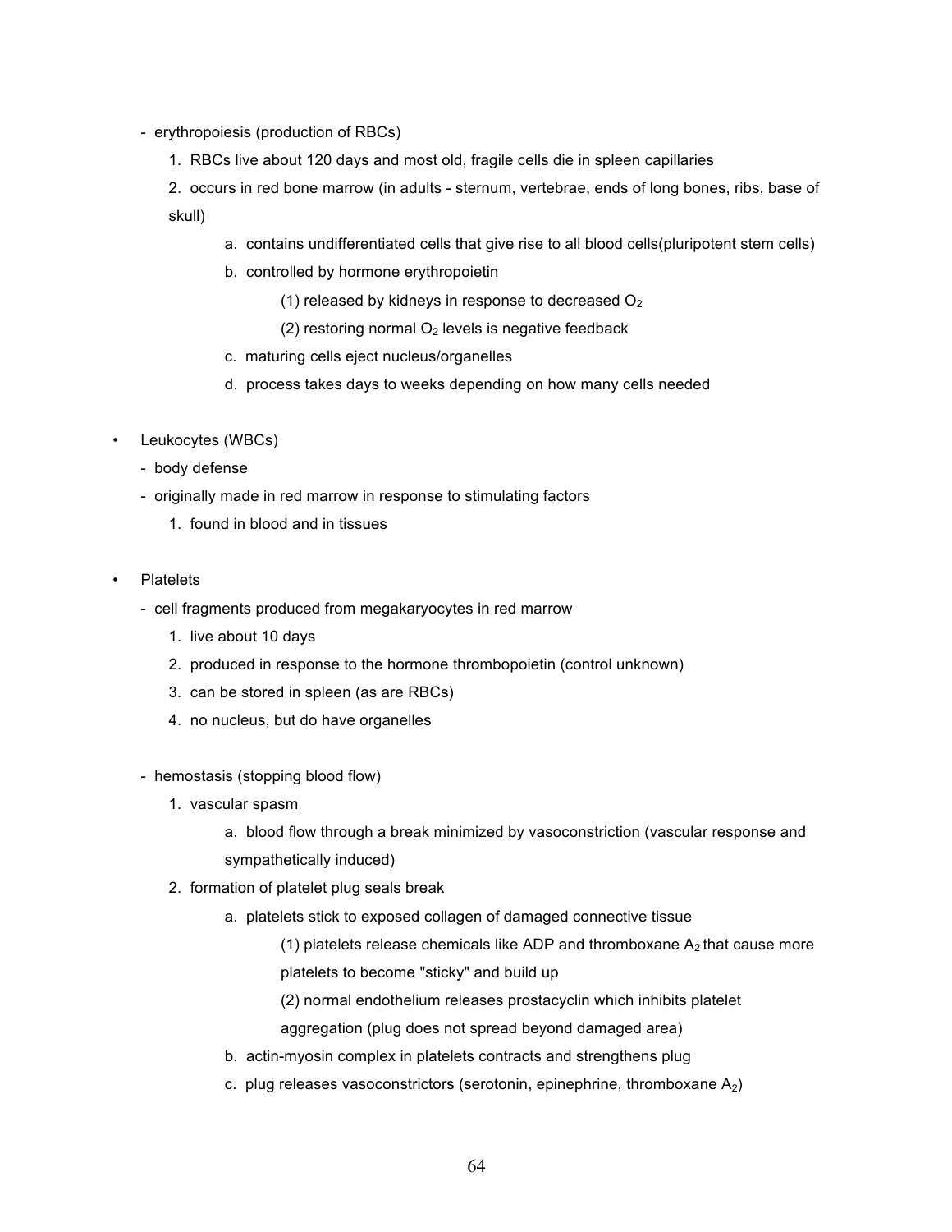- erythropoiesis (production of RBCs)
    1. RBCs live about 120 days and most old, fragile cells die in spleen capillaries
    2. occurs in red bone marrow (in adults - sternum, vertebrae, ends of long bones, ribs, base of skull)
        a. contains undifferentiated cells that give rise to all blood cells(pluripotent stem cells)
        b. controlled by hormone erythropoietin
            (1) released by kidneys in response to decreased $O_2$
            (2) restoring normal $O_2$ levels is negative feedback
        c. maturing cells eject nucleus/organelles
        d. process takes days to weeks depending on how many cells needed

- Leukocytes (WBCs)
    - body defense
    - originally made in red marrow in response to stimulating factors
        1. found in blood and in tissues

- Platelets
    - cell fragments produced from megakaryocytes in red marrow
        1. live about 10 days
        2. produced in response to the hormone thrombopoietin (control unknown)
        3. can be stored in spleen (as are RBCs)
        4. no nucleus, but do have organelles

    - hemostasis (stopping blood flow)
        1. vascular spasm
            a. blood flow through a break minimized by vasoconstriction (vascular response and sympathetically induced)
        2. formation of platelet plug seals break
            a. platelets stick to exposed collagen of damaged connective tissue
                (1) platelets release chemicals like ADP and thromboxane $A_2$ that cause more platelets to become "sticky" and build up
                (2) normal endothelium releases prostacyclin which inhibits platelet aggregation (plug does not spread beyond damaged area)
            b. actin-myosin complex in platelets contracts and strengthens plug
            c. plug releases vasoconstrictors (serotonin, epinephrine, thromboxane $A_2$)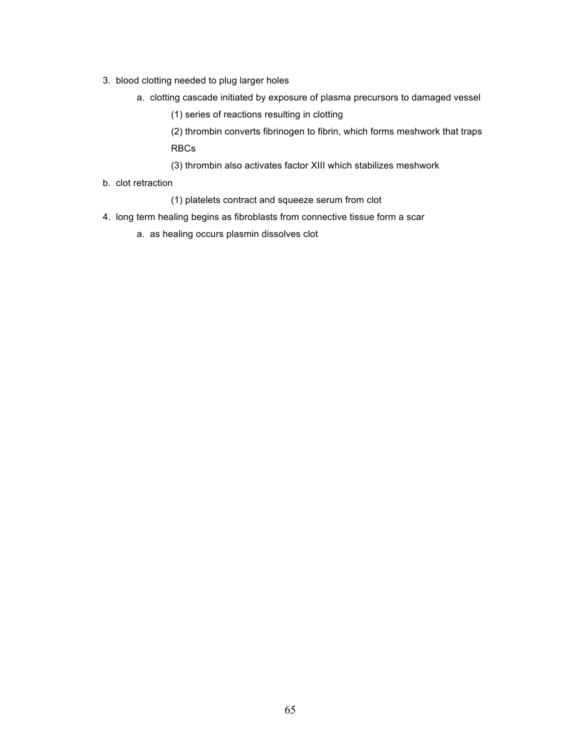3. blood clotting needed to plug larger holes
    a. clotting cascade initiated by exposure of plasma precursors to damaged vessel
        (1) series of reactions resulting in clotting
        (2) thrombin converts fibrinogen to fibrin, which forms meshwork that traps RBCs
        (3) thrombin also activates factor XIII which stabilizes meshwork

b. clot retraction
        (1) platelets contract and squeeze serum from clot

4. long term healing begins as fibroblasts from connective tissue form a scar
    a. as healing occurs plasmin dissolves clot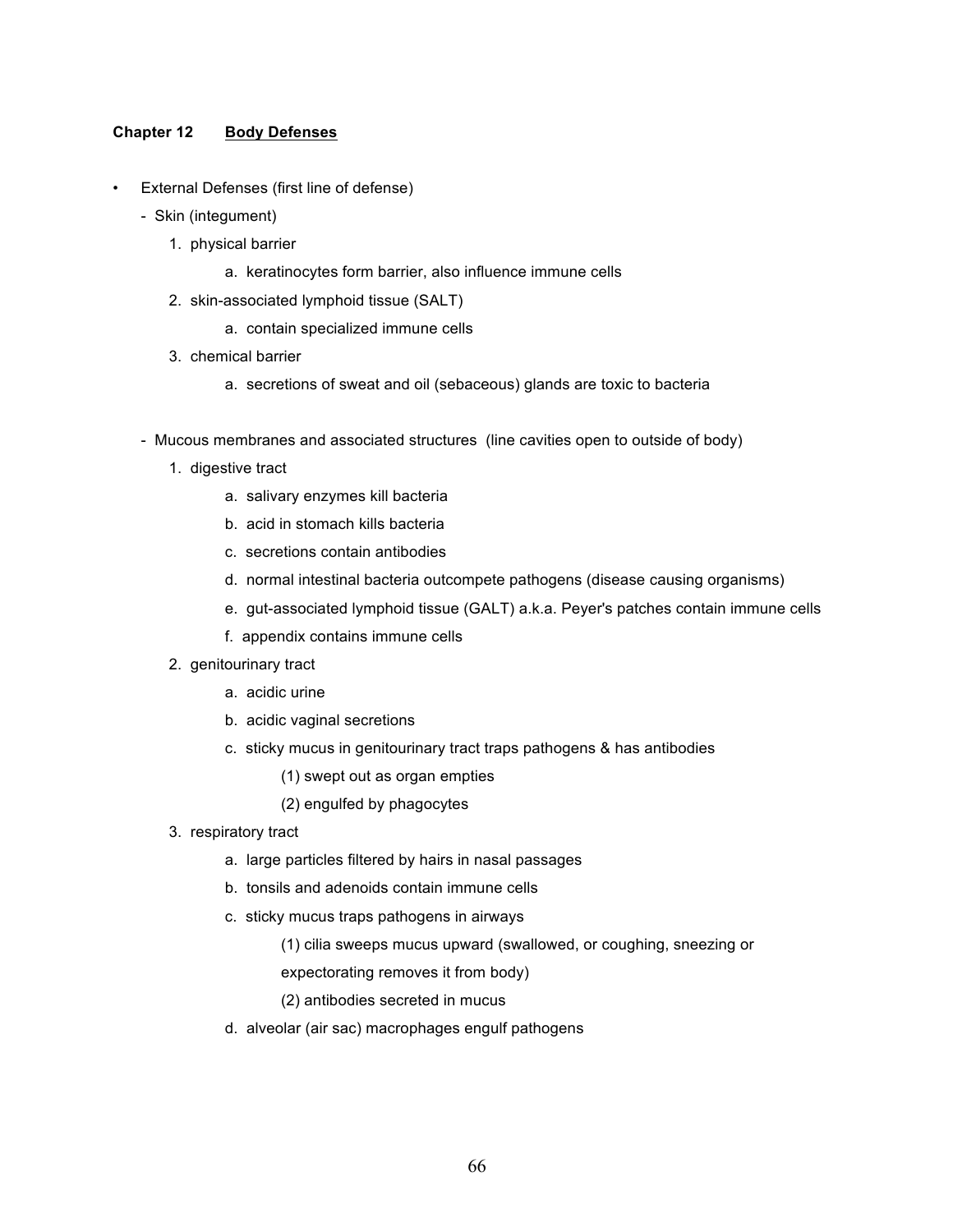**Chapter 12 <u>Body Defenses</u>**

- External Defenses (first line of defense)
  - Skin (integument)
    1. physical barrier
       a. keratinocytes form barrier, also influence immune cells
    2. skin-associated lymphoid tissue (SALT)
       a. contain specialized immune cells
    3. chemical barrier
       a. secretions of sweat and oil (sebaceous) glands are toxic to bacteria

  - Mucous membranes and associated structures (line cavities open to outside of body)
    1. digestive tract
       a. salivary enzymes kill bacteria
       b. acid in stomach kills bacteria
       c. secretions contain antibodies
       d. normal intestinal bacteria outcompete pathogens (disease causing organisms)
       e. gut-associated lymphoid tissue (GALT) a.k.a. Peyer's patches contain immune cells
       f. appendix contains immune cells
    2. genitourinary tract
       a. acidic urine
       b. acidic vaginal secretions
       c. sticky mucus in genitourinary tract traps pathogens & has antibodies
          (1) swept out as organ empties
          (2) engulfed by phagocytes
    3. respiratory tract
       a. large particles filtered by hairs in nasal passages
       b. tonsils and adenoids contain immune cells
       c. sticky mucus traps pathogens in airways
          (1) cilia sweeps mucus upward (swallowed, or coughing, sneezing or expectorating removes it from body)
          (2) antibodies secreted in mucus
       d. alveolar (air sac) macrophages engulf pathogens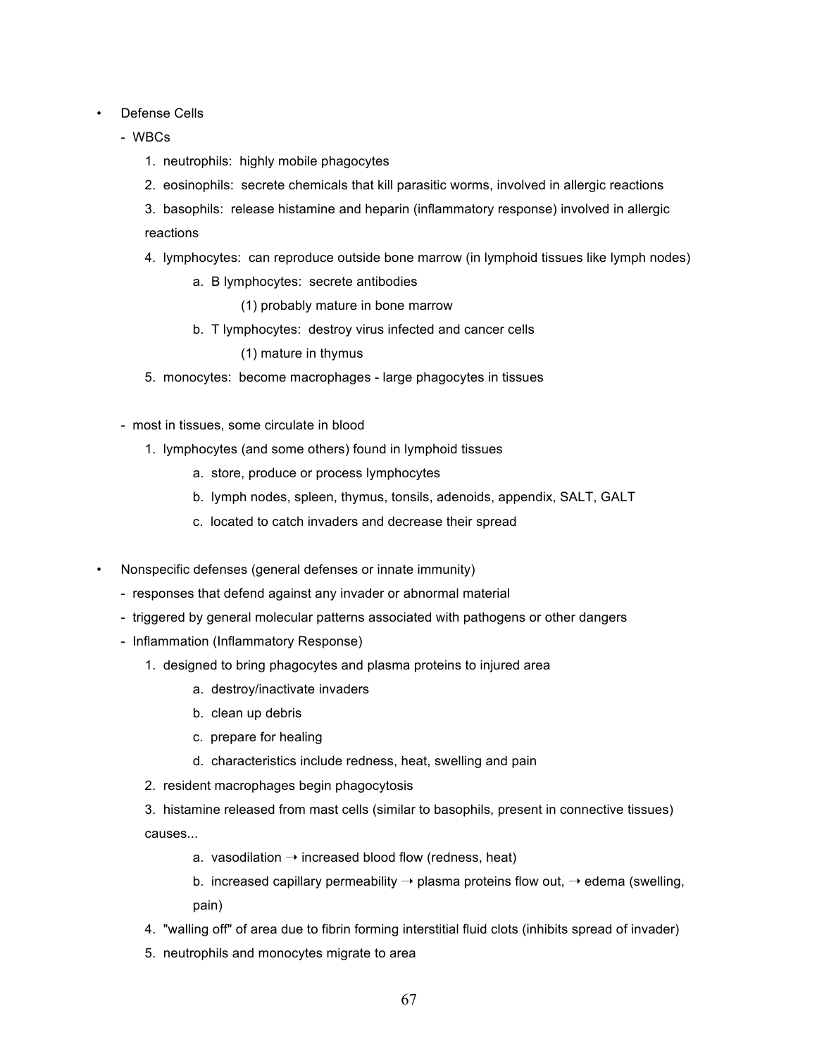- Defense Cells
  - WBCs
    1. neutrophils: highly mobile phagocytes
    2. eosinophils: secrete chemicals that kill parasitic worms, involved in allergic reactions
    3. basophils: release histamine and heparin (inflammatory response) involved in allergic reactions
    4. lymphocytes: can reproduce outside bone marrow (in lymphoid tissues like lymph nodes)
       - a. B lymphocytes: secrete antibodies
         - (1) probably mature in bone marrow
       - b. T lymphocytes: destroy virus infected and cancer cells
         - (1) mature in thymus
    5. monocytes: become macrophages - large phagocytes in tissues

  - most in tissues, some circulate in blood
    1. lymphocytes (and some others) found in lymphoid tissues
       - a. store, produce or process lymphocytes
       - b. lymph nodes, spleen, thymus, tonsils, adenoids, appendix, SALT, GALT
       - c. located to catch invaders and decrease their spread

- Nonspecific defenses (general defenses or innate immunity)
  - responses that defend against any invader or abnormal material
  - triggered by general molecular patterns associated with pathogens or other dangers
  - Inflammation (Inflammatory Response)
    1. designed to bring phagocytes and plasma proteins to injured area
       - a. destroy/inactivate invaders
       - b. clean up debris
       - c. prepare for healing
       - d. characteristics include redness, heat, swelling and pain
    2. resident macrophages begin phagocytosis
    3. histamine released from mast cells (similar to basophils, present in connective tissues) causes...
       - a. vasodilation → increased blood flow (redness, heat)
       - b. increased capillary permeability → plasma proteins flow out, → edema (swelling, pain)
    4. "walling off" of area due to fibrin forming interstitial fluid clots (inhibits spread of invader)
    5. neutrophils and monocytes migrate to area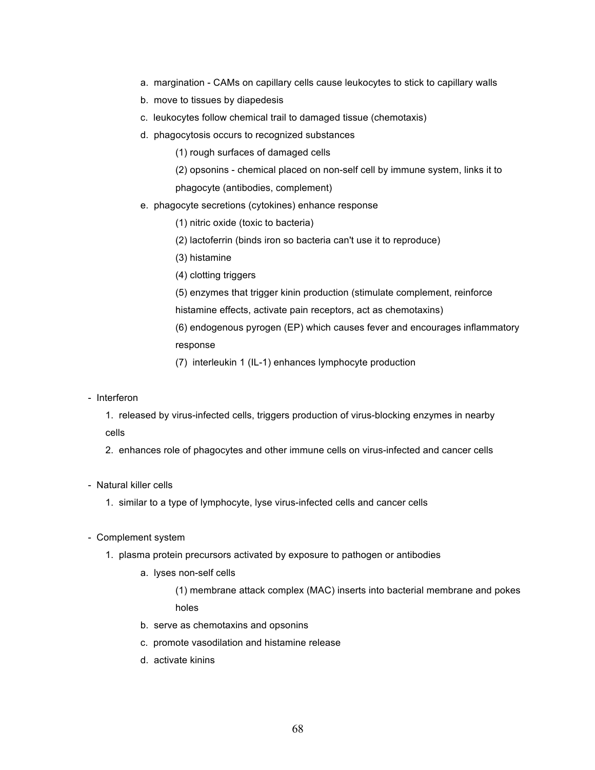a. margination - CAMs on capillary cells cause leukocytes to stick to capillary walls
b. move to tissues by diapedesis
c. leukocytes follow chemical trail to damaged tissue (chemotaxis)
d. phagocytosis occurs to recognized substances
    (1) rough surfaces of damaged cells
    (2) opsonins - chemical placed on non-self cell by immune system, links it to phagocyte (antibodies, complement)
e. phagocyte secretions (cytokines) enhance response
    (1) nitric oxide (toxic to bacteria)
    (2) lactoferrin (binds iron so bacteria can't use it to reproduce)
    (3) histamine
    (4) clotting triggers
    (5) enzymes that trigger kinin production (stimulate complement, reinforce histamine effects, activate pain receptors, act as chemotaxins)
    (6) endogenous pyrogen (EP) which causes fever and encourages inflammatory response
    (7) interleukin 1 (IL-1) enhances lymphocyte production

- Interferon
    1. released by virus-infected cells, triggers production of virus-blocking enzymes in nearby cells
    2. enhances role of phagocytes and other immune cells on virus-infected and cancer cells

- Natural killer cells
    1. similar to a type of lymphocyte, lyse virus-infected cells and cancer cells

- Complement system
    1. plasma protein precursors activated by exposure to pathogen or antibodies
        a. lyses non-self cells
            (1) membrane attack complex (MAC) inserts into bacterial membrane and pokes holes
        b. serve as chemotaxins and opsonins
        c. promote vasodilation and histamine release
        d. activate kinins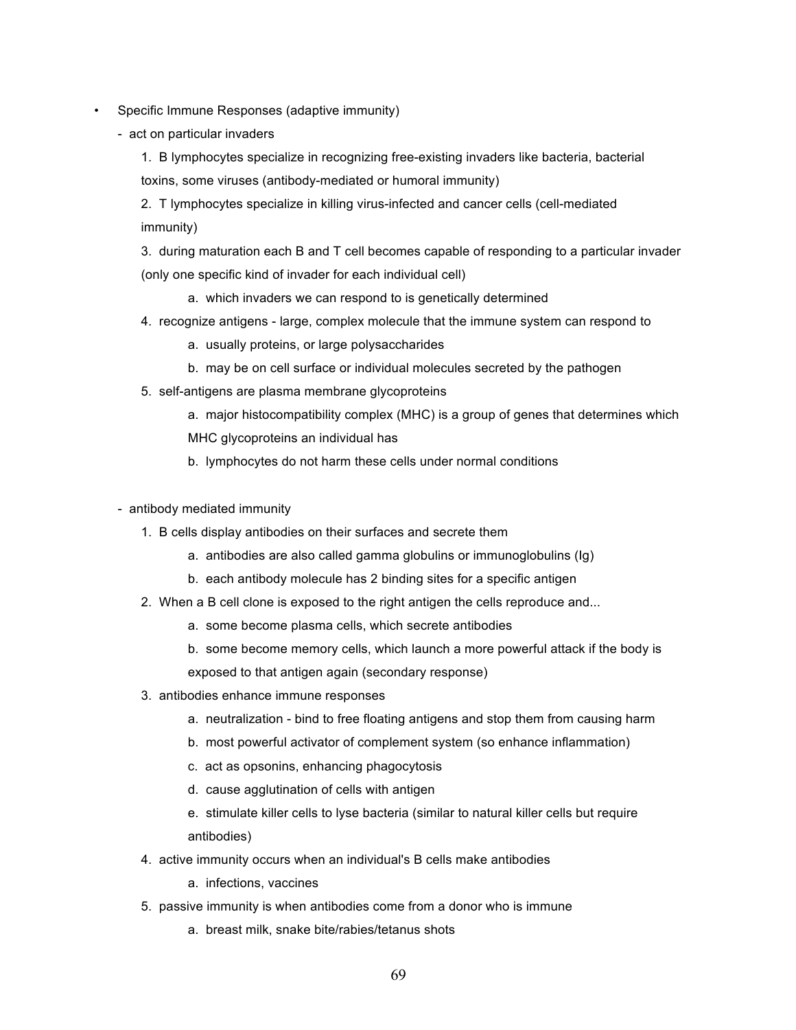- Specific Immune Responses (adaptive immunity)
  - act on particular invaders
    1. B lymphocytes specialize in recognizing free-existing invaders like bacteria, bacterial toxins, some viruses (antibody-mediated or humoral immunity)
    2. T lymphocytes specialize in killing virus-infected and cancer cells (cell-mediated immunity)
    3. during maturation each B and T cell becomes capable of responding to a particular invader (only one specific kind of invader for each individual cell)
       a. which invaders we can respond to is genetically determined
    4. recognize antigens - large, complex molecule that the immune system can respond to
       a. usually proteins, or large polysaccharides
       b. may be on cell surface or individual molecules secreted by the pathogen
    5. self-antigens are plasma membrane glycoproteins
       a. major histocompatibility complex (MHC) is a group of genes that determines which MHC glycoproteins an individual has
       b. lymphocytes do not harm these cells under normal conditions

  - antibody mediated immunity
    1. B cells display antibodies on their surfaces and secrete them
       a. antibodies are also called gamma globulins or immunoglobulins (Ig)
       b. each antibody molecule has 2 binding sites for a specific antigen
    2. When a B cell clone is exposed to the right antigen the cells reproduce and...
       a. some become plasma cells, which secrete antibodies
       b. some become memory cells, which launch a more powerful attack if the body is exposed to that antigen again (secondary response)
    3. antibodies enhance immune responses
       a. neutralization - bind to free floating antigens and stop them from causing harm
       b. most powerful activator of complement system (so enhance inflammation)
       c. act as opsonins, enhancing phagocytosis
       d. cause agglutination of cells with antigen
       e. stimulate killer cells to lyse bacteria (similar to natural killer cells but require antibodies)
    4. active immunity occurs when an individual's B cells make antibodies
       a. infections, vaccines
    5. passive immunity is when antibodies come from a donor who is immune
       a. breast milk, snake bite/rabies/tetanus shots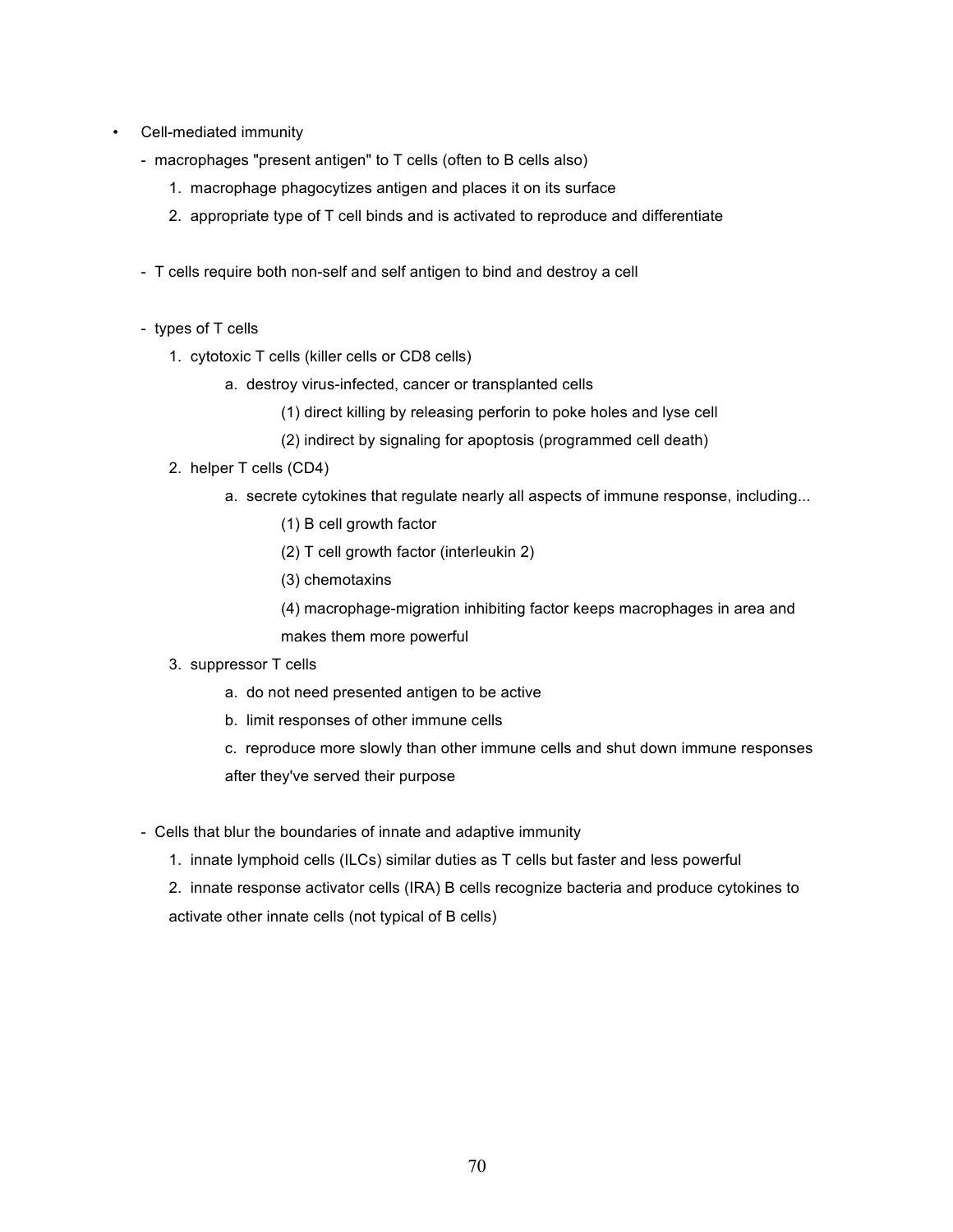- Cell-mediated immunity
  - macrophages "present antigen" to T cells (often to B cells also)
    1. macrophage phagocytizes antigen and places it on its surface
    2. appropriate type of T cell binds and is activated to reproduce and differentiate

  - T cells require both non-self and self antigen to bind and destroy a cell

  - types of T cells
    1. cytotoxic T cells (killer cells or CD8 cells)
       - a. destroy virus-infected, cancer or transplanted cells
         - (1) direct killing by releasing perforin to poke holes and lyse cell
         - (2) indirect by signaling for apoptosis (programmed cell death)
    2. helper T cells (CD4)
       - a. secrete cytokines that regulate nearly all aspects of immune response, including...
         - (1) B cell growth factor
         - (2) T cell growth factor (interleukin 2)
         - (3) chemotaxins
         - (4) macrophage-migration inhibiting factor keeps macrophages in area and makes them more powerful
    3. suppressor T cells
       - a. do not need presented antigen to be active
       - b. limit responses of other immune cells
       - c. reproduce more slowly than other immune cells and shut down immune responses after they've served their purpose

  - Cells that blur the boundaries of innate and adaptive immunity
    1. innate lymphoid cells (ILCs) similar duties as T cells but faster and less powerful
    2. innate response activator cells (IRA) B cells recognize bacteria and produce cytokines to activate other innate cells (not typical of B cells)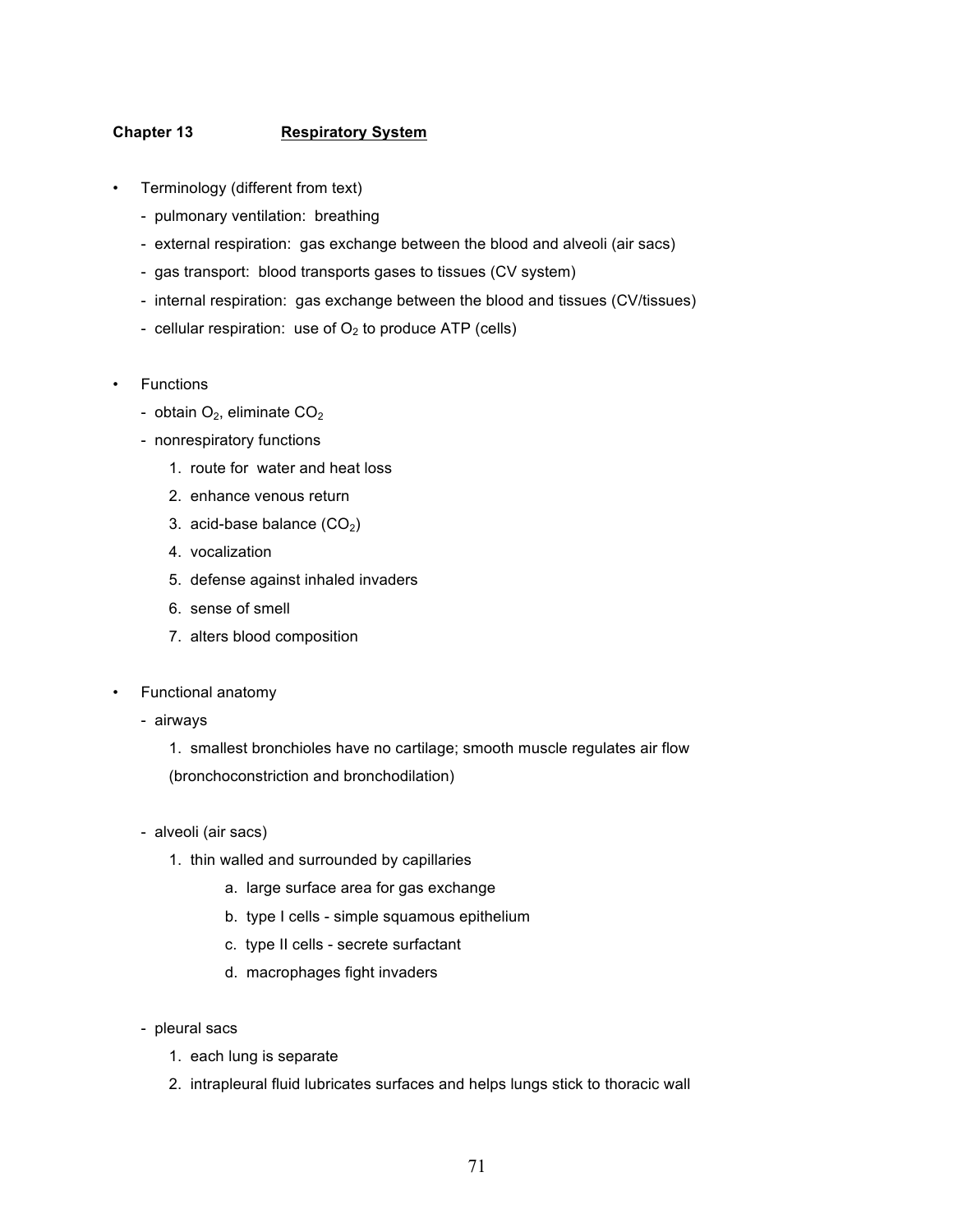## Chapter 13 Respiratory System

- Terminology (different from text)
  - pulmonary ventilation: breathing
  - external respiration: gas exchange between the blood and alveoli (air sacs)
  - gas transport: blood transports gases to tissues (CV system)
  - internal respiration: gas exchange between the blood and tissues (CV/tissues)
  - cellular respiration: use of $O_2$ to produce ATP (cells)

- Functions
  - obtain $O_2$, eliminate $CO_2$
  - nonrespiratory functions
    1. route for water and heat loss
    2. enhance venous return
    3. acid-base balance ($CO_2$)
    4. vocalization
    5. defense against inhaled invaders
    6. sense of smell
    7. alters blood composition

- Functional anatomy
  - airways
    1. smallest bronchioles have no cartilage; smooth muscle regulates air flow (bronchoconstriction and bronchodilation)

  - alveoli (air sacs)
    1. thin walled and surrounded by capillaries
       a. large surface area for gas exchange
       b. type I cells - simple squamous epithelium
       c. type II cells - secrete surfactant
       d. macrophages fight invaders

  - pleural sacs
    1. each lung is separate
    2. intrapleural fluid lubricates surfaces and helps lungs stick to thoracic wall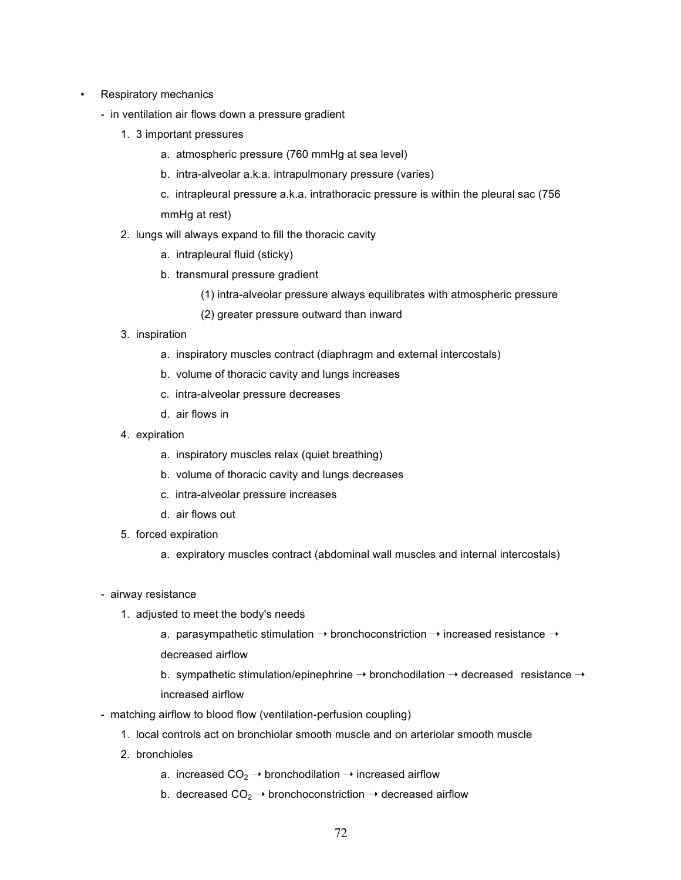- Respiratory mechanics
  - in ventilation air flows down a pressure gradient
    1. 3 important pressures
       a. atmospheric pressure (760 mmHg at sea level)
       b. intra-alveolar a.k.a. intrapulmonary pressure (varies)
       c. intrapleural pressure a.k.a. intrathoracic pressure is within the pleural sac (756 mmHg at rest)
    2. lungs will always expand to fill the thoracic cavity
       a. intrapleural fluid (sticky)
       b. transmural pressure gradient
          (1) intra-alveolar pressure always equilibrates with atmospheric pressure
          (2) greater pressure outward than inward
    3. inspiration
       a. inspiratory muscles contract (diaphragm and external intercostals)
       b. volume of thoracic cavity and lungs increases
       c. intra-alveolar pressure decreases
       d. air flows in
    4. expiration
       a. inspiratory muscles relax (quiet breathing)
       b. volume of thoracic cavity and lungs decreases
       c. intra-alveolar pressure increases
       d. air flows out
    5. forced expiration
       a. expiratory muscles contract (abdominal wall muscles and internal intercostals)

  - airway resistance
    1. adjusted to meet the body's needs
       a. parasympathetic stimulation → bronchoconstriction → increased resistance → decreased airflow
       b. sympathetic stimulation/epinephrine → bronchodilation → decreased resistance → increased airflow
  - matching airflow to blood flow (ventilation-perfusion coupling)
    1. local controls act on bronchiolar smooth muscle and on arteriolar smooth muscle
    2. bronchioles
       a. increased $CO_2$ → bronchodilation → increased airflow
       b. decreased $CO_2$ → bronchoconstriction → decreased airflow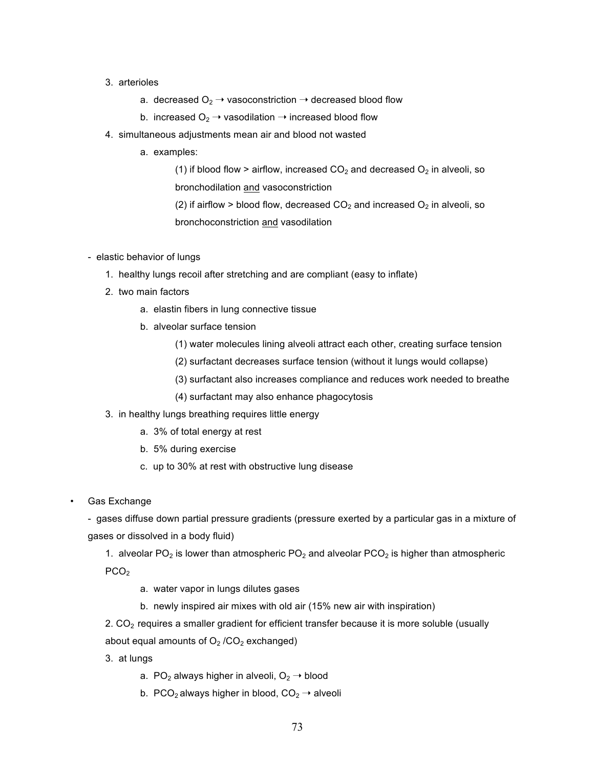3. arterioles
    a. decreased $O_2$ → vasoconstriction → decreased blood flow
    b. increased $O_2$ → vasodilation → increased blood flow
4. simultaneous adjustments mean air and blood not wasted
    a. examples:
        (1) if blood flow > airflow, increased $CO_2$ and decreased $O_2$ in alveoli, so bronchodilation <u>and</u> vasoconstriction
        (2) if airflow > blood flow, decreased $CO_2$ and increased $O_2$ in alveoli, so bronchoconstriction <u>and</u> vasodilation

- elastic behavior of lungs
    1. healthy lungs recoil after stretching and are compliant (easy to inflate)
    2. two main factors
        a. elastin fibers in lung connective tissue
        b. alveolar surface tension
            (1) water molecules lining alveoli attract each other, creating surface tension
            (2) surfactant decreases surface tension (without it lungs would collapse)
            (3) surfactant also increases compliance and reduces work needed to breathe
            (4) surfactant may also enhance phagocytosis
    3. in healthy lungs breathing requires little energy
        a. 3% of total energy at rest
        b. 5% during exercise
        c. up to 30% at rest with obstructive lung disease

- Gas Exchange
    - gases diffuse down partial pressure gradients (pressure exerted by a particular gas in a mixture of gases or dissolved in a body fluid)
        1. alveolar $PO_2$ is lower than atmospheric $PO_2$ and alveolar $PCO_2$ is higher than atmospheric $PCO_2$
            a. water vapor in lungs dilutes gases
            b. newly inspired air mixes with old air (15% new air with inspiration)
        2. $CO_2$ requires a smaller gradient for efficient transfer because it is more soluble (usually about equal amounts of $O_2$ /$CO_2$ exchanged)
        3. at lungs
            a. $PO_2$ always higher in alveoli, $O_2$ → blood
            b. $PCO_2$ always higher in blood, $CO_2$ → alveoli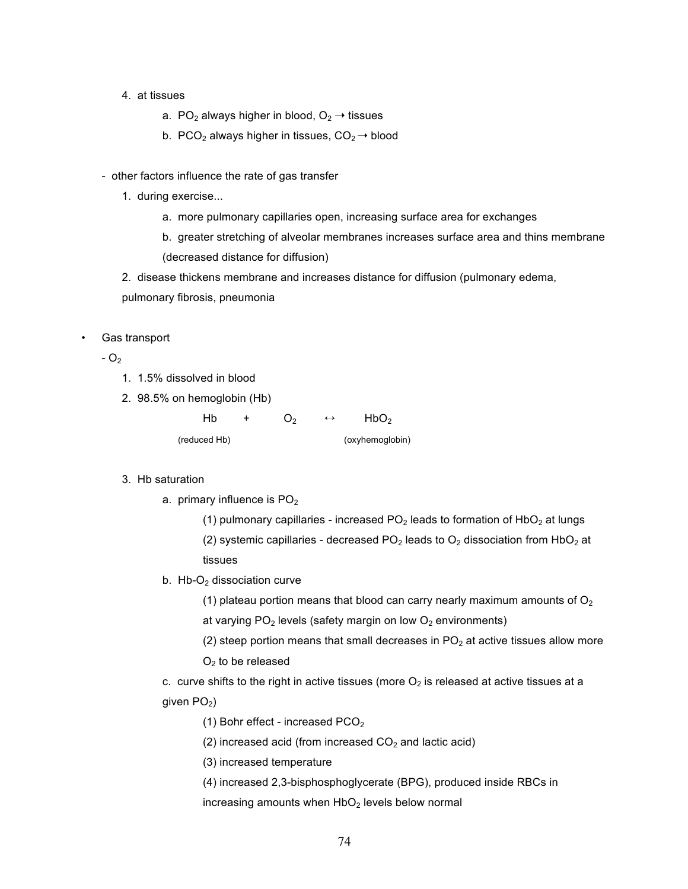4. at tissues
    a. $PO_2$ always higher in blood, $O_2 \rightarrow$ tissues
    b. $PCO_2$ always higher in tissues, $CO_2 \rightarrow$ blood

- other factors influence the rate of gas transfer
    1. during exercise...
        a. more pulmonary capillaries open, increasing surface area for exchanges
        b. greater stretching of alveolar membranes increases surface area and thins membrane (decreased distance for diffusion)
    2. disease thickens membrane and increases distance for diffusion (pulmonary edema, pulmonary fibrosis, pneumonia

• Gas transport
  - $O_2$
    1. 1.5% dissolved in blood
    2. 98.5% on hemoglobin (Hb)

$$\underset{\text{(reduced Hb)}}{Hb} + O_2 \leftrightarrow \underset{\text{(oxyhemoglobin)}}{HbO_2}$$

    3. Hb saturation
        a. primary influence is $PO_2$
            (1) pulmonary capillaries - increased $PO_2$ leads to formation of $HbO_2$ at lungs
            (2) systemic capillaries - decreased $PO_2$ leads to $O_2$ dissociation from $HbO_2$ at tissues
        b. Hb-$O_2$ dissociation curve
            (1) plateau portion means that blood can carry nearly maximum amounts of $O_2$ at varying $PO_2$ levels (safety margin on low $O_2$ environments)
            (2) steep portion means that small decreases in $PO_2$ at active tissues allow more $O_2$ to be released
        c. curve shifts to the right in active tissues (more $O_2$ is released at active tissues at a given $PO_2$)
            (1) Bohr effect - increased $PCO_2$
            (2) increased acid (from increased $CO_2$ and lactic acid)
            (3) increased temperature
            (4) increased 2,3-bisphosphoglycerate (BPG), produced inside RBCs in increasing amounts when $HbO_2$ levels below normal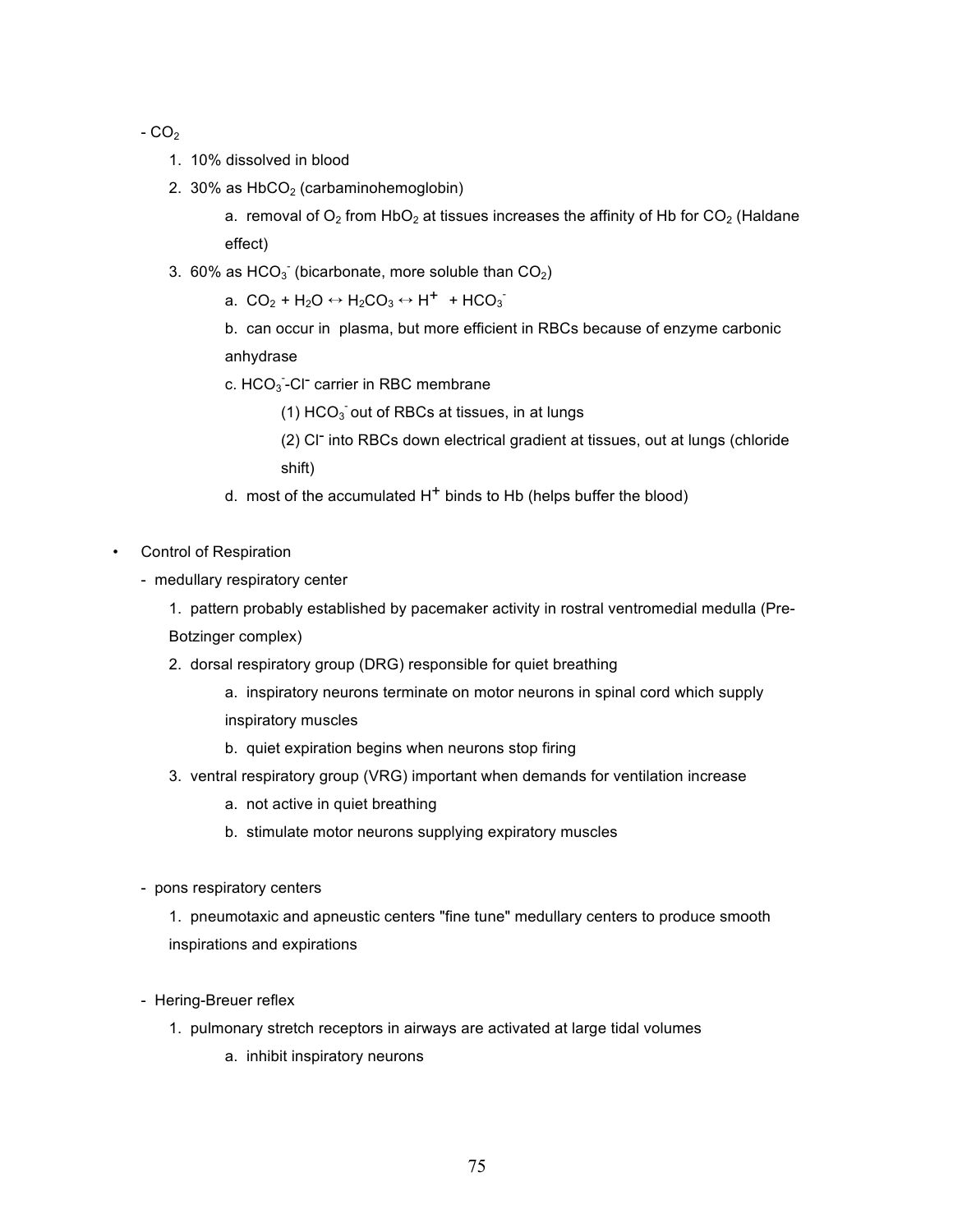- $CO_2$
    1. 10% dissolved in blood
    2. 30% as $HbCO_2$ (carbaminohemoglobin)
        a. removal of $O_2$ from $HbO_2$ at tissues increases the affinity of Hb for $CO_2$ (Haldane effect)
    3. 60% as $HCO_3^-$ (bicarbonate, more soluble than $CO_2$)
        a. $CO_2 + H_2O \leftrightarrow H_2CO_3 \leftrightarrow H^+ + HCO_3^-$
        b. can occur in plasma, but more efficient in RBCs because of enzyme carbonic anhydrase
        c. $HCO_3^-$-$Cl^-$ carrier in RBC membrane
            (1) $HCO_3^-$ out of RBCs at tissues, in at lungs
            (2) $Cl^-$ into RBCs down electrical gradient at tissues, out at lungs (chloride shift)
        d. most of the accumulated $H^+$ binds to Hb (helps buffer the blood)

- Control of Respiration
    - medullary respiratory center
        1. pattern probably established by pacemaker activity in rostral ventromedial medulla (Pre-Botzinger complex)
        2. dorsal respiratory group (DRG) responsible for quiet breathing
            a. inspiratory neurons terminate on motor neurons in spinal cord which supply inspiratory muscles
            b. quiet expiration begins when neurons stop firing
        3. ventral respiratory group (VRG) important when demands for ventilation increase
            a. not active in quiet breathing
            b. stimulate motor neurons supplying expiratory muscles

    - pons respiratory centers
        1. pneumotaxic and apneustic centers "fine tune" medullary centers to produce smooth inspirations and expirations

    - Hering-Breuer reflex
        1. pulmonary stretch receptors in airways are activated at large tidal volumes
            a. inhibit inspiratory neurons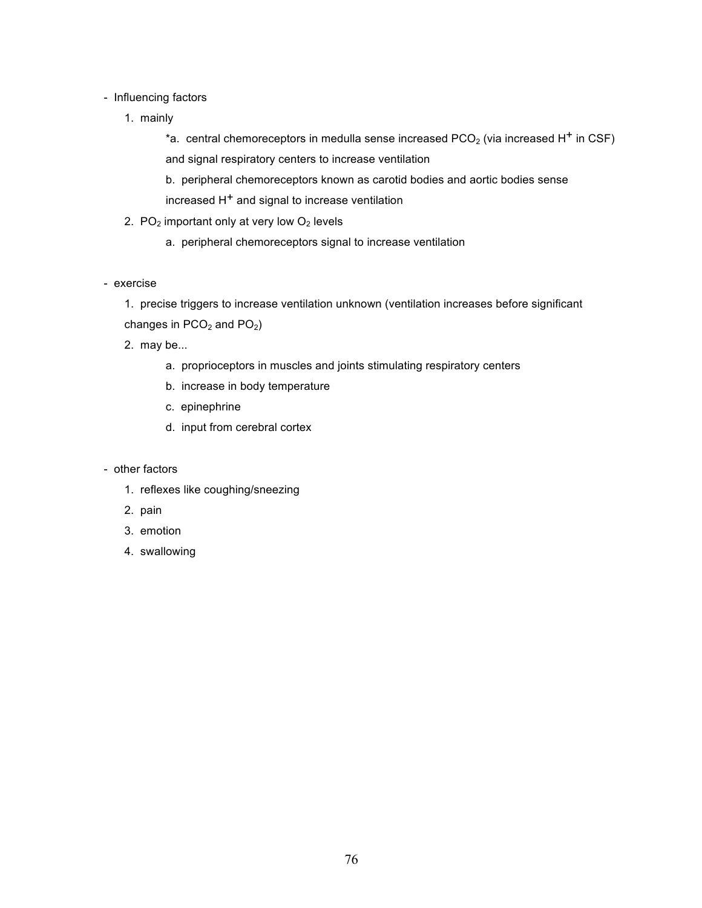- Influencing factors
    1. mainly
        *a. central chemoreceptors in medulla sense increased $PCO_2$ (via increased $H^+$ in CSF) and signal respiratory centers to increase ventilation
        b. peripheral chemoreceptors known as carotid bodies and aortic bodies sense increased $H^+$ and signal to increase ventilation
    2. $PO_2$ important only at very low $O_2$ levels
        a. peripheral chemoreceptors signal to increase ventilation

- exercise
    1. precise triggers to increase ventilation unknown (ventilation increases before significant changes in $PCO_2$ and $PO_2$)
    2. may be...
        a. proprioceptors in muscles and joints stimulating respiratory centers
        b. increase in body temperature
        c. epinephrine
        d. input from cerebral cortex

- other factors
    1. reflexes like coughing/sneezing
    2. pain
    3. emotion
    4. swallowing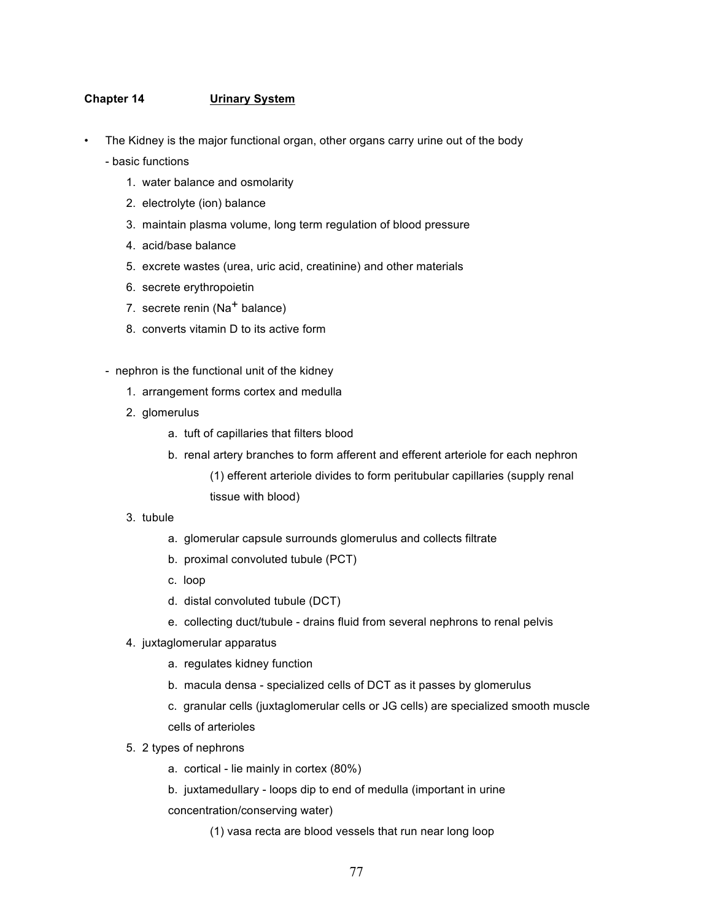**Chapter 14** **Urinary System**

- The Kidney is the major functional organ, other organs carry urine out of the body
  - basic functions
    1. water balance and osmolarity
    2. electrolyte (ion) balance
    3. maintain plasma volume, long term regulation of blood pressure
    4. acid/base balance
    5. excrete wastes (urea, uric acid, creatinine) and other materials
    6. secrete erythropoietin
    7. secrete renin ($Na^+$ balance)
    8. converts vitamin D to its active form

  - nephron is the functional unit of the kidney
    1. arrangement forms cortex and medulla
    2. glomerulus
       - a. tuft of capillaries that filters blood
       - b. renal artery branches to form afferent and efferent arteriole for each nephron
         - (1) efferent arteriole divides to form peritubular capillaries (supply renal tissue with blood)
    3. tubule
       - a. glomerular capsule surrounds glomerulus and collects filtrate
       - b. proximal convoluted tubule (PCT)
       - c. loop
       - d. distal convoluted tubule (DCT)
       - e. collecting duct/tubule - drains fluid from several nephrons to renal pelvis
    4. juxtaglomerular apparatus
       - a. regulates kidney function
       - b. macula densa - specialized cells of DCT as it passes by glomerulus
       - c. granular cells (juxtaglomerular cells or JG cells) are specialized smooth muscle cells of arterioles
    5. 2 types of nephrons
       - a. cortical - lie mainly in cortex (80%)
       - b. juxtamedullary - loops dip to end of medulla (important in urine concentration/conserving water)
         - (1) vasa recta are blood vessels that run near long loop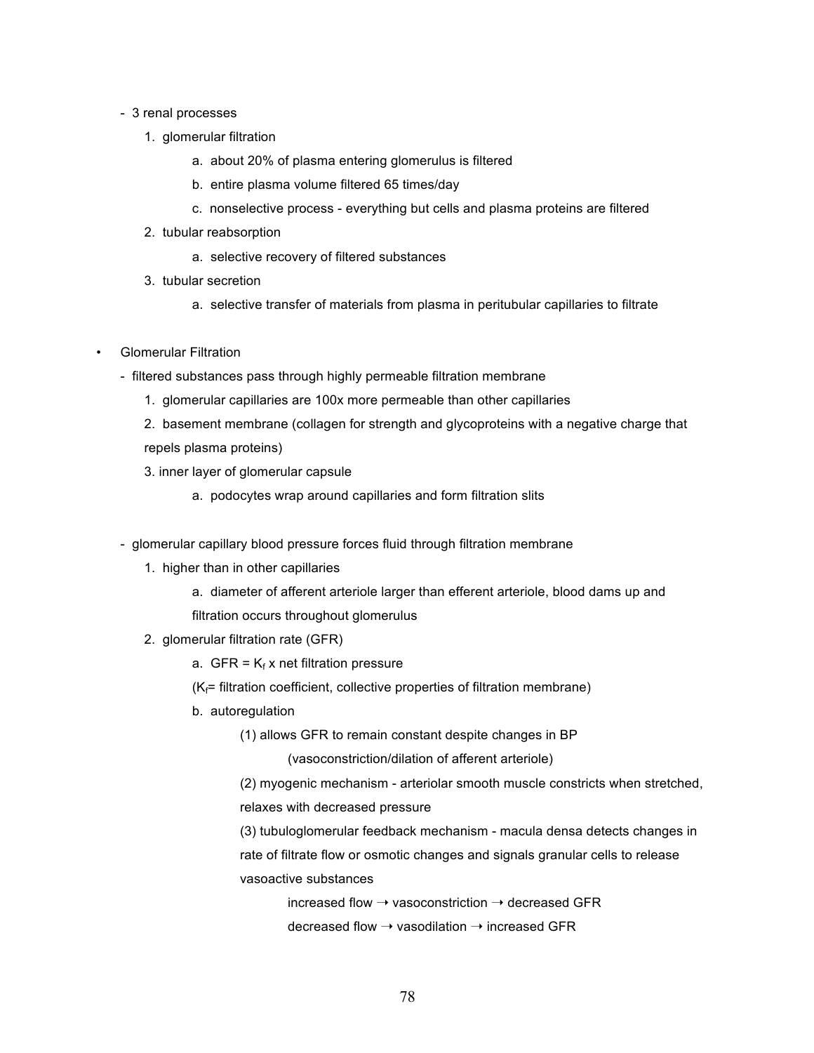- 3 renal processes
    1. glomerular filtration
        a. about 20% of plasma entering glomerulus is filtered
        b. entire plasma volume filtered 65 times/day
        c. nonselective process - everything but cells and plasma proteins are filtered
    2. tubular reabsorption
        a. selective recovery of filtered substances
    3. tubular secretion
        a. selective transfer of materials from plasma in peritubular capillaries to filtrate

- Glomerular Filtration
    - filtered substances pass through highly permeable filtration membrane
        1. glomerular capillaries are 100x more permeable than other capillaries
        2. basement membrane (collagen for strength and glycoproteins with a negative charge that repels plasma proteins)
        3. inner layer of glomerular capsule
            a. podocytes wrap around capillaries and form filtration slits

    - glomerular capillary blood pressure forces fluid through filtration membrane
        1. higher than in other capillaries
            a. diameter of afferent arteriole larger than efferent arteriole, blood dams up and filtration occurs throughout glomerulus
        2. glomerular filtration rate (GFR)
            a. GFR = $K_f$ x net filtration pressure
            ($K_f$= filtration coefficient, collective properties of filtration membrane)
            b. autoregulation
                (1) allows GFR to remain constant despite changes in BP
                    (vasoconstriction/dilation of afferent arteriole)
                (2) myogenic mechanism - arteriolar smooth muscle constricts when stretched, relaxes with decreased pressure
                (3) tubuloglomerular feedback mechanism - macula densa detects changes in rate of filtrate flow or osmotic changes and signals granular cells to release vasoactive substances
                    increased flow → vasoconstriction → decreased GFR
                    decreased flow → vasodilation → increased GFR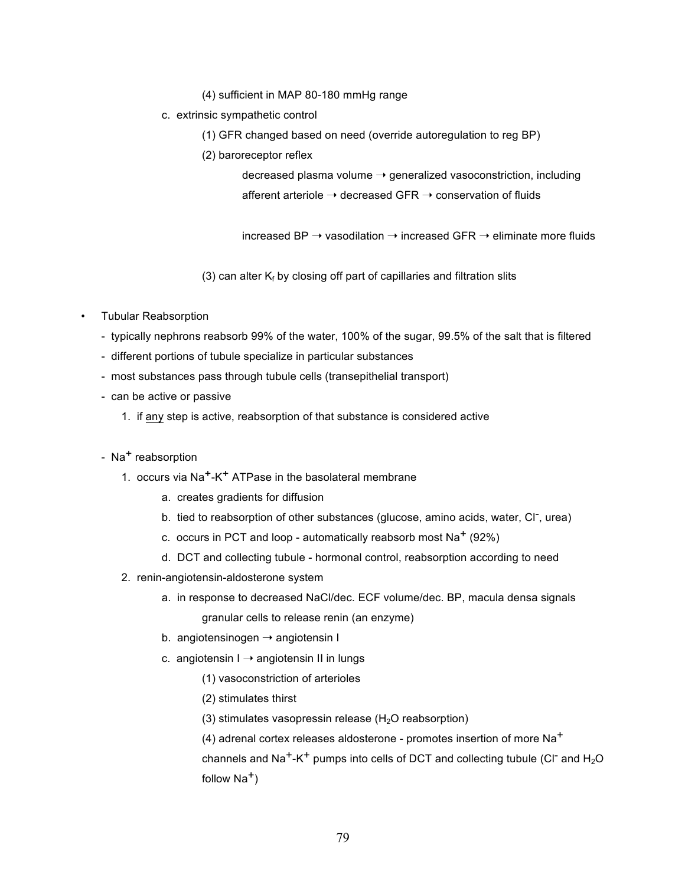(4) sufficient in MAP 80-180 mmHg range

c. extrinsic sympathetic control

(1) GFR changed based on need (override autoregulation to reg BP)

(2) baroreceptor reflex

decreased plasma volume → generalized vasoconstriction, including afferent arteriole → decreased GFR → conservation of fluids

increased BP → vasodilation → increased GFR → eliminate more fluids

(3) can alter $K_f$ by closing off part of capillaries and filtration slits

- Tubular Reabsorption
  - typically nephrons reabsorb 99% of the water, 100% of the sugar, 99.5% of the salt that is filtered
  - different portions of tubule specialize in particular substances
  - most substances pass through tubule cells (transepithelial transport)
  - can be active or passive
    1. if <u>any</u> step is active, reabsorption of that substance is considered active

  - $Na^+$ reabsorption
    1. occurs via $Na^+$-$K^+$ ATPase in the basolateral membrane
       a. creates gradients for diffusion
       b. tied to reabsorption of other substances (glucose, amino acids, water, $Cl^-$, urea)
       c. occurs in PCT and loop - automatically reabsorb most $Na^+$ (92%)
       d. DCT and collecting tubule - hormonal control, reabsorption according to need
    2. renin-angiotensin-aldosterone system
       a. in response to decreased NaCl/dec. ECF volume/dec. BP, macula densa signals granular cells to release renin (an enzyme)
       b. angiotensinogen → angiotensin I
       c. angiotensin I → angiotensin II in lungs
          (1) vasoconstriction of arterioles
          (2) stimulates thirst
          (3) stimulates vasopressin release ($H_2O$ reabsorption)
          (4) adrenal cortex releases aldosterone - promotes insertion of more $Na^+$ channels and $Na^+$-$K^+$ pumps into cells of DCT and collecting tubule ($Cl^-$ and $H_2O$ follow $Na^+$)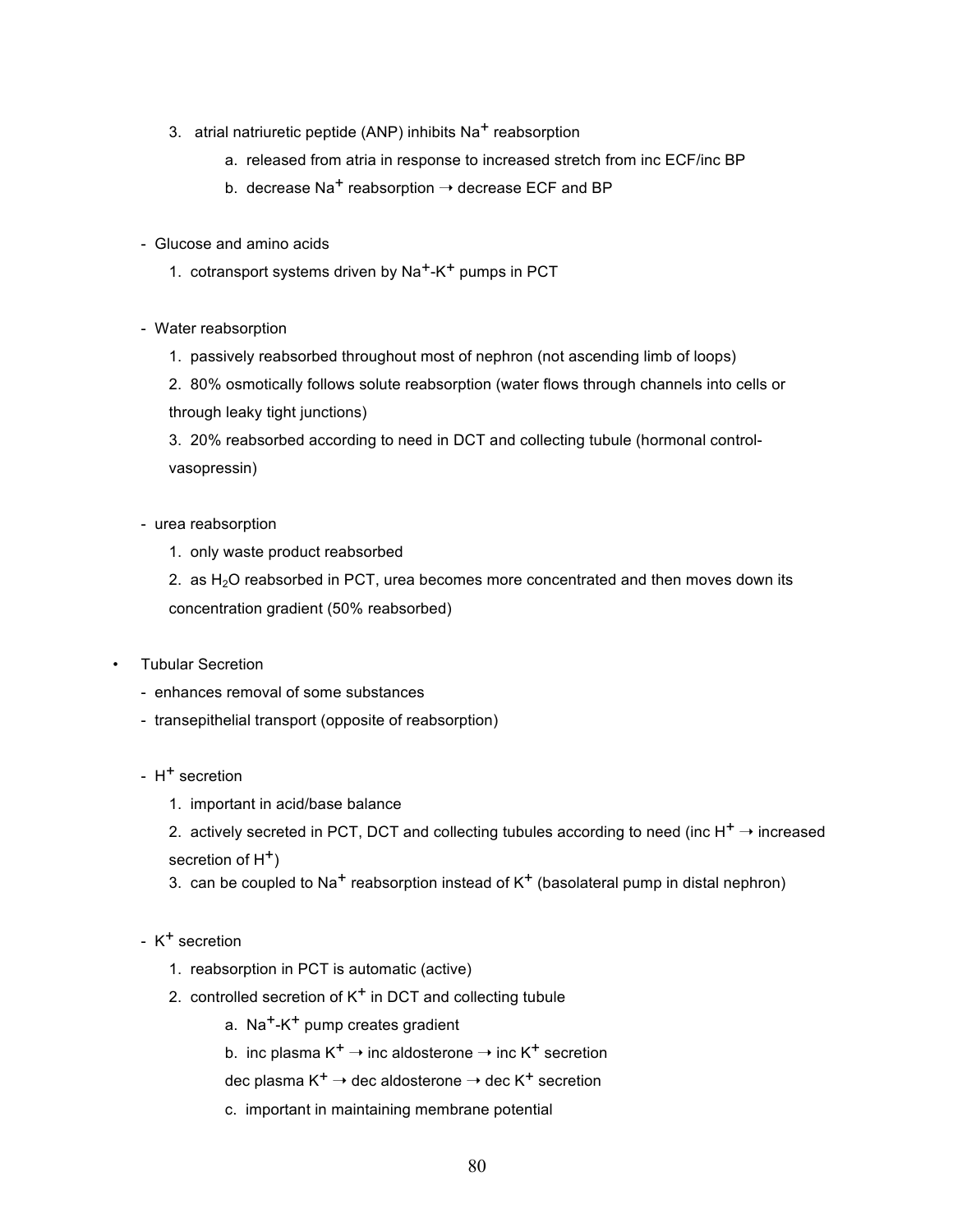3. atrial natriuretic peptide (ANP) inhibits $Na^+$ reabsorption
    - a. released from atria in response to increased stretch from inc ECF/inc BP
    - b. decrease $Na^+$ reabsorption → decrease ECF and BP

- Glucose and amino acids
    1. cotransport systems driven by $Na^+$-$K^+$ pumps in PCT

- Water reabsorption
    1. passively reabsorbed throughout most of nephron (not ascending limb of loops)
    2. 80% osmotically follows solute reabsorption (water flows through channels into cells or through leaky tight junctions)
    3. 20% reabsorbed according to need in DCT and collecting tubule (hormonal control- vasopressin)

- urea reabsorption
    1. only waste product reabsorbed
    2. as $H_2O$ reabsorbed in PCT, urea becomes more concentrated and then moves down its concentration gradient (50% reabsorbed)

• Tubular Secretion
  - enhances removal of some substances
  - transepithelial transport (opposite of reabsorption)

  - $H^+$ secretion
    1. important in acid/base balance
    2. actively secreted in PCT, DCT and collecting tubules according to need (inc $H^+$ → increased secretion of $H^+$)
    3. can be coupled to $Na^+$ reabsorption instead of $K^+$ (basolateral pump in distal nephron)

  - $K^+$ secretion
    1. reabsorption in PCT is automatic (active)
    2. controlled secretion of $K^+$ in DCT and collecting tubule
        - a. $Na^+$-$K^+$ pump creates gradient
        - b. inc plasma $K^+$ → inc aldosterone → inc $K^+$ secretion
          dec plasma $K^+$ → dec aldosterone → dec $K^+$ secretion
        - c. important in maintaining membrane potential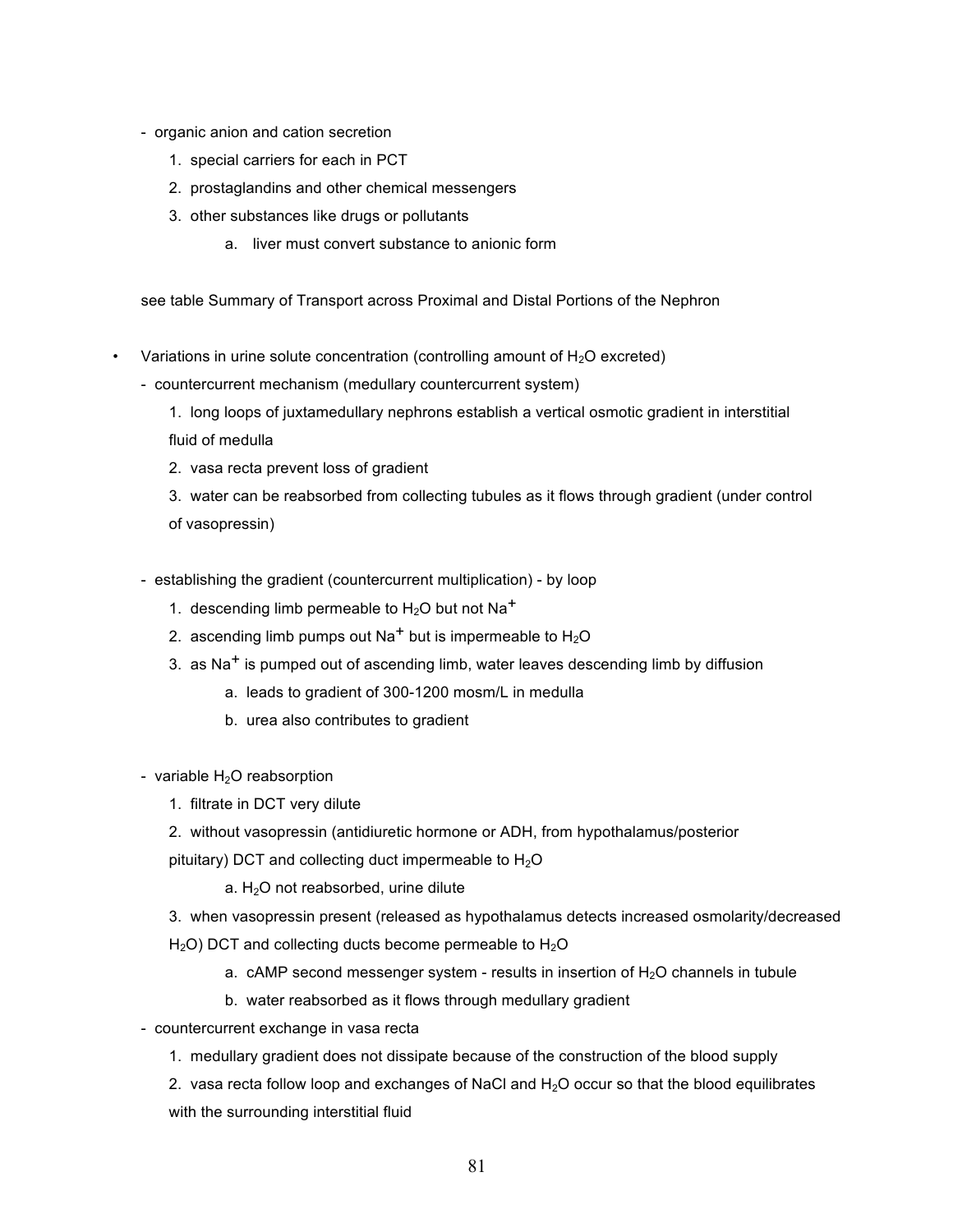- organic anion and cation secretion
    1. special carriers for each in PCT
    2. prostaglandins and other chemical messengers
    3. other substances like drugs or pollutants
        a. liver must convert substance to anionic form

see table Summary of Transport across Proximal and Distal Portions of the Nephron

- Variations in urine solute concentration (controlling amount of $H_2O$ excreted)
    - countercurrent mechanism (medullary countercurrent system)
        1. long loops of juxtamedullary nephrons establish a vertical osmotic gradient in interstitial fluid of medulla
        2. vasa recta prevent loss of gradient
        3. water can be reabsorbed from collecting tubules as it flows through gradient (under control of vasopressin)

    - establishing the gradient (countercurrent multiplication) - by loop
        1. descending limb permeable to $H_2O$ but not $Na^+$
        2. ascending limb pumps out $Na^+$ but is impermeable to $H_2O$
        3. as $Na^+$ is pumped out of ascending limb, water leaves descending limb by diffusion
            a. leads to gradient of 300-1200 mosm/L in medulla
            b. urea also contributes to gradient

    - variable $H_2O$ reabsorption
        1. filtrate in DCT very dilute
        2. without vasopressin (antidiuretic hormone or ADH, from hypothalamus/posterior pituitary) DCT and collecting duct impermeable to $H_2O$
            a. $H_2O$ not reabsorbed, urine dilute
        3. when vasopressin present (released as hypothalamus detects increased osmolarity/decreased $H_2O$) DCT and collecting ducts become permeable to $H_2O$
            a. cAMP second messenger system - results in insertion of $H_2O$ channels in tubule
            b. water reabsorbed as it flows through medullary gradient
    - countercurrent exchange in vasa recta
        1. medullary gradient does not dissipate because of the construction of the blood supply
        2. vasa recta follow loop and exchanges of NaCl and $H_2O$ occur so that the blood equilibrates with the surrounding interstitial fluid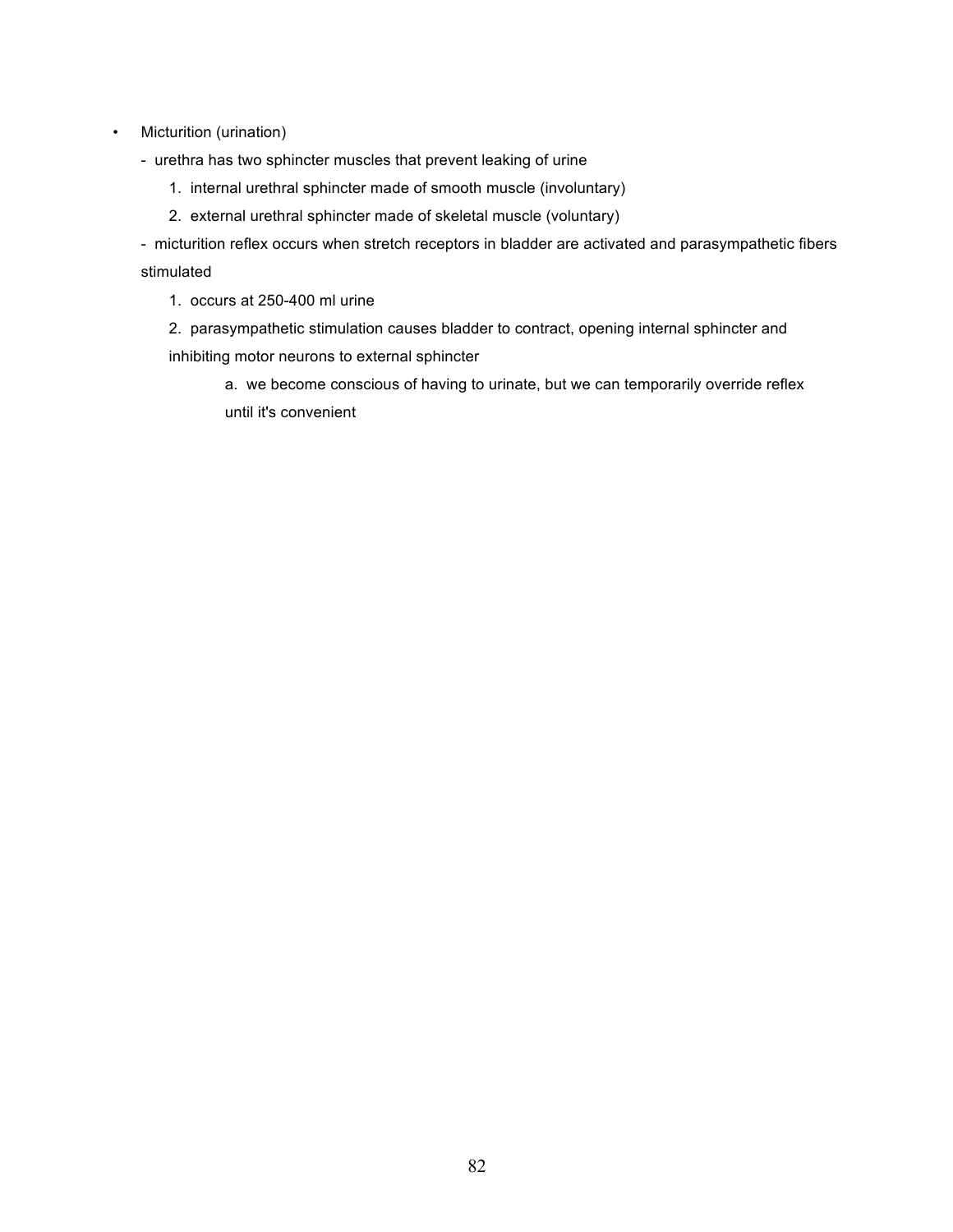- Micturition (urination)
  - urethra has two sphincter muscles that prevent leaking of urine
    1. internal urethral sphincter made of smooth muscle (involuntary)
    2. external urethral sphincter made of skeletal muscle (voluntary)
  - micturition reflex occurs when stretch receptors in bladder are activated and parasympathetic fibers stimulated
    1. occurs at 250-400 ml urine
    2. parasympathetic stimulation causes bladder to contract, opening internal sphincter and inhibiting motor neurons to external sphincter
       a. we become conscious of having to urinate, but we can temporarily override reflex until it's convenient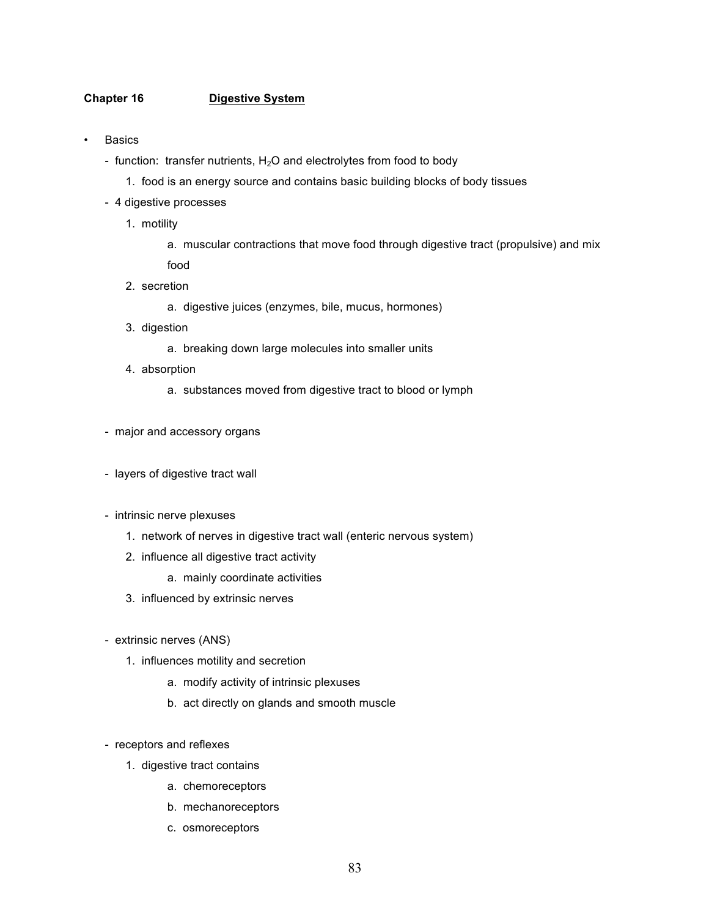**Chapter 16 <u>Digestive System</u>**

- Basics
  - function: transfer nutrients, $H_2O$ and electrolytes from food to body
    1. food is an energy source and contains basic building blocks of body tissues
  - 4 digestive processes
    1. motility
        a. muscular contractions that move food through digestive tract (propulsive) and mix food
    2. secretion
        a. digestive juices (enzymes, bile, mucus, hormones)
    3. digestion
        a. breaking down large molecules into smaller units
    4. absorption
        a. substances moved from digestive tract to blood or lymph

  - major and accessory organs

  - layers of digestive tract wall

  - intrinsic nerve plexuses
    1. network of nerves in digestive tract wall (enteric nervous system)
    2. influence all digestive tract activity
        a. mainly coordinate activities
    3. influenced by extrinsic nerves

  - extrinsic nerves (ANS)
    1. influences motility and secretion
        a. modify activity of intrinsic plexuses
        b. act directly on glands and smooth muscle

  - receptors and reflexes
    1. digestive tract contains
        a. chemoreceptors
        b. mechanoreceptors
        c. osmoreceptors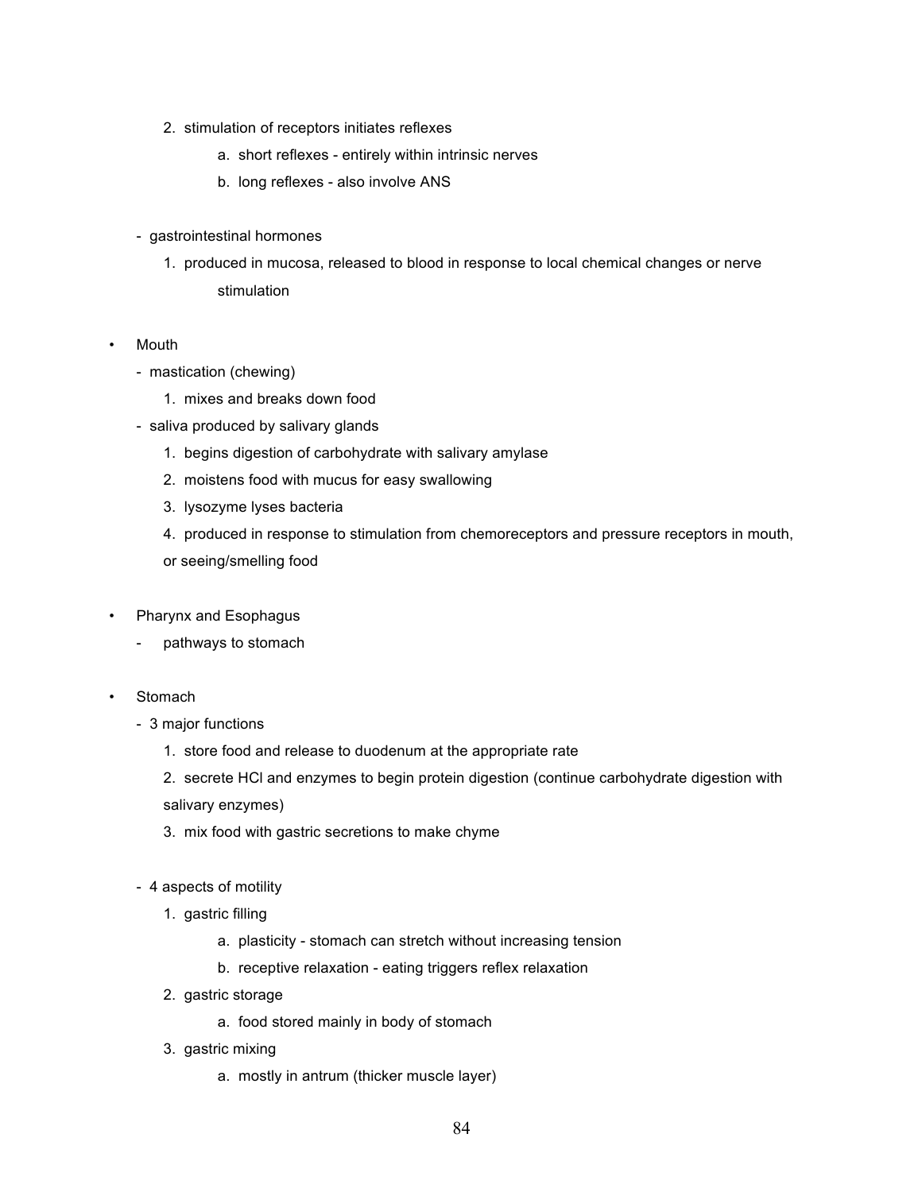2. stimulation of receptors initiates reflexes
    a. short reflexes - entirely within intrinsic nerves
    b. long reflexes - also involve ANS

- gastrointestinal hormones
    1. produced in mucosa, released to blood in response to local chemical changes or nerve stimulation

- Mouth
    - mastication (chewing)
        1. mixes and breaks down food
    - saliva produced by salivary glands
        1. begins digestion of carbohydrate with salivary amylase
        2. moistens food with mucus for easy swallowing
        3. lysozyme lyses bacteria
        4. produced in response to stimulation from chemoreceptors and pressure receptors in mouth, or seeing/smelling food

- Pharynx and Esophagus
    - pathways to stomach

- Stomach
    - 3 major functions
        1. store food and release to duodenum at the appropriate rate
        2. secrete HCl and enzymes to begin protein digestion (continue carbohydrate digestion with salivary enzymes)
        3. mix food with gastric secretions to make chyme

    - 4 aspects of motility
        1. gastric filling
            a. plasticity - stomach can stretch without increasing tension
            b. receptive relaxation - eating triggers reflex relaxation
        2. gastric storage
            a. food stored mainly in body of stomach
        3. gastric mixing
            a. mostly in antrum (thicker muscle layer)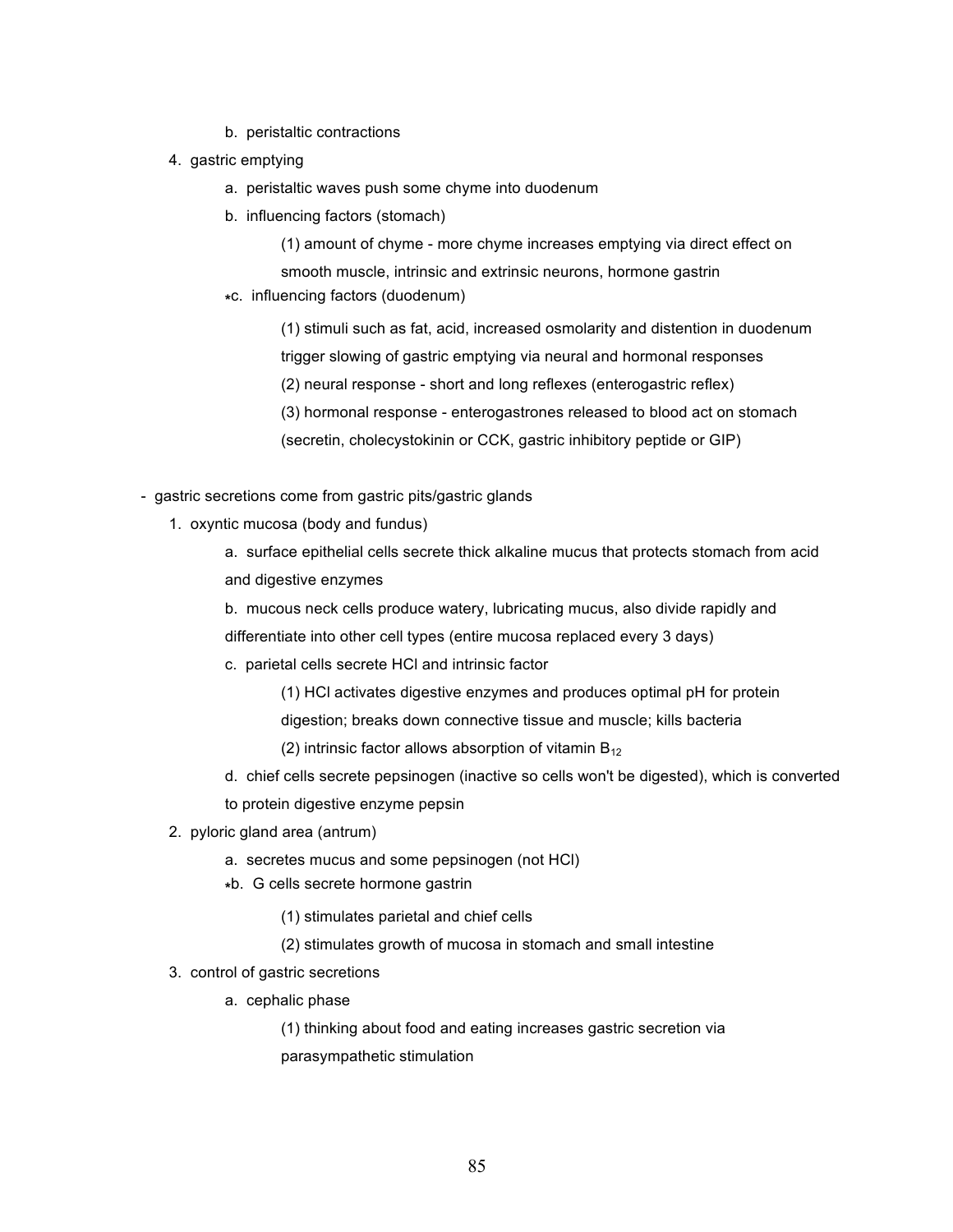b. peristaltic contractions

4. gastric emptying

    a. peristaltic waves push some chyme into duodenum

    b. influencing factors (stomach)

        (1) amount of chyme - more chyme increases emptying via direct effect on smooth muscle, intrinsic and extrinsic neurons, hormone gastrin

    *c. influencing factors (duodenum)

        (1) stimuli such as fat, acid, increased osmolarity and distention in duodenum trigger slowing of gastric emptying via neural and hormonal responses

        (2) neural response - short and long reflexes (enterogastric reflex)

        (3) hormonal response - enterogastrones released to blood act on stomach (secretin, cholecystokinin or CCK, gastric inhibitory peptide or GIP)

- gastric secretions come from gastric pits/gastric glands

    1. oxyntic mucosa (body and fundus)

        a. surface epithelial cells secrete thick alkaline mucus that protects stomach from acid and digestive enzymes

        b. mucous neck cells produce watery, lubricating mucus, also divide rapidly and differentiate into other cell types (entire mucosa replaced every 3 days)

        c. parietal cells secrete HCl and intrinsic factor

            (1) HCl activates digestive enzymes and produces optimal pH for protein digestion; breaks down connective tissue and muscle; kills bacteria

            (2) intrinsic factor allows absorption of vitamin $B_{12}$

        d. chief cells secrete pepsinogen (inactive so cells won't be digested), which is converted to protein digestive enzyme pepsin

    2. pyloric gland area (antrum)

        a. secretes mucus and some pepsinogen (not HCl)

        *b. G cells secrete hormone gastrin

            (1) stimulates parietal and chief cells

            (2) stimulates growth of mucosa in stomach and small intestine

    3. control of gastric secretions

        a. cephalic phase

            (1) thinking about food and eating increases gastric secretion via parasympathetic stimulation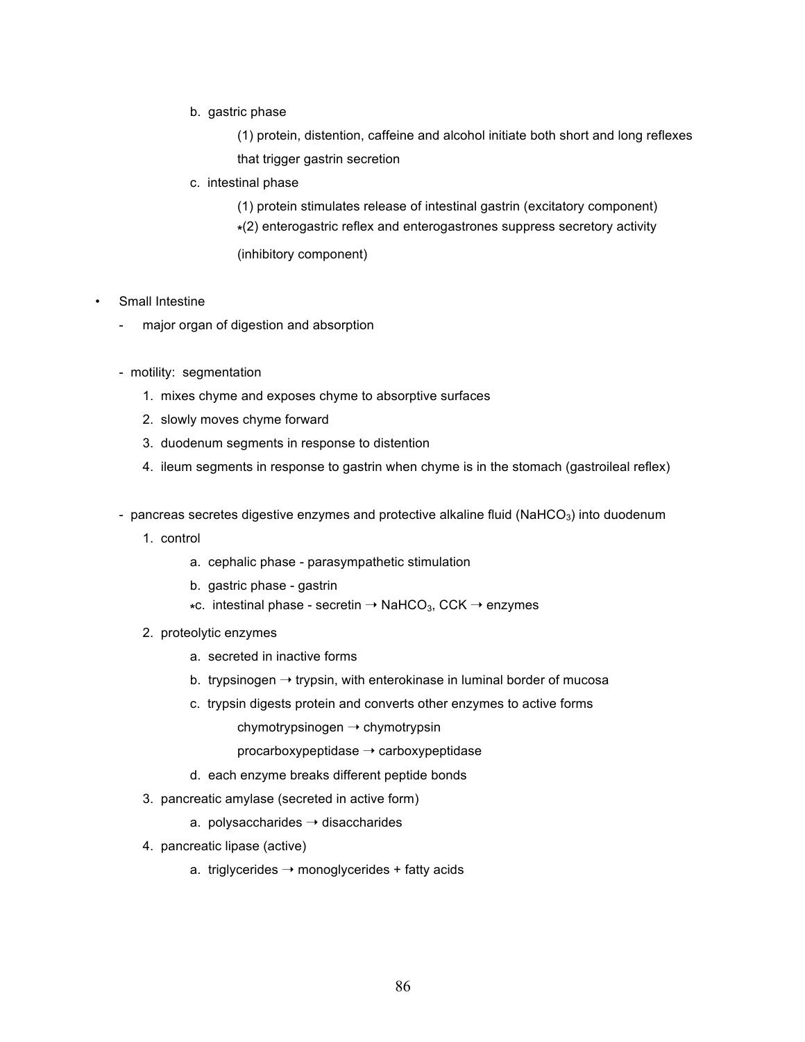b. gastric phase

(1) protein, distention, caffeine and alcohol initiate both short and long reflexes that trigger gastrin secretion

c. intestinal phase

(1) protein stimulates release of intestinal gastrin (excitatory component)

*(2) enterogastric reflex and enterogastrones suppress secretory activity (inhibitory component)

- Small Intestine
  - major organ of digestion and absorption

  - motility: segmentation
    1. mixes chyme and exposes chyme to absorptive surfaces
    2. slowly moves chyme forward
    3. duodenum segments in response to distention
    4. ileum segments in response to gastrin when chyme is in the stomach (gastroileal reflex)

  - pancreas secretes digestive enzymes and protective alkaline fluid ($NaHCO_3$) into duodenum
    1. control
       - a. cephalic phase - parasympathetic stimulation
       - b. gastric phase - gastrin
       - *c. intestinal phase - secretin → $NaHCO_3$, CCK → enzymes
    2. proteolytic enzymes
       - a. secreted in inactive forms
       - b. trypsinogen → trypsin, with enterokinase in luminal border of mucosa
       - c. trypsin digests protein and converts other enzymes to active forms

         chymotrypsinogen → chymotrypsin

         procarboxypeptidase → carboxypeptidase
       - d. each enzyme breaks different peptide bonds
    3. pancreatic amylase (secreted in active form)
       - a. polysaccharides → disaccharides
    4. pancreatic lipase (active)
       - a. triglycerides → monoglycerides + fatty acids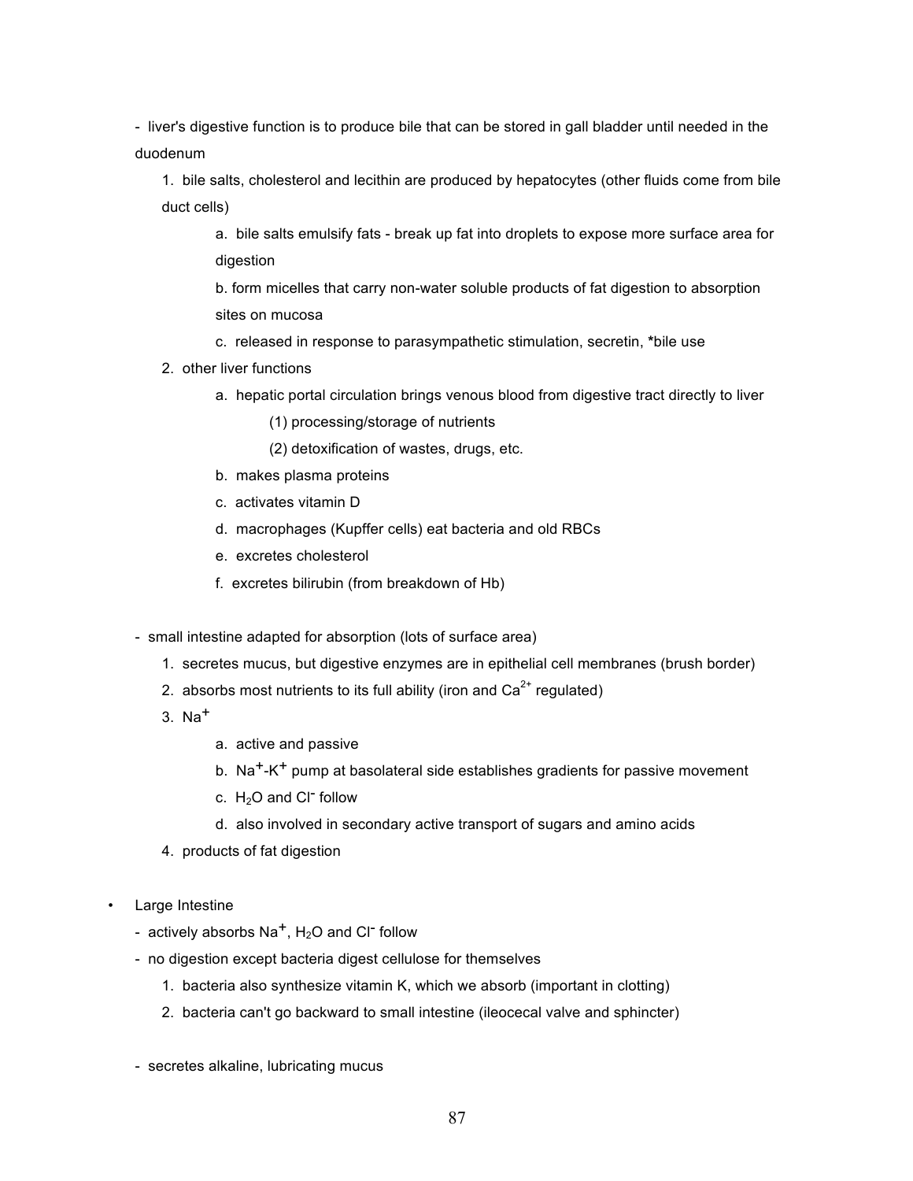- liver's digestive function is to produce bile that can be stored in gall bladder until needed in the duodenum
    1. bile salts, cholesterol and lecithin are produced by hepatocytes (other fluids come from bile duct cells)
        a. bile salts emulsify fats - break up fat into droplets to expose more surface area for digestion
        b. form micelles that carry non-water soluble products of fat digestion to absorption sites on mucosa
        c. released in response to parasympathetic stimulation, secretin, *bile use
    2. other liver functions
        a. hepatic portal circulation brings venous blood from digestive tract directly to liver
            (1) processing/storage of nutrients
            (2) detoxification of wastes, drugs, etc.
        b. makes plasma proteins
        c. activates vitamin D
        d. macrophages (Kupffer cells) eat bacteria and old RBCs
        e. excretes cholesterol
        f. excretes bilirubin (from breakdown of Hb)

- small intestine adapted for absorption (lots of surface area)
    1. secretes mucus, but digestive enzymes are in epithelial cell membranes (brush border)
    2. absorbs most nutrients to its full ability (iron and $Ca^{2+}$ regulated)
    3. $Na^+$
        a. active and passive
        b. $Na^+$-$K^+$ pump at basolateral side establishes gradients for passive movement
        c. $H_2O$ and $Cl^-$ follow
        d. also involved in secondary active transport of sugars and amino acids
    4. products of fat digestion

- Large Intestine
    - actively absorbs $Na^+$, $H_2O$ and $Cl^-$ follow
    - no digestion except bacteria digest cellulose for themselves
        1. bacteria also synthesize vitamin K, which we absorb (important in clotting)
        2. bacteria can't go backward to small intestine (ileocecal valve and sphincter)

    - secretes alkaline, lubricating mucus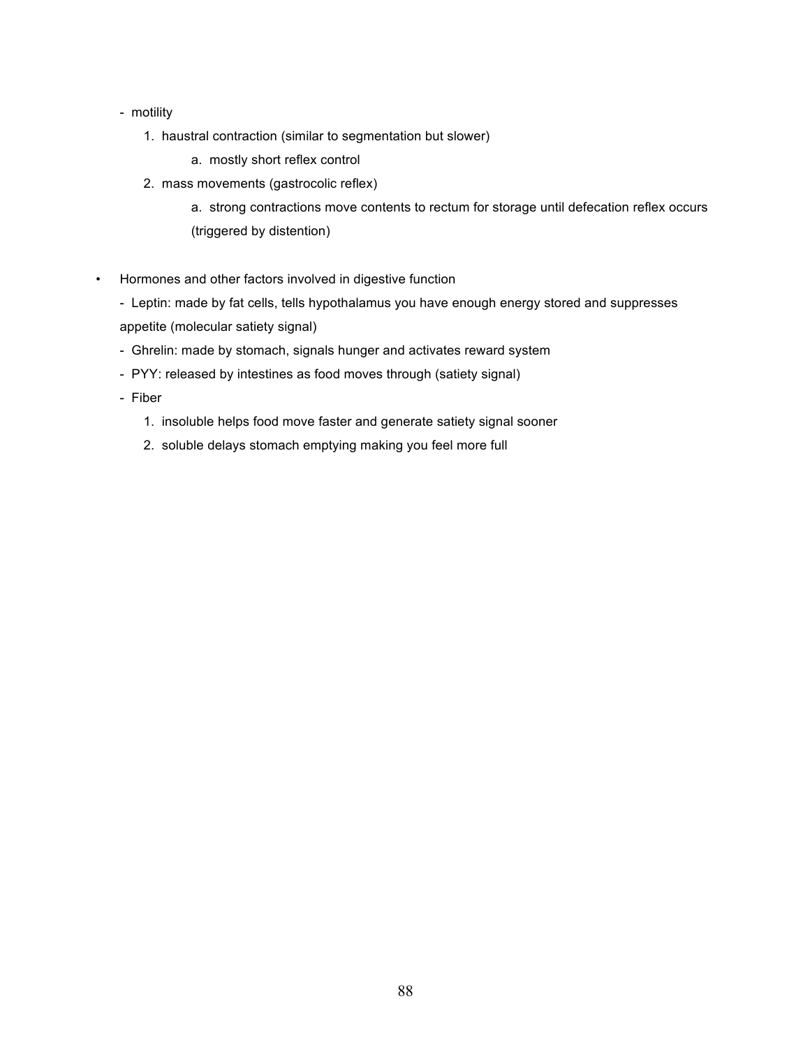- motility
    1. haustral contraction (similar to segmentation but slower)
        a. mostly short reflex control
    2. mass movements (gastrocolic reflex)
        a. strong contractions move contents to rectum for storage until defecation reflex occurs (triggered by distention)

- Hormones and other factors involved in digestive function
    - Leptin: made by fat cells, tells hypothalamus you have enough energy stored and suppresses appetite (molecular satiety signal)
    - Ghrelin: made by stomach, signals hunger and activates reward system
    - PYY: released by intestines as food moves through (satiety signal)
    - Fiber
        1. insoluble helps food move faster and generate satiety signal sooner
        2. soluble delays stomach emptying making you feel more full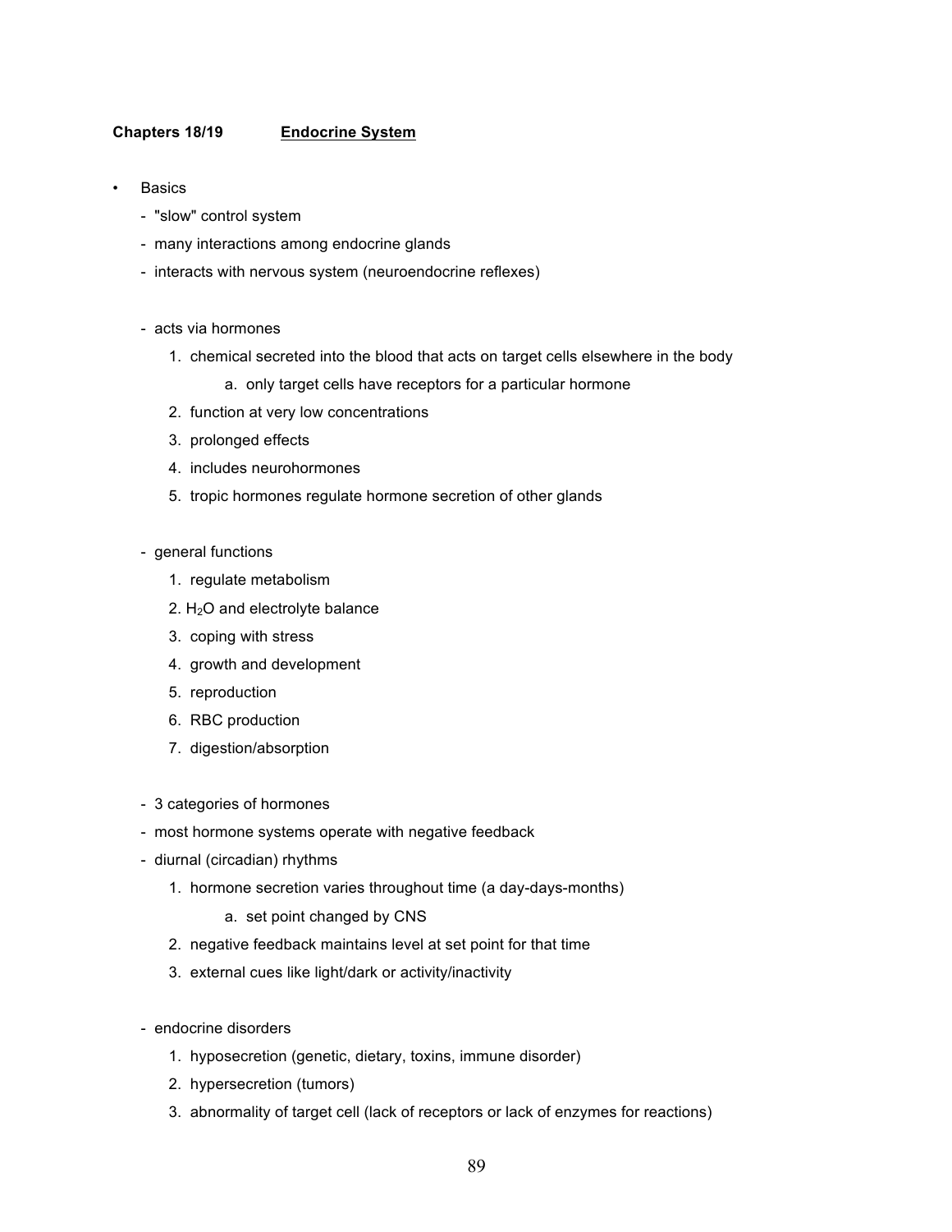**Chapters 18/19** **Endocrine System**

- Basics
  - "slow" control system
  - many interactions among endocrine glands
  - interacts with nervous system (neuroendocrine reflexes)

  - acts via hormones
    1. chemical secreted into the blood that acts on target cells elsewhere in the body
       a. only target cells have receptors for a particular hormone
    2. function at very low concentrations
    3. prolonged effects
    4. includes neurohormones
    5. tropic hormones regulate hormone secretion of other glands

  - general functions
    1. regulate metabolism
    2. $H_2O$ and electrolyte balance
    3. coping with stress
    4. growth and development
    5. reproduction
    6. RBC production
    7. digestion/absorption

  - 3 categories of hormones
  - most hormone systems operate with negative feedback
  - diurnal (circadian) rhythms
    1. hormone secretion varies throughout time (a day-days-months)
       a. set point changed by CNS
    2. negative feedback maintains level at set point for that time
    3. external cues like light/dark or activity/inactivity

  - endocrine disorders
    1. hyposecretion (genetic, dietary, toxins, immune disorder)
    2. hypersecretion (tumors)
    3. abnormality of target cell (lack of receptors or lack of enzymes for reactions)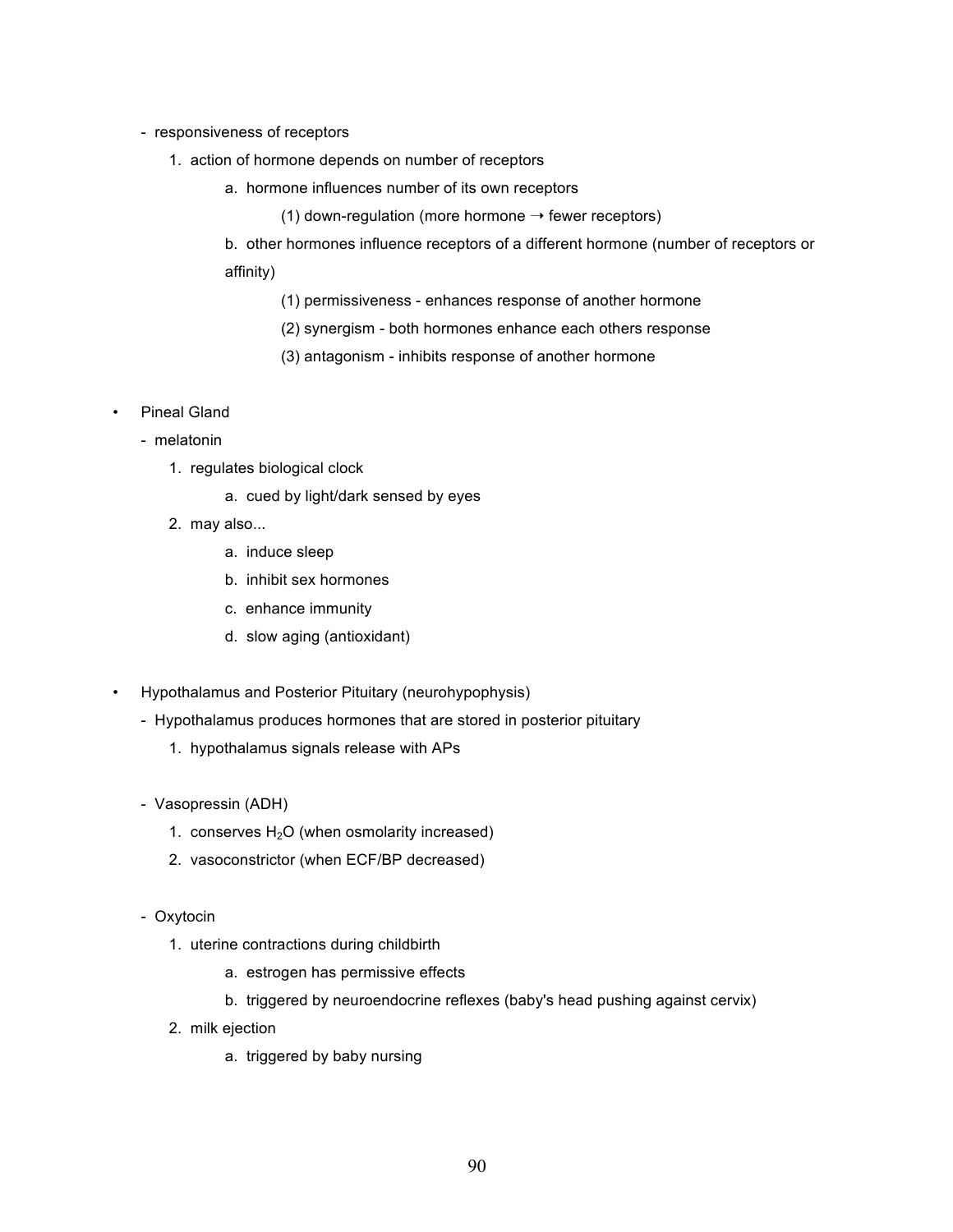- responsiveness of receptors
    1. action of hormone depends on number of receptors
        a. hormone influences number of its own receptors
            (1) down-regulation (more hormone → fewer receptors)
        b. other hormones influence receptors of a different hormone (number of receptors or affinity)
            (1) permissiveness - enhances response of another hormone
            (2) synergism - both hormones enhance each others response
            (3) antagonism - inhibits response of another hormone

- Pineal Gland
    - melatonin
        1. regulates biological clock
            a. cued by light/dark sensed by eyes
        2. may also...
            a. induce sleep
            b. inhibit sex hormones
            c. enhance immunity
            d. slow aging (antioxidant)

- Hypothalamus and Posterior Pituitary (neurohypophysis)
    - Hypothalamus produces hormones that are stored in posterior pituitary
        1. hypothalamus signals release with APs

    - Vasopressin (ADH)
        1. conserves $H_2O$ (when osmolarity increased)
        2. vasoconstrictor (when ECF/BP decreased)

    - Oxytocin
        1. uterine contractions during childbirth
            a. estrogen has permissive effects
            b. triggered by neuroendocrine reflexes (baby's head pushing against cervix)
        2. milk ejection
            a. triggered by baby nursing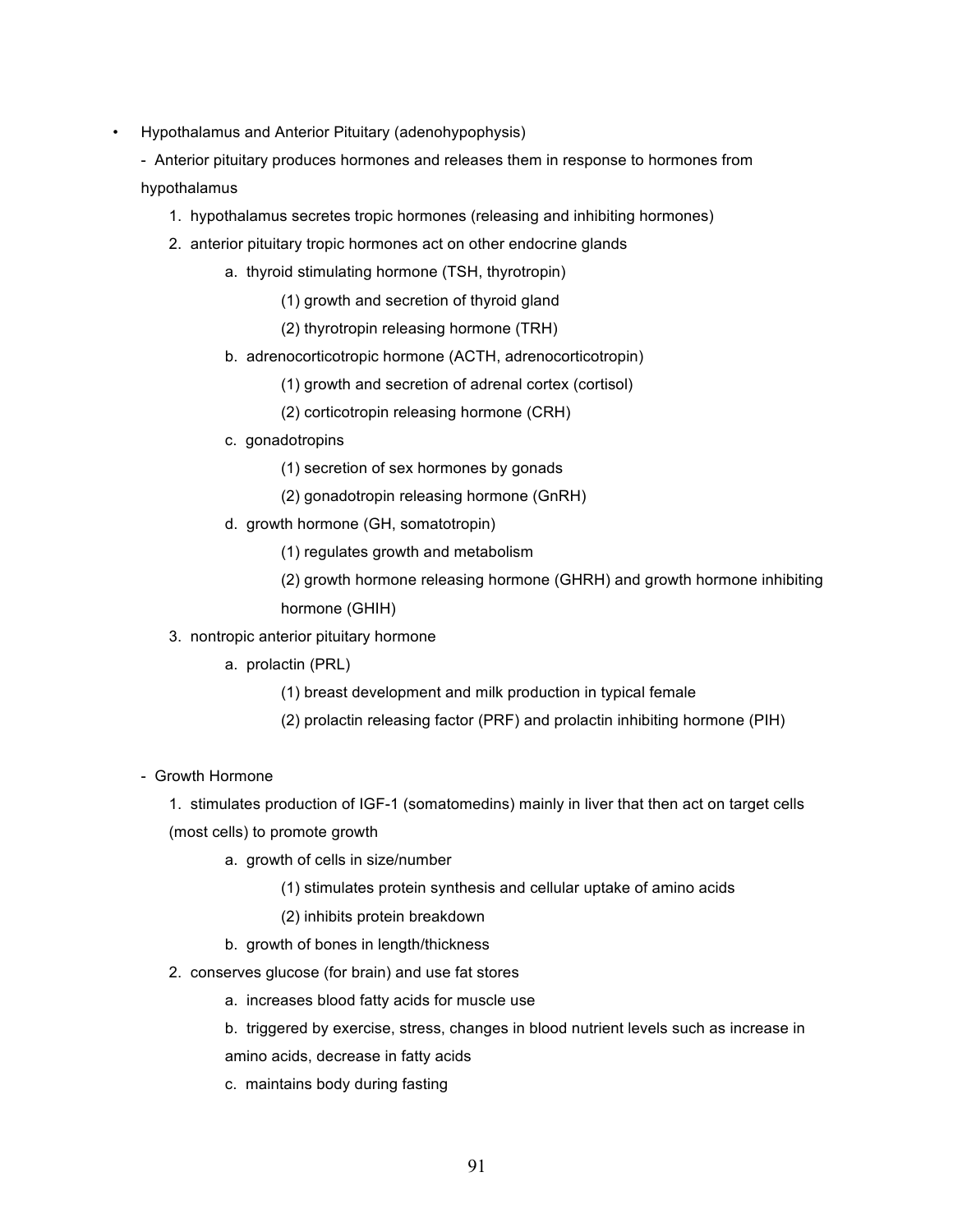- Hypothalamus and Anterior Pituitary (adenohypophysis)

  - Anterior pituitary produces hormones and releases them in response to hormones from hypothalamus

    1. hypothalamus secretes tropic hormones (releasing and inhibiting hormones)
    2. anterior pituitary tropic hormones act on other endocrine glands
        a. thyroid stimulating hormone (TSH, thyrotropin)
            (1) growth and secretion of thyroid gland
            (2) thyrotropin releasing hormone (TRH)
        b. adrenocorticotropic hormone (ACTH, adrenocorticotropin)
            (1) growth and secretion of adrenal cortex (cortisol)
            (2) corticotropin releasing hormone (CRH)
        c. gonadotropins
            (1) secretion of sex hormones by gonads
            (2) gonadotropin releasing hormone (GnRH)
        d. growth hormone (GH, somatotropin)
            (1) regulates growth and metabolism
            (2) growth hormone releasing hormone (GHRH) and growth hormone inhibiting hormone (GHIH)
    3. nontropic anterior pituitary hormone
        a. prolactin (PRL)
            (1) breast development and milk production in typical female
            (2) prolactin releasing factor (PRF) and prolactin inhibiting hormone (PIH)

  - Growth Hormone

    1. stimulates production of IGF-1 (somatomedins) mainly in liver that then act on target cells (most cells) to promote growth
        a. growth of cells in size/number
            (1) stimulates protein synthesis and cellular uptake of amino acids
            (2) inhibits protein breakdown
        b. growth of bones in length/thickness
    2. conserves glucose (for brain) and use fat stores
        a. increases blood fatty acids for muscle use
        b. triggered by exercise, stress, changes in blood nutrient levels such as increase in amino acids, decrease in fatty acids
        c. maintains body during fasting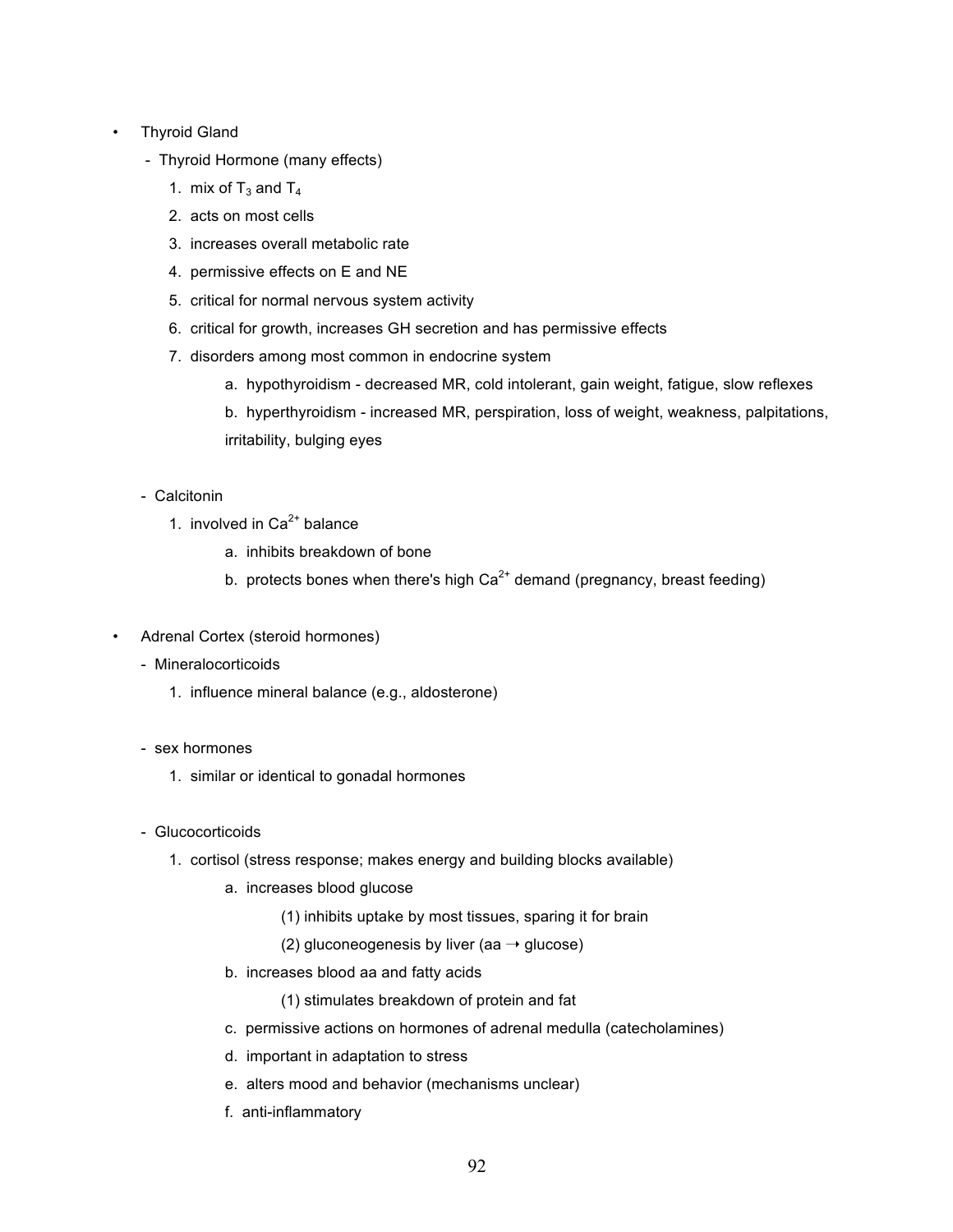- Thyroid Gland
  - Thyroid Hormone (many effects)
    1. mix of $T_3$ and $T_4$
    2. acts on most cells
    3. increases overall metabolic rate
    4. permissive effects on E and NE
    5. critical for normal nervous system activity
    6. critical for growth, increases GH secretion and has permissive effects
    7. disorders among most common in endocrine system
       a. hypothyroidism - decreased MR, cold intolerant, gain weight, fatigue, slow reflexes
       b. hyperthyroidism - increased MR, perspiration, loss of weight, weakness, palpitations, irritability, bulging eyes

  - Calcitonin
    1. involved in $Ca^{2+}$ balance
       a. inhibits breakdown of bone
       b. protects bones when there's high $Ca^{2+}$ demand (pregnancy, breast feeding)

- Adrenal Cortex (steroid hormones)
  - Mineralocorticoids
    1. influence mineral balance (e.g., aldosterone)

  - sex hormones
    1. similar or identical to gonadal hormones

  - Glucocorticoids
    1. cortisol (stress response; makes energy and building blocks available)
       a. increases blood glucose
          (1) inhibits uptake by most tissues, sparing it for brain
          (2) gluconeogenesis by liver (aa → glucose)
       b. increases blood aa and fatty acids
          (1) stimulates breakdown of protein and fat
       c. permissive actions on hormones of adrenal medulla (catecholamines)
       d. important in adaptation to stress
       e. alters mood and behavior (mechanisms unclear)
       f. anti-inflammatory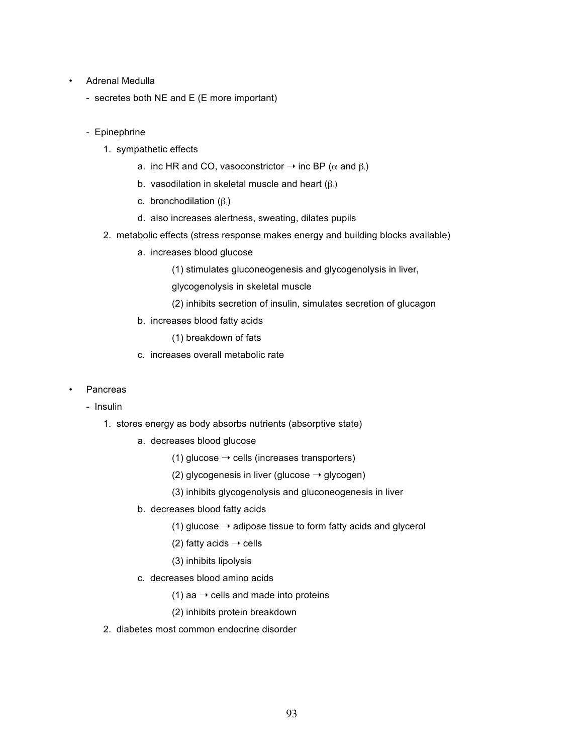- Adrenal Medulla
  - secretes both NE and E (E more important)

  - Epinephrine
    1. sympathetic effects
       a. inc HR and CO, vasoconstrictor → inc BP ($\alpha$ and $\beta_1$)
       b. vasodilation in skeletal muscle and heart ($\beta_2$)
       c. bronchodilation ($\beta_2$)
       d. also increases alertness, sweating, dilates pupils
    2. metabolic effects (stress response makes energy and building blocks available)
       a. increases blood glucose
          (1) stimulates gluconeogenesis and glycogenolysis in liver, glycogenolysis in skeletal muscle
          (2) inhibits secretion of insulin, simulates secretion of glucagon
       b. increases blood fatty acids
          (1) breakdown of fats
       c. increases overall metabolic rate

- Pancreas
  - Insulin
    1. stores energy as body absorbs nutrients (absorptive state)
       a. decreases blood glucose
          (1) glucose → cells (increases transporters)
          (2) glycogenesis in liver (glucose → glycogen)
          (3) inhibits glycogenolysis and gluconeogenesis in liver
       b. decreases blood fatty acids
          (1) glucose → adipose tissue to form fatty acids and glycerol
          (2) fatty acids → cells
          (3) inhibits lipolysis
       c. decreases blood amino acids
          (1) aa → cells and made into proteins
          (2) inhibits protein breakdown
    2. diabetes most common endocrine disorder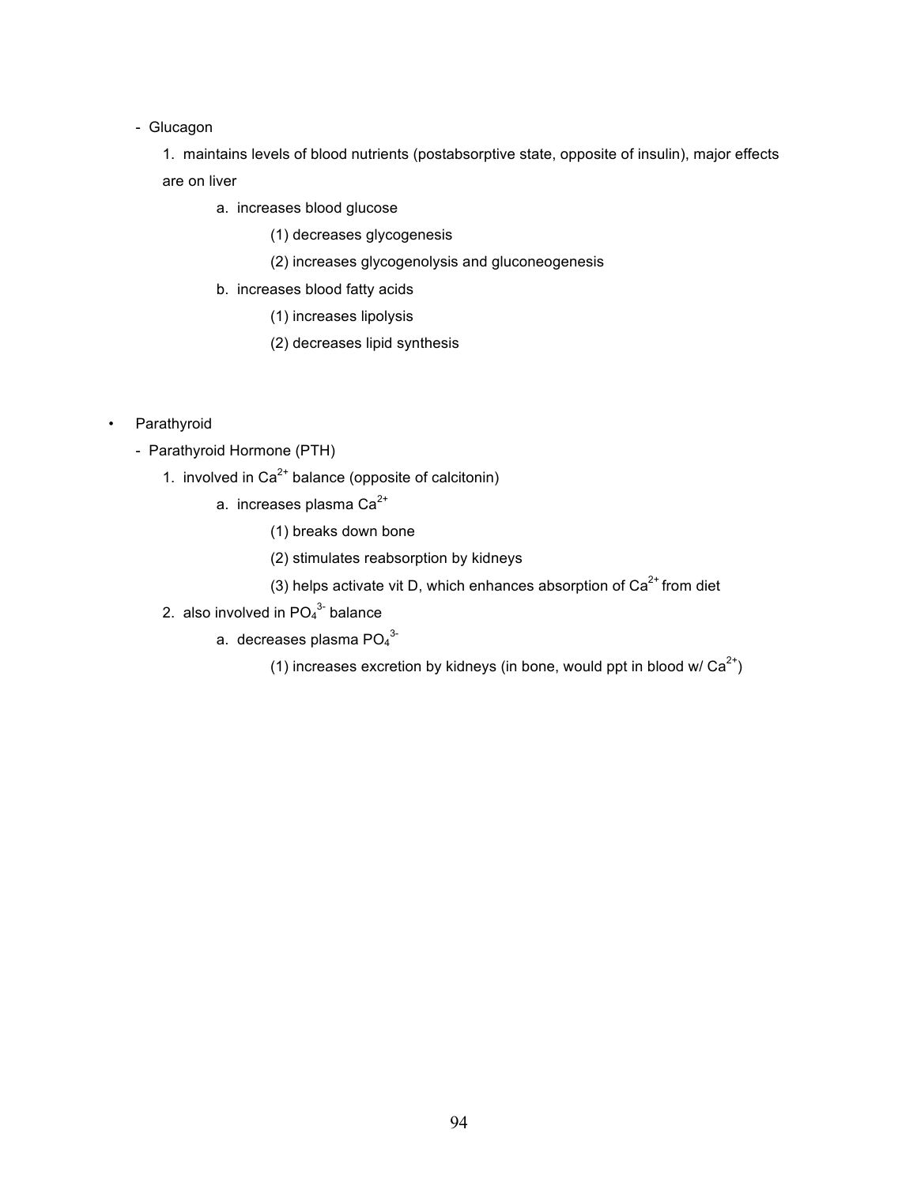- Glucagon
    1. maintains levels of blood nutrients (postabsorptive state, opposite of insulin), major effects are on liver
        - a. increases blood glucose
            - (1) decreases glycogenesis
            - (2) increases glycogenolysis and gluconeogenesis
        - b. increases blood fatty acids
            - (1) increases lipolysis
            - (2) decreases lipid synthesis

- Parathyroid
    - Parathyroid Hormone (PTH)
        1. involved in $Ca^{2+}$ balance (opposite of calcitonin)
            - a. increases plasma $Ca^{2+}$
                - (1) breaks down bone
                - (2) stimulates reabsorption by kidneys
                - (3) helps activate vit D, which enhances absorption of $Ca^{2+}$ from diet
        2. also involved in $PO_4^{3-}$ balance
            - a. decreases plasma $PO_4^{3-}$
                - (1) increases excretion by kidneys (in bone, would ppt in blood w/ $Ca^{2+}$)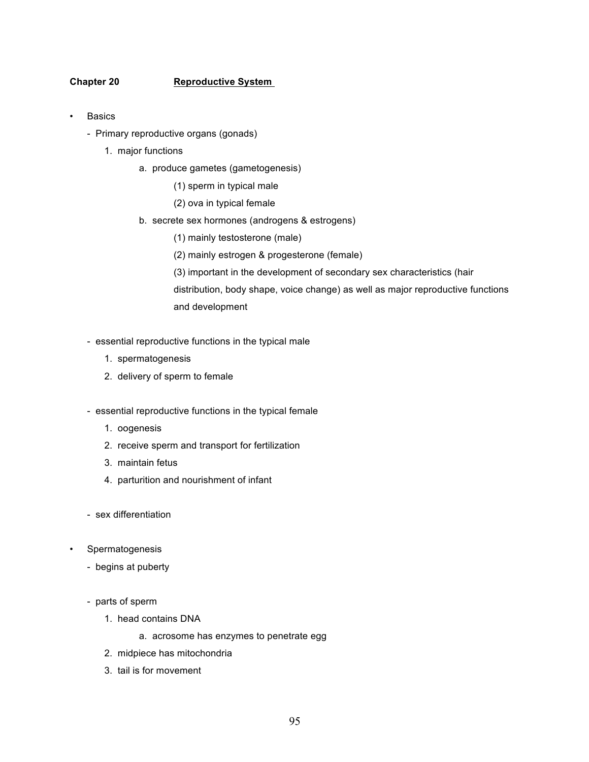**Chapter 20** **<u>Reproductive System</u>**

- Basics
  - Primary reproductive organs (gonads)
    1. major functions
       a. produce gametes (gametogenesis)
          (1) sperm in typical male
          (2) ova in typical female
       b. secrete sex hormones (androgens & estrogens)
          (1) mainly testosterone (male)
          (2) mainly estrogen & progesterone (female)
          (3) important in the development of secondary sex characteristics (hair distribution, body shape, voice change) as well as major reproductive functions and development

  - essential reproductive functions in the typical male
    1. spermatogenesis
    2. delivery of sperm to female

  - essential reproductive functions in the typical female
    1. oogenesis
    2. receive sperm and transport for fertilization
    3. maintain fetus
    4. parturition and nourishment of infant

  - sex differentiation

- Spermatogenesis
  - begins at puberty

  - parts of sperm
    1. head contains DNA
       a. acrosome has enzymes to penetrate egg
    2. midpiece has mitochondria
    3. tail is for movement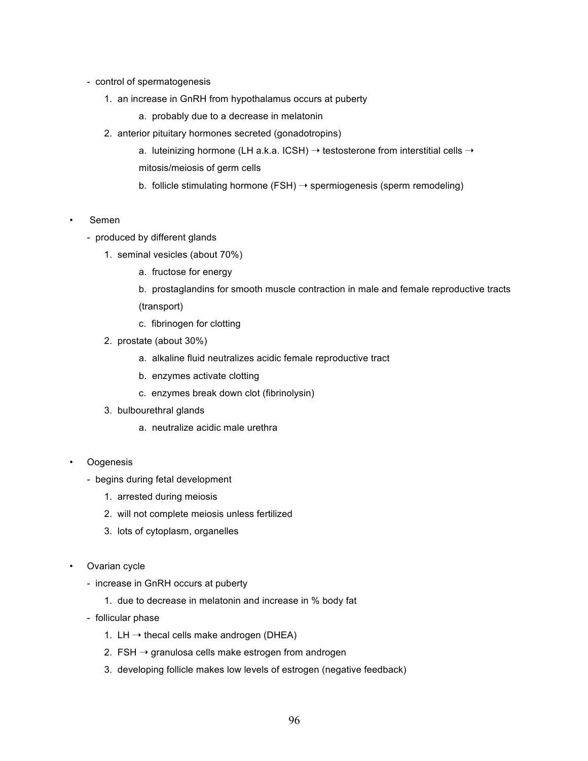- control of spermatogenesis
    1. an increase in GnRH from hypothalamus occurs at puberty
        a. probably due to a decrease in melatonin
    2. anterior pituitary hormones secreted (gonadotropins)
        a. luteinizing hormone (LH a.k.a. ICSH) → testosterone from interstitial cells → mitosis/meiosis of germ cells
        b. follicle stimulating hormone (FSH) → spermiogenesis (sperm remodeling)

- Semen
    - produced by different glands
        1. seminal vesicles (about 70%)
            a. fructose for energy
            b. prostaglandins for smooth muscle contraction in male and female reproductive tracts (transport)
            c. fibrinogen for clotting
        2. prostate (about 30%)
            a. alkaline fluid neutralizes acidic female reproductive tract
            b. enzymes activate clotting
            c. enzymes break down clot (fibrinolysin)
        3. bulbourethral glands
            a. neutralize acidic male urethra

- Oogenesis
    - begins during fetal development
        1. arrested during meiosis
        2. will not complete meiosis unless fertilized
        3. lots of cytoplasm, organelles

- Ovarian cycle
    - increase in GnRH occurs at puberty
        1. due to decrease in melatonin and increase in % body fat
    - follicular phase
        1. LH → thecal cells make androgen (DHEA)
        2. FSH → granulosa cells make estrogen from androgen
        3. developing follicle makes low levels of estrogen (negative feedback)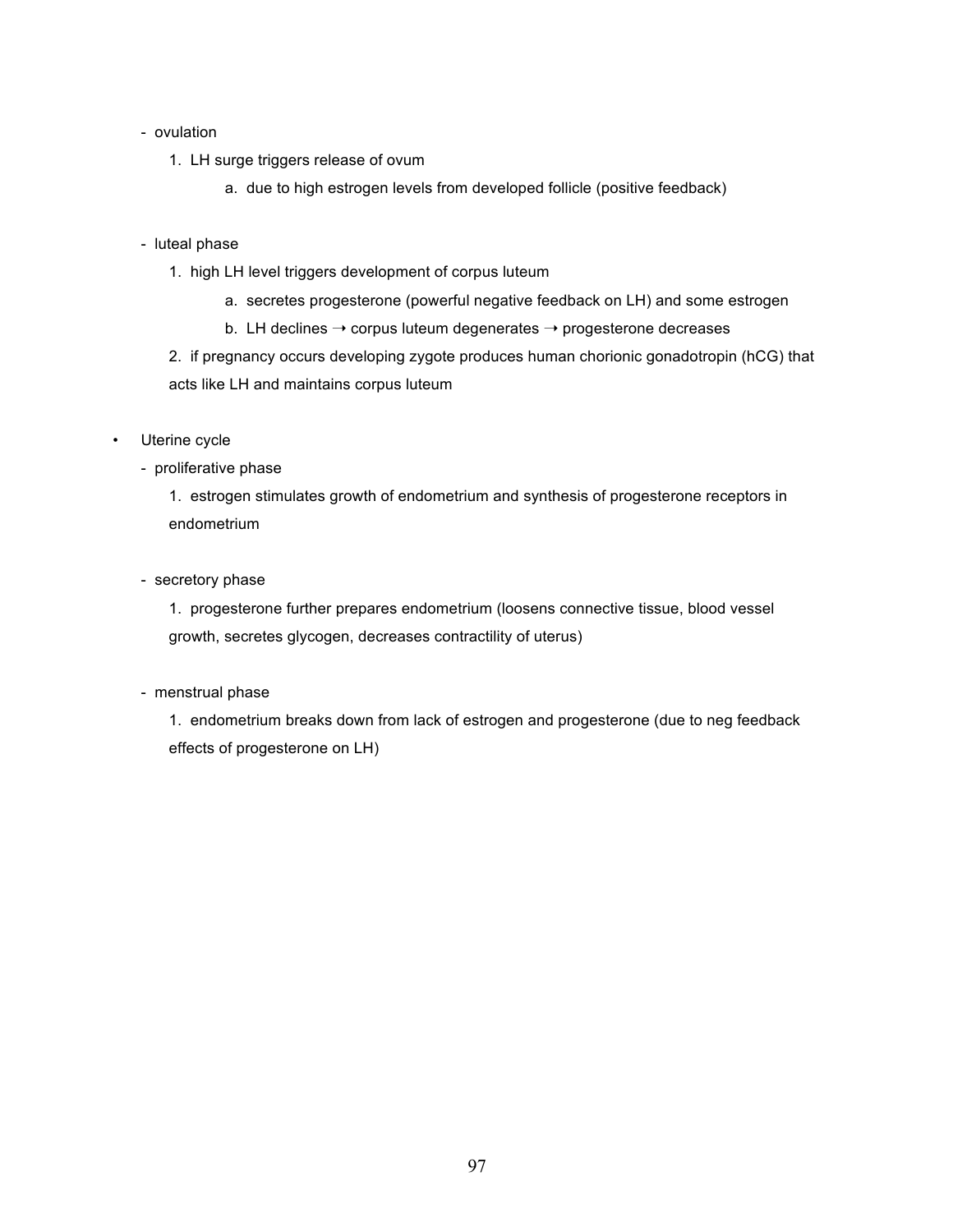- ovulation
    1. LH surge triggers release of ovum
        a. due to high estrogen levels from developed follicle (positive feedback)

- luteal phase
    1. high LH level triggers development of corpus luteum
        a. secretes progesterone (powerful negative feedback on LH) and some estrogen
        b. LH declines → corpus luteum degenerates → progesterone decreases
    2. if pregnancy occurs developing zygote produces human chorionic gonadotropin (hCG) that acts like LH and maintains corpus luteum

- Uterine cycle
    - proliferative phase
        1. estrogen stimulates growth of endometrium and synthesis of progesterone receptors in endometrium

    - secretory phase
        1. progesterone further prepares endometrium (loosens connective tissue, blood vessel growth, secretes glycogen, decreases contractility of uterus)

    - menstrual phase
        1. endometrium breaks down from lack of estrogen and progesterone (due to neg feedback effects of progesterone on LH)